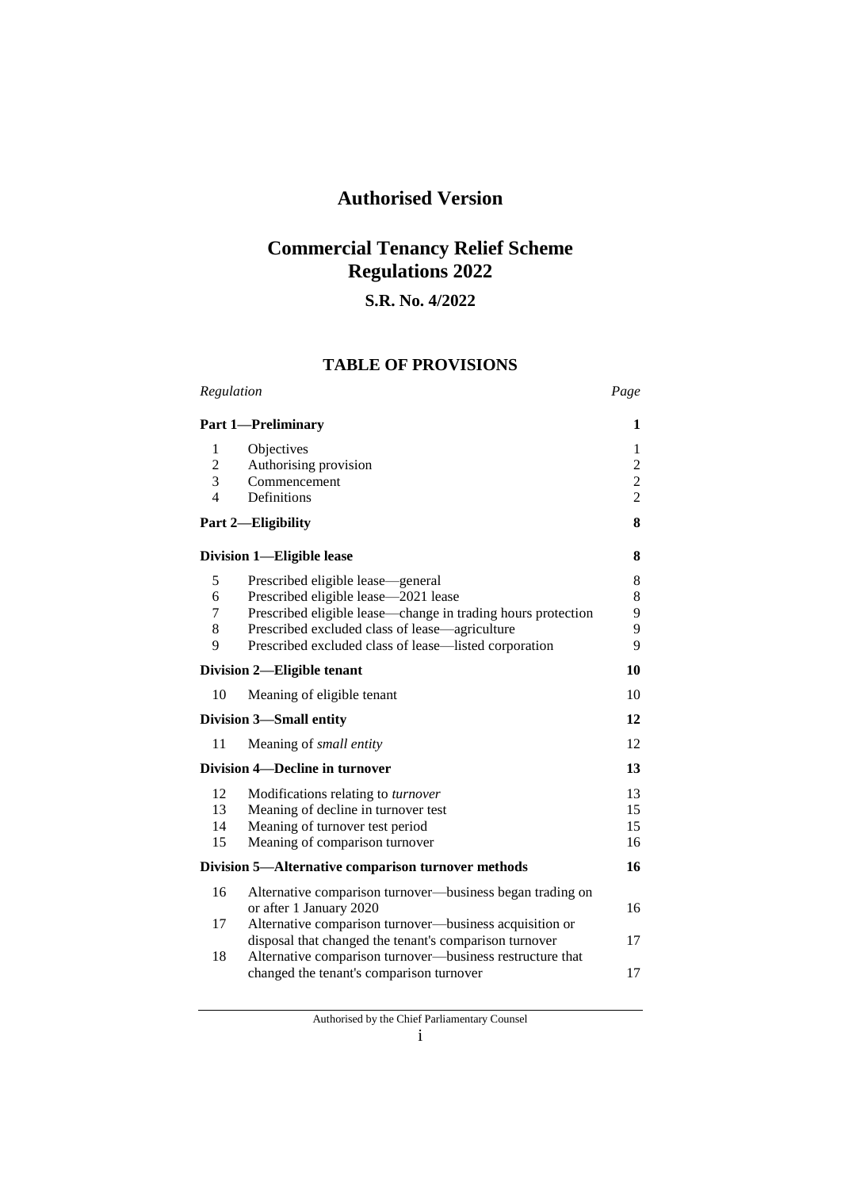# Authorised Version

# Commercial Tenancy Relief Scheme Regulations 2022

## S.R. No. 4/2022

## TABLE OF PROVISIONS

| Regulation | | Page |
|---|---|---|
| **Part 1—Preliminary** | | **1** |
| 1 | Objectives | 1 |
| 2 | Authorising provision | 2 |
| 3 | Commencement | 2 |
| 4 | Definitions | 2 |
| **Part 2—Eligibility** | | **8** |
| **Division 1—Eligible lease** | | **8** |
| 5 | Prescribed eligible lease—general | 8 |
| 6 | Prescribed eligible lease—2021 lease | 8 |
| 7 | Prescribed eligible lease—change in trading hours protection | 9 |
| 8 | Prescribed excluded class of lease—agriculture | 9 |
| 9 | Prescribed excluded class of lease—listed corporation | 9 |
| **Division 2—Eligible tenant** | | **10** |
| 10 | Meaning of eligible tenant | 10 |
| **Division 3—Small entity** | | **12** |
| 11 | Meaning of *small entity* | 12 |
| **Division 4—Decline in turnover** | | **13** |
| 12 | Modifications relating to *turnover* | 13 |
| 13 | Meaning of decline in turnover test | 15 |
| 14 | Meaning of turnover test period | 15 |
| 15 | Meaning of comparison turnover | 16 |
| **Division 5—Alternative comparison turnover methods** | | **16** |
| 16 | Alternative comparison turnover—business began trading on or after 1 January 2020 | 16 |
| 17 | Alternative comparison turnover—business acquisition or disposal that changed the tenant's comparison turnover | 17 |
| 18 | Alternative comparison turnover—business restructure that changed the tenant's comparison turnover | 17 |

Authorised by the Chief Parliamentary Counsel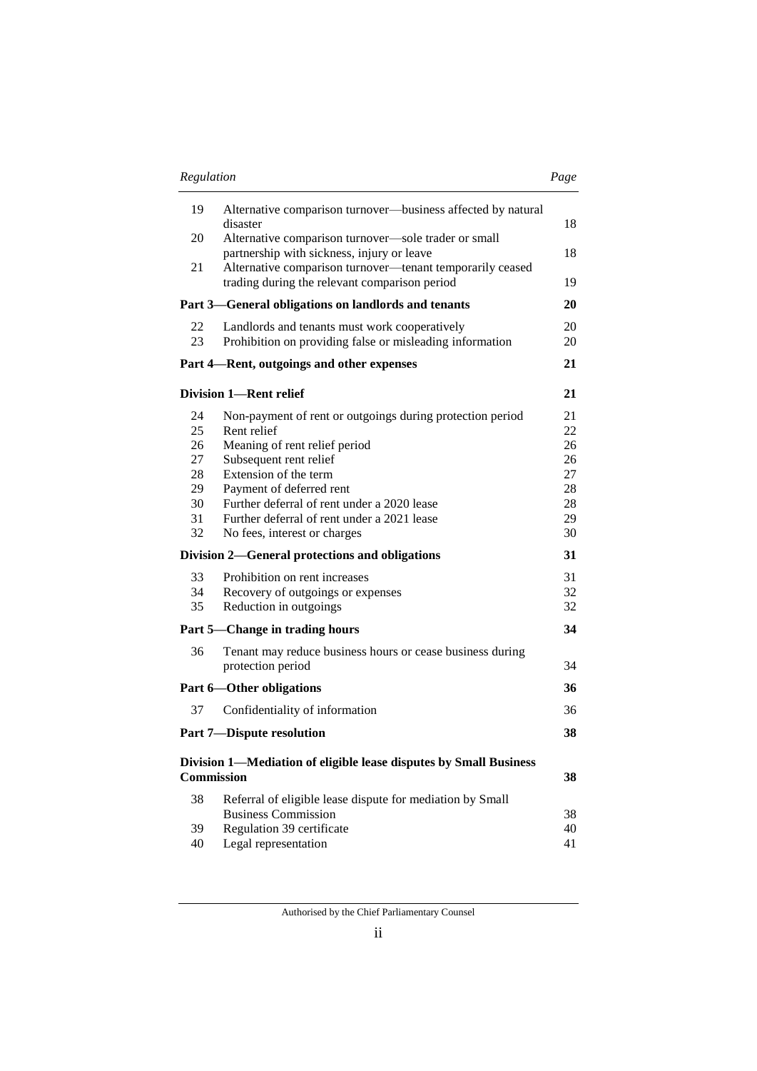| Regulation | | Page |
|---|---|---|
| 19 | Alternative comparison turnover—business affected by natural disaster | 18 |
| 20 | Alternative comparison turnover—sole trader or small partnership with sickness, injury or leave | 18 |
| 21 | Alternative comparison turnover—tenant temporarily ceased trading during the relevant comparison period | 19 |
| **Part 3—General obligations on landlords and tenants** | | **20** |
| 22 | Landlords and tenants must work cooperatively | 20 |
| 23 | Prohibition on providing false or misleading information | 20 |
| **Part 4—Rent, outgoings and other expenses** | | **21** |
| **Division 1—Rent relief** | | **21** |
| 24 | Non-payment of rent or outgoings during protection period | 21 |
| 25 | Rent relief | 22 |
| 26 | Meaning of rent relief period | 26 |
| 27 | Subsequent rent relief | 26 |
| 28 | Extension of the term | 27 |
| 29 | Payment of deferred rent | 28 |
| 30 | Further deferral of rent under a 2020 lease | 28 |
| 31 | Further deferral of rent under a 2021 lease | 29 |
| 32 | No fees, interest or charges | 30 |
| **Division 2—General protections and obligations** | | **31** |
| 33 | Prohibition on rent increases | 31 |
| 34 | Recovery of outgoings or expenses | 32 |
| 35 | Reduction in outgoings | 32 |
| **Part 5—Change in trading hours** | | **34** |
| 36 | Tenant may reduce business hours or cease business during protection period | 34 |
| **Part 6—Other obligations** | | **36** |
| 37 | Confidentiality of information | 36 |
| **Part 7—Dispute resolution** | | **38** |
| **Division 1—Mediation of eligible lease disputes by Small Business Commission** | | **38** |
| 38 | Referral of eligible lease dispute for mediation by Small Business Commission | 38 |
| 39 | Regulation 39 certificate | 40 |
| 40 | Legal representation | 41 |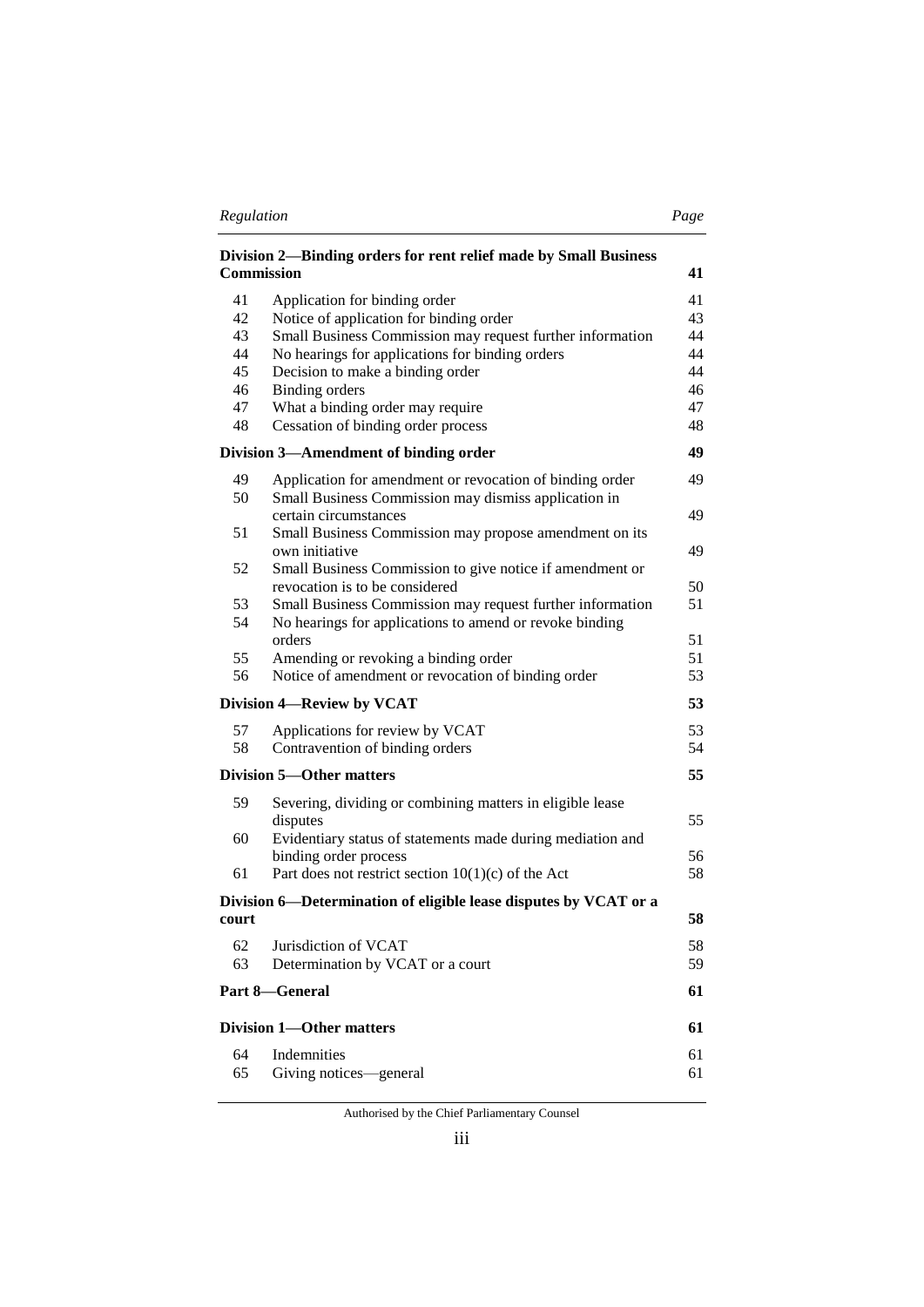| Regulation | | Page |
|---|---|---|
| **Division 2—Binding orders for rent relief made by Small Business Commission** | | **41** |
| 41 | Application for binding order | 41 |
| 42 | Notice of application for binding order | 43 |
| 43 | Small Business Commission may request further information | 44 |
| 44 | No hearings for applications for binding orders | 44 |
| 45 | Decision to make a binding order | 44 |
| 46 | Binding orders | 46 |
| 47 | What a binding order may require | 47 |
| 48 | Cessation of binding order process | 48 |
| **Division 3—Amendment of binding order** | | **49** |
| 49 | Application for amendment or revocation of binding order | 49 |
| 50 | Small Business Commission may dismiss application in certain circumstances | 49 |
| 51 | Small Business Commission may propose amendment on its own initiative | 49 |
| 52 | Small Business Commission to give notice if amendment or revocation is to be considered | 50 |
| 53 | Small Business Commission may request further information | 51 |
| 54 | No hearings for applications to amend or revoke binding orders | 51 |
| 55 | Amending or revoking a binding order | 51 |
| 56 | Notice of amendment or revocation of binding order | 53 |
| **Division 4—Review by VCAT** | | **53** |
| 57 | Applications for review by VCAT | 53 |
| 58 | Contravention of binding orders | 54 |
| **Division 5—Other matters** | | **55** |
| 59 | Severing, dividing or combining matters in eligible lease disputes | 55 |
| 60 | Evidentiary status of statements made during mediation and binding order process | 56 |
| 61 | Part does not restrict section 10(1)(c) of the Act | 58 |
| **Division 6—Determination of eligible lease disputes by VCAT or a court** | | **58** |
| 62 | Jurisdiction of VCAT | 58 |
| 63 | Determination by VCAT or a court | 59 |
| **Part 8—General** | | **61** |
| **Division 1—Other matters** | | **61** |
| 64 | Indemnities | 61 |
| 65 | Giving notices—general | 61 |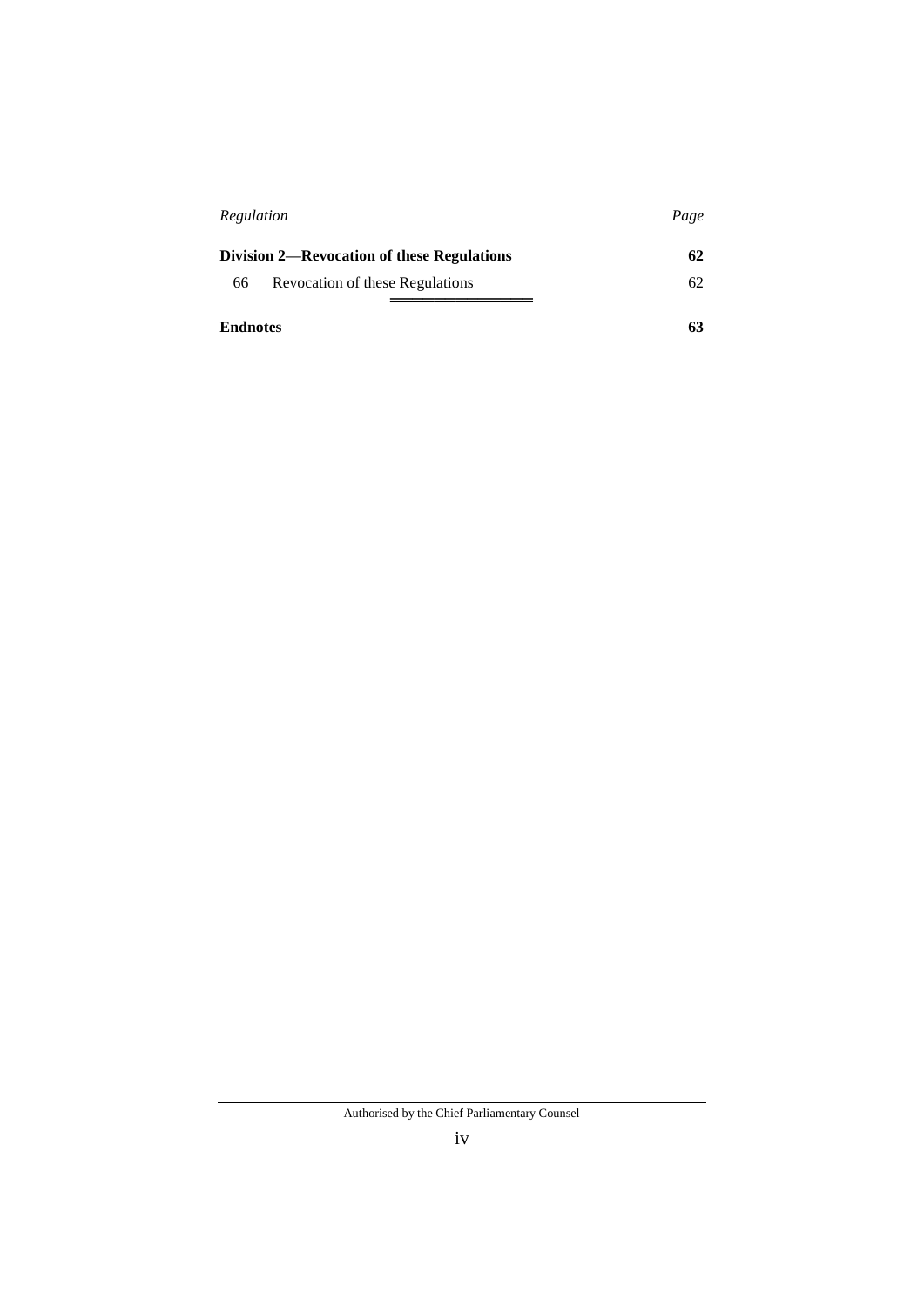| *Regulation* | | *Page* |
|---|---|---|
| **Division 2—Revocation of these Regulations** | | **62** |
| 66 | Revocation of these Regulations | 62 |
| **Endnotes** | | **63** |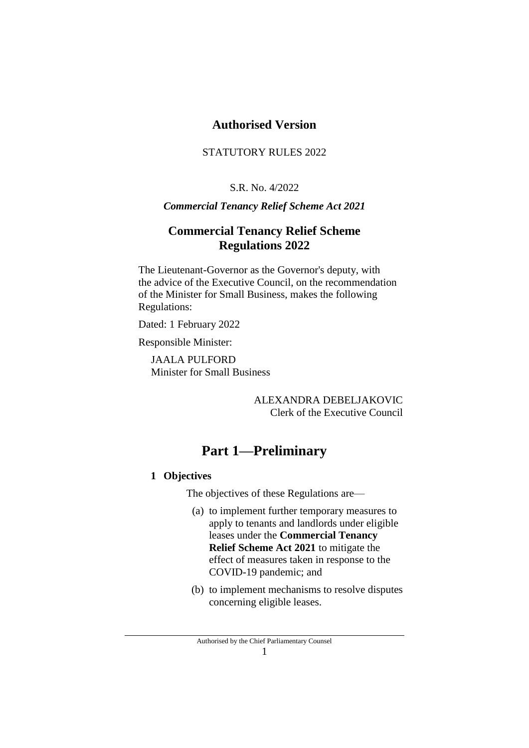# Authorised Version

STATUTORY RULES 2022

S.R. No. 4/2022

***Commercial Tenancy Relief Scheme Act 2021***

## Commercial Tenancy Relief Scheme Regulations 2022

The Lieutenant-Governor as the Governor's deputy, with the advice of the Executive Council, on the recommendation of the Minister for Small Business, makes the following Regulations:

Dated: 1 February 2022

Responsible Minister:

JAALA PULFORD
Minister for Small Business

ALEXANDRA DEBELJAKOVIC
Clerk of the Executive Council

# Part 1—Preliminary

### 1 Objectives

The objectives of these Regulations are—

(a) to implement further temporary measures to apply to tenants and landlords under eligible leases under the **Commercial Tenancy Relief Scheme Act 2021** to mitigate the effect of measures taken in response to the COVID-19 pandemic; and

(b) to implement mechanisms to resolve disputes concerning eligible leases.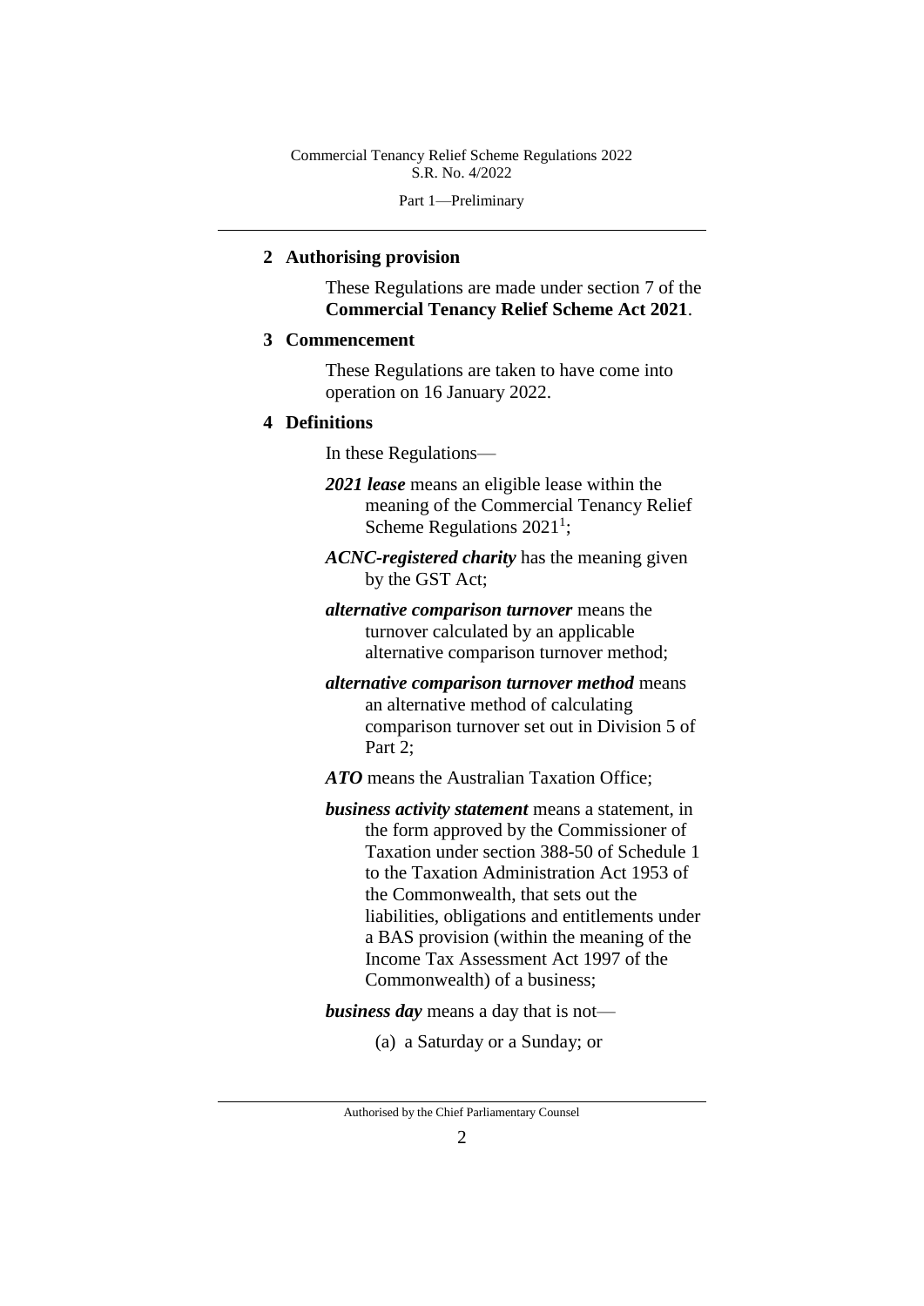## 2 Authorising provision

These Regulations are made under section 7 of the **Commercial Tenancy Relief Scheme Act 2021**.

## 3 Commencement

These Regulations are taken to have come into operation on 16 January 2022.

## 4 Definitions

In these Regulations—

***2021 lease*** means an eligible lease within the meaning of the Commercial Tenancy Relief Scheme Regulations 2021[1];

***ACNC-registered charity*** has the meaning given by the GST Act;

***alternative comparison turnover*** means the turnover calculated by an applicable alternative comparison turnover method;

***alternative comparison turnover method*** means an alternative method of calculating comparison turnover set out in Division 5 of Part 2;

***ATO*** means the Australian Taxation Office;

***business activity statement*** means a statement, in the form approved by the Commissioner of Taxation under section 388-50 of Schedule 1 to the Taxation Administration Act 1953 of the Commonwealth, that sets out the liabilities, obligations and entitlements under a BAS provision (within the meaning of the Income Tax Assessment Act 1997 of the Commonwealth) of a business;

***business day*** means a day that is not—

(a) a Saturday or a Sunday; or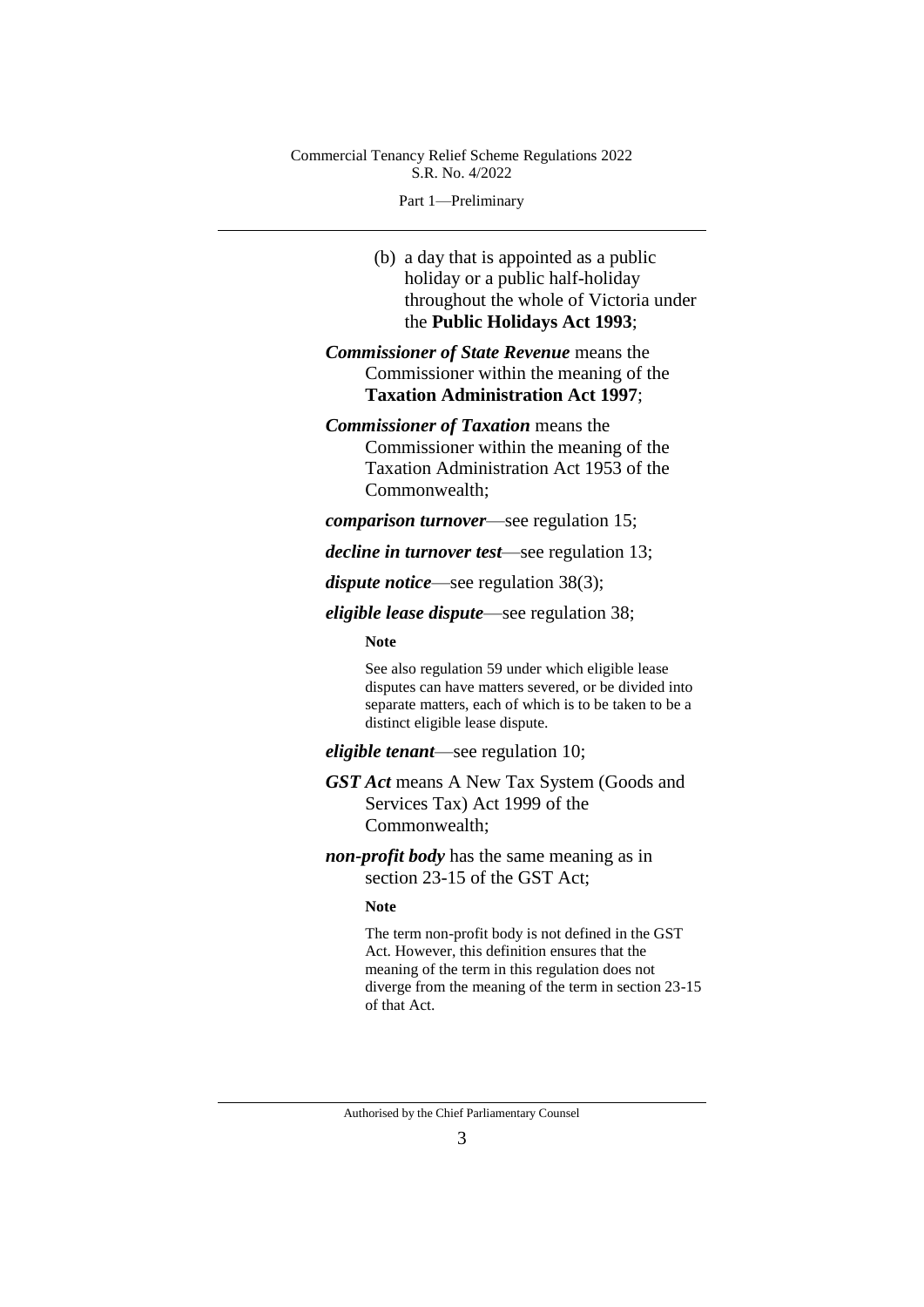(b) a day that is appointed as a public holiday or a public half-holiday throughout the whole of Victoria under the **Public Holidays Act 1993**;

***Commissioner of State Revenue*** means the Commissioner within the meaning of the **Taxation Administration Act 1997**;

***Commissioner of Taxation*** means the Commissioner within the meaning of the Taxation Administration Act 1953 of the Commonwealth;

***comparison turnover***—see regulation 15;

***decline in turnover test***—see regulation 13;

***dispute notice***—see regulation 38(3);

***eligible lease dispute***—see regulation 38;

**Note**

See also regulation 59 under which eligible lease disputes can have matters severed, or be divided into separate matters, each of which is to be taken to be a distinct eligible lease dispute.

***eligible tenant***—see regulation 10;

***GST Act*** means A New Tax System (Goods and Services Tax) Act 1999 of the Commonwealth;

***non-profit body*** has the same meaning as in section 23-15 of the GST Act;

**Note**

The term non-profit body is not defined in the GST Act. However, this definition ensures that the meaning of the term in this regulation does not diverge from the meaning of the term in section 23-15 of that Act.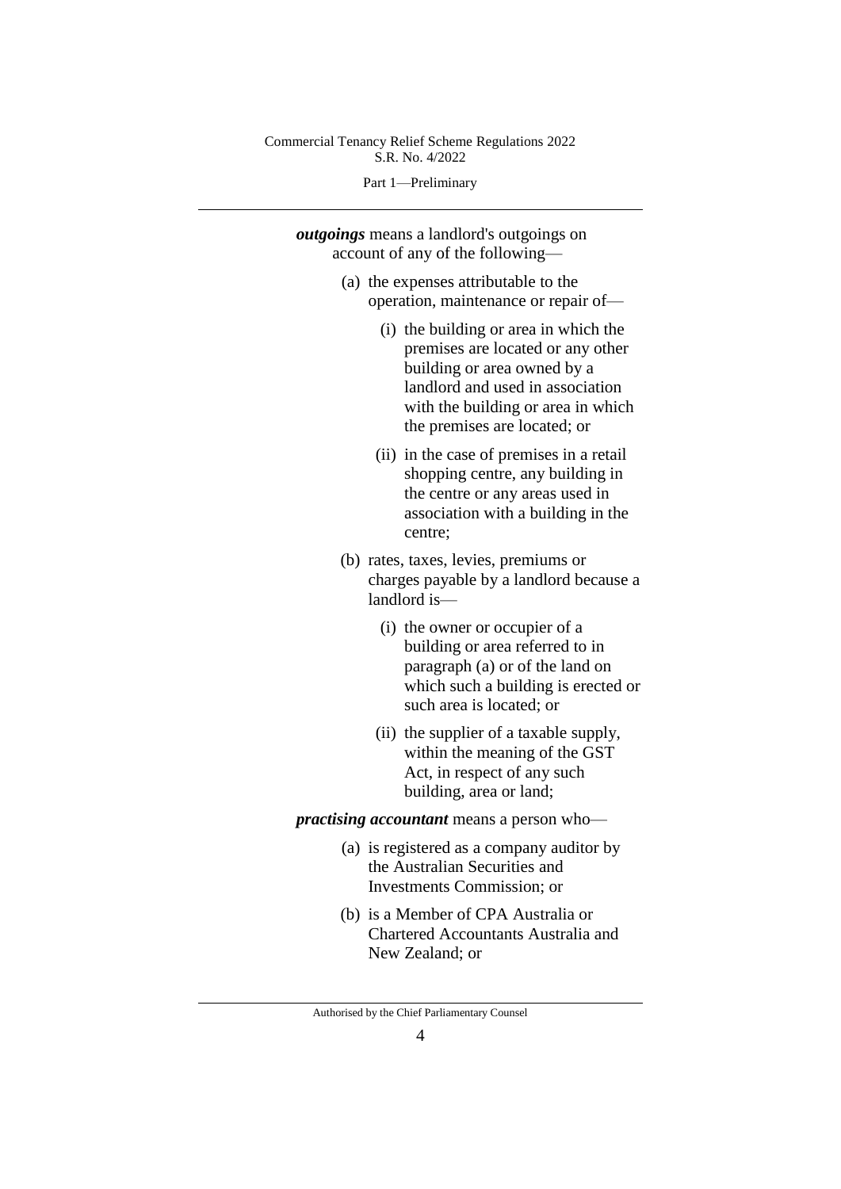***outgoings*** means a landlord's outgoings on account of any of the following—

(a) the expenses attributable to the operation, maintenance or repair of—

(i) the building or area in which the premises are located or any other building or area owned by a landlord and used in association with the building or area in which the premises are located; or

(ii) in the case of premises in a retail shopping centre, any building in the centre or any areas used in association with a building in the centre;

(b) rates, taxes, levies, premiums or charges payable by a landlord because a landlord is—

(i) the owner or occupier of a building or area referred to in paragraph (a) or of the land on which such a building is erected or such area is located; or

(ii) the supplier of a taxable supply, within the meaning of the GST Act, in respect of any such building, area or land;

***practising accountant*** means a person who—

(a) is registered as a company auditor by the Australian Securities and Investments Commission; or

(b) is a Member of CPA Australia or Chartered Accountants Australia and New Zealand; or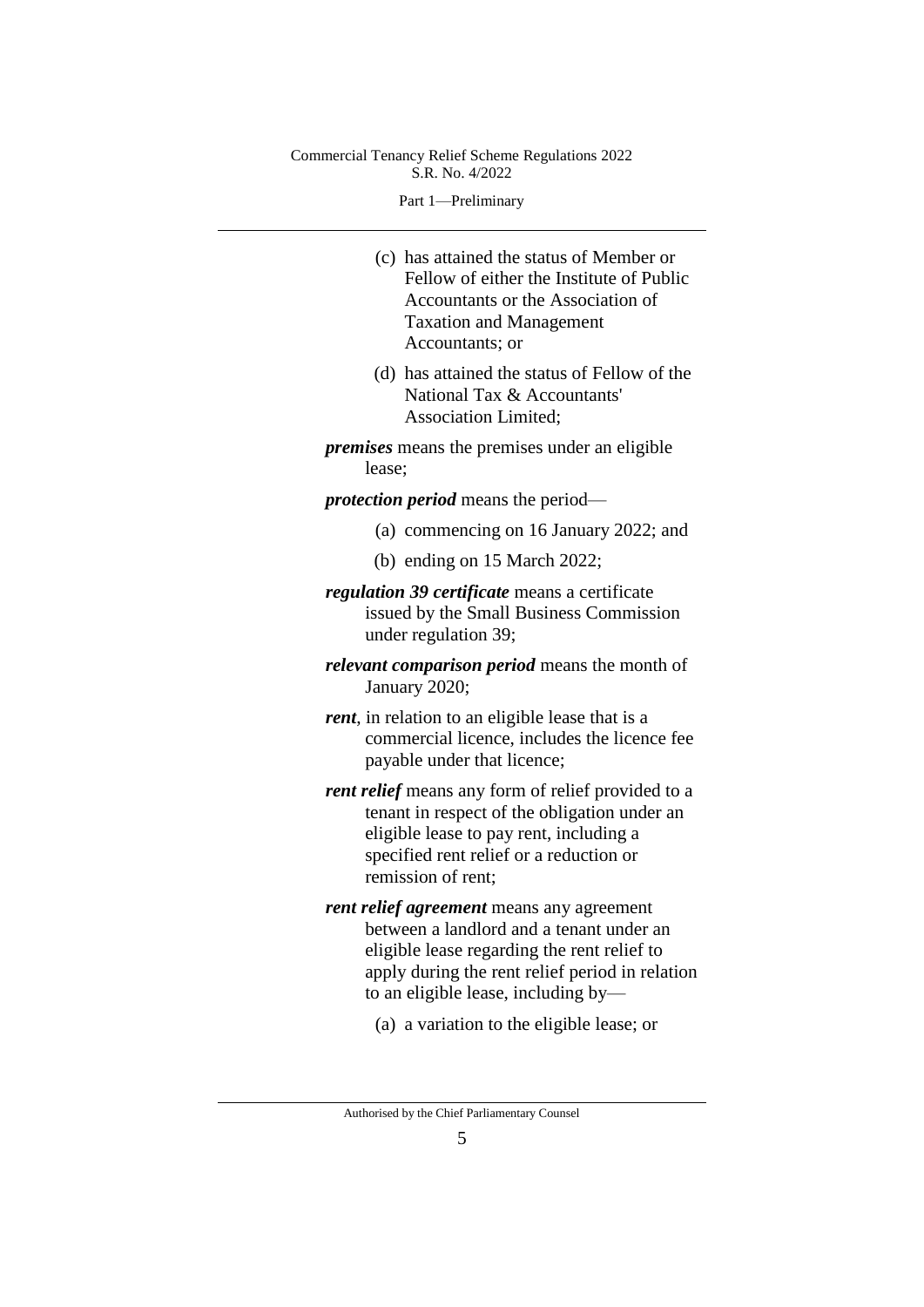(c) has attained the status of Member or Fellow of either the Institute of Public Accountants or the Association of Taxation and Management Accountants; or

(d) has attained the status of Fellow of the National Tax & Accountants' Association Limited;

***premises*** means the premises under an eligible lease;

***protection period*** means the period—

(a) commencing on 16 January 2022; and

(b) ending on 15 March 2022;

***regulation 39 certificate*** means a certificate issued by the Small Business Commission under regulation 39;

***relevant comparison period*** means the month of January 2020;

***rent***, in relation to an eligible lease that is a commercial licence, includes the licence fee payable under that licence;

***rent relief*** means any form of relief provided to a tenant in respect of the obligation under an eligible lease to pay rent, including a specified rent relief or a reduction or remission of rent;

***rent relief agreement*** means any agreement between a landlord and a tenant under an eligible lease regarding the rent relief to apply during the rent relief period in relation to an eligible lease, including by—

(a) a variation to the eligible lease; or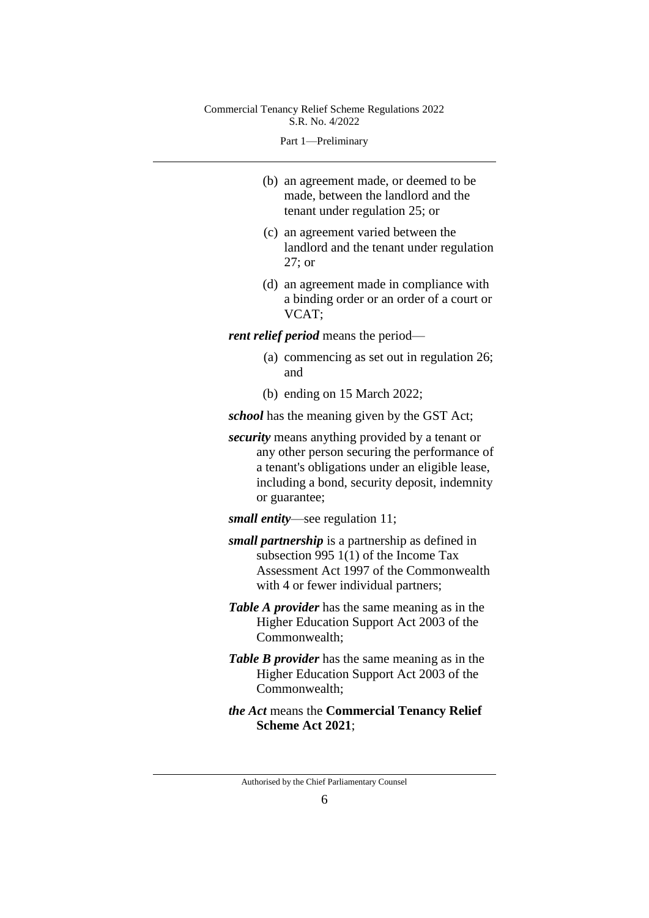(b) an agreement made, or deemed to be made, between the landlord and the tenant under regulation 25; or

(c) an agreement varied between the landlord and the tenant under regulation 27; or

(d) an agreement made in compliance with a binding order or an order of a court or VCAT;

***rent relief period*** means the period—

(a) commencing as set out in regulation 26; and

(b) ending on 15 March 2022;

***school*** has the meaning given by the GST Act;

***security*** means anything provided by a tenant or any other person securing the performance of a tenant's obligations under an eligible lease, including a bond, security deposit, indemnity or guarantee;

***small entity***—see regulation 11;

***small partnership*** is a partnership as defined in subsection 995 1(1) of the Income Tax Assessment Act 1997 of the Commonwealth with 4 or fewer individual partners;

***Table A provider*** has the same meaning as in the Higher Education Support Act 2003 of the Commonwealth;

***Table B provider*** has the same meaning as in the Higher Education Support Act 2003 of the Commonwealth;

***the Act*** means the **Commercial Tenancy Relief Scheme Act 2021**;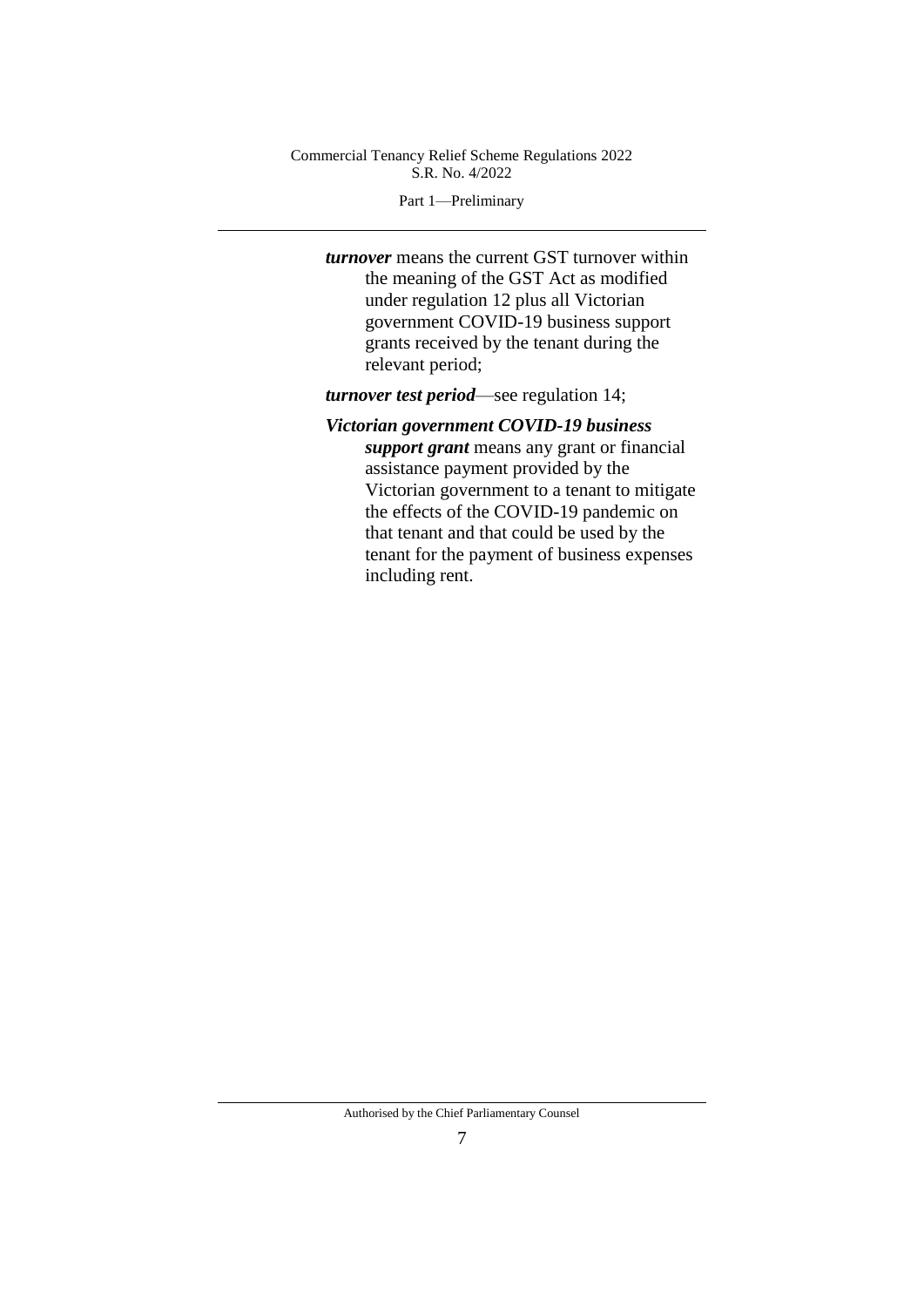***turnover*** means the current GST turnover within the meaning of the GST Act as modified under regulation 12 plus all Victorian government COVID-19 business support grants received by the tenant during the relevant period;

***turnover test period***—see regulation 14;

***Victorian government COVID-19 business support grant*** means any grant or financial assistance payment provided by the Victorian government to a tenant to mitigate the effects of the COVID-19 pandemic on that tenant and that could be used by the tenant for the payment of business expenses including rent.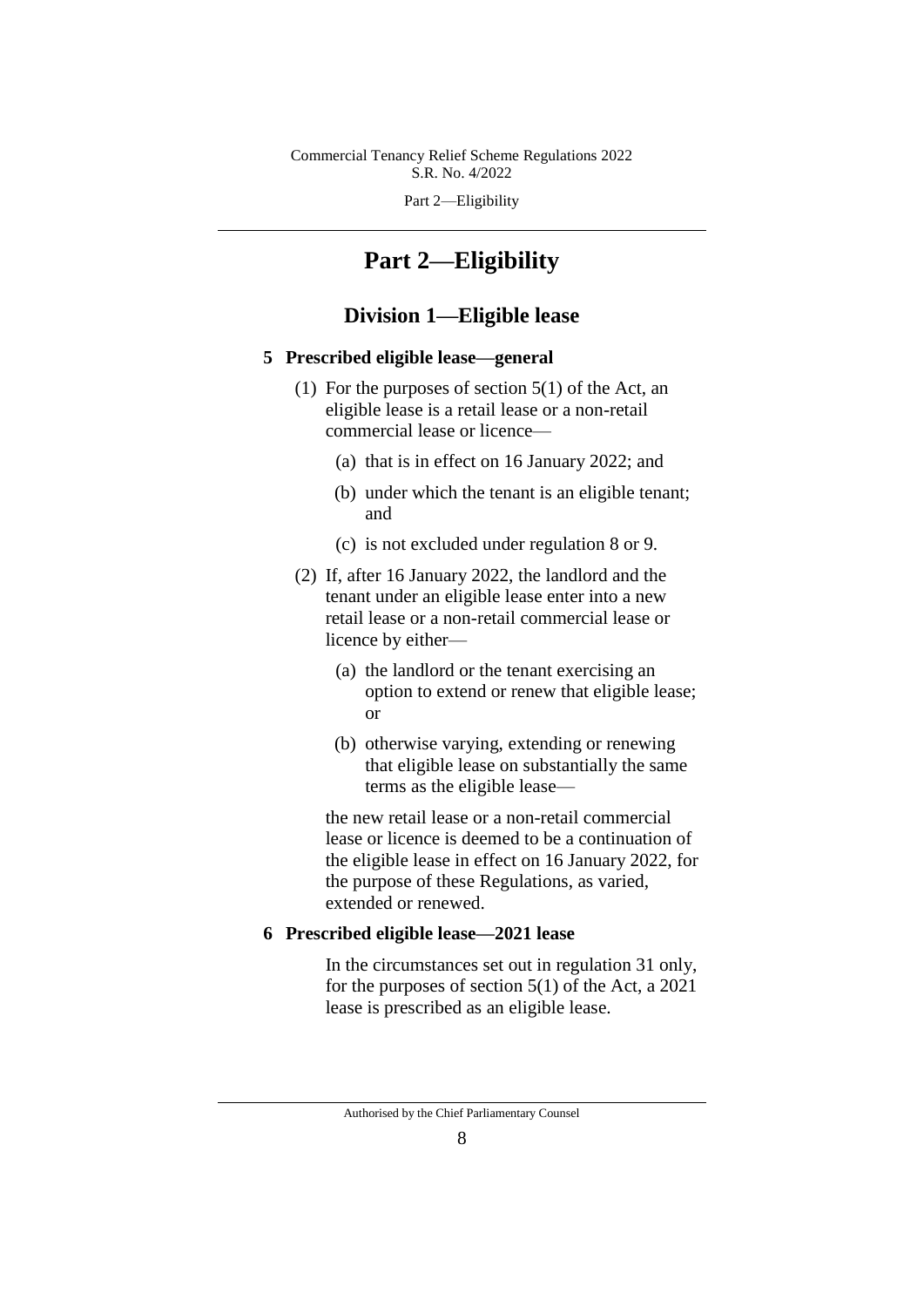# Part 2—Eligibility

## Division 1—Eligible lease

### 5 Prescribed eligible lease—general

(1) For the purposes of section 5(1) of the Act, an eligible lease is a retail lease or a non-retail commercial lease or licence—

(a) that is in effect on 16 January 2022; and

(b) under which the tenant is an eligible tenant; and

(c) is not excluded under regulation 8 or 9.

(2) If, after 16 January 2022, the landlord and the tenant under an eligible lease enter into a new retail lease or a non-retail commercial lease or licence by either—

(a) the landlord or the tenant exercising an option to extend or renew that eligible lease; or

(b) otherwise varying, extending or renewing that eligible lease on substantially the same terms as the eligible lease—

the new retail lease or a non-retail commercial lease or licence is deemed to be a continuation of the eligible lease in effect on 16 January 2022, for the purpose of these Regulations, as varied, extended or renewed.

### 6 Prescribed eligible lease—2021 lease

In the circumstances set out in regulation 31 only, for the purposes of section 5(1) of the Act, a 2021 lease is prescribed as an eligible lease.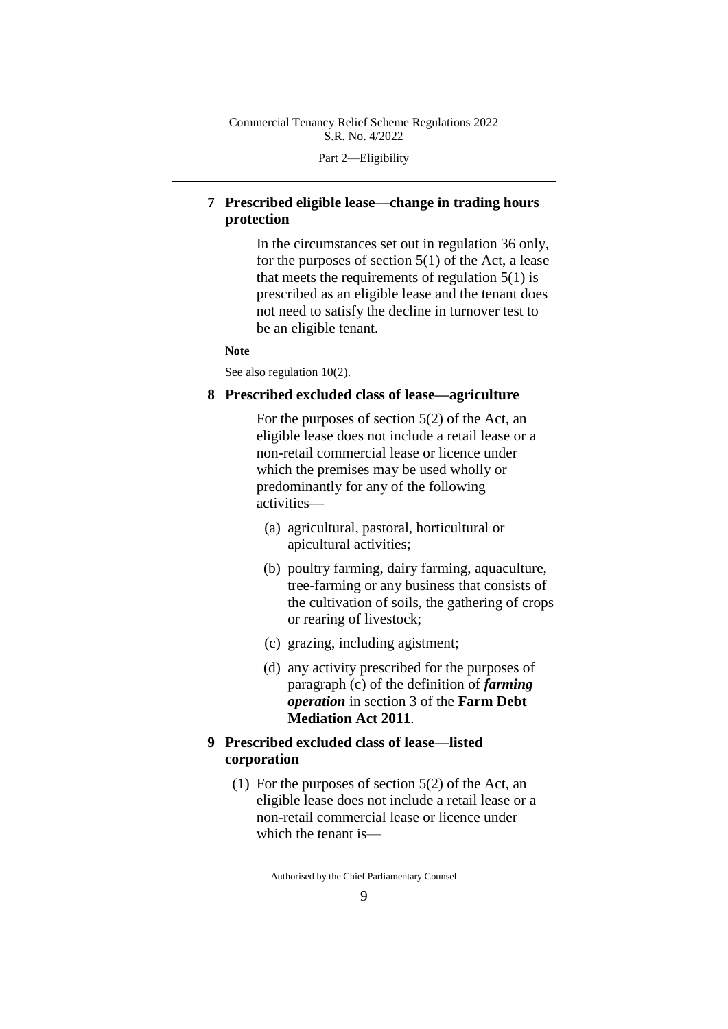## 7 Prescribed eligible lease—change in trading hours protection

In the circumstances set out in regulation 36 only, for the purposes of section 5(1) of the Act, a lease that meets the requirements of regulation 5(1) is prescribed as an eligible lease and the tenant does not need to satisfy the decline in turnover test to be an eligible tenant.

**Note**

See also regulation 10(2).

## 8 Prescribed excluded class of lease—agriculture

For the purposes of section 5(2) of the Act, an eligible lease does not include a retail lease or a non-retail commercial lease or licence under which the premises may be used wholly or predominantly for any of the following activities—

(a) agricultural, pastoral, horticultural or apicultural activities;

(b) poultry farming, dairy farming, aquaculture, tree-farming or any business that consists of the cultivation of soils, the gathering of crops or rearing of livestock;

(c) grazing, including agistment;

(d) any activity prescribed for the purposes of paragraph (c) of the definition of ***farming operation*** in section 3 of the **Farm Debt Mediation Act 2011**.

## 9 Prescribed excluded class of lease—listed corporation

(1) For the purposes of section 5(2) of the Act, an eligible lease does not include a retail lease or a non-retail commercial lease or licence under which the tenant is—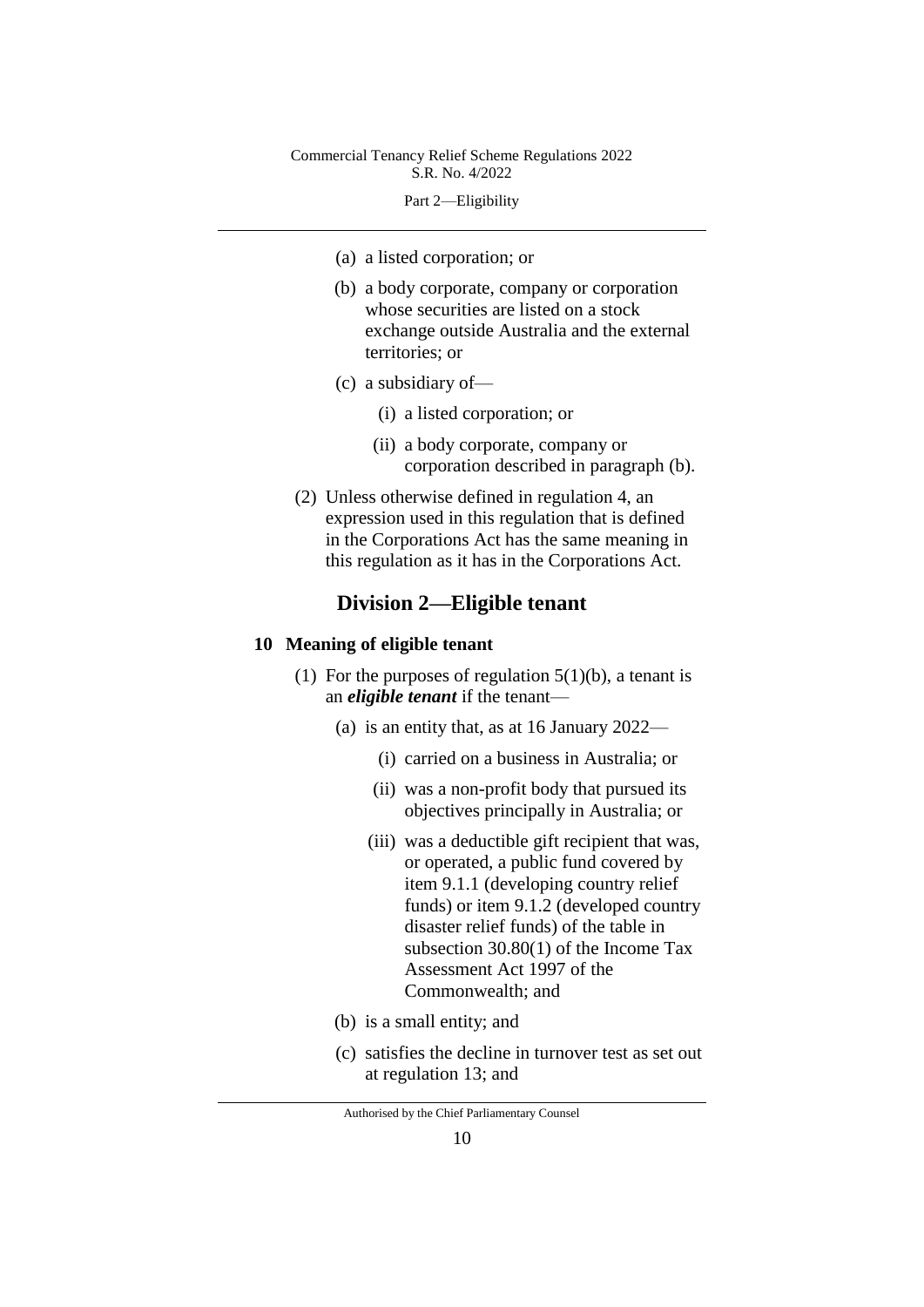(a) a listed corporation; or

(b) a body corporate, company or corporation whose securities are listed on a stock exchange outside Australia and the external territories; or

(c) a subsidiary of—

(i) a listed corporation; or

(ii) a body corporate, company or corporation described in paragraph (b).

(2) Unless otherwise defined in regulation 4, an expression used in this regulation that is defined in the Corporations Act has the same meaning in this regulation as it has in the Corporations Act.

## Division 2—Eligible tenant

### 10 Meaning of eligible tenant

(1) For the purposes of regulation 5(1)(b), a tenant is an ***eligible tenant*** if the tenant—

(a) is an entity that, as at 16 January 2022—

(i) carried on a business in Australia; or

(ii) was a non-profit body that pursued its objectives principally in Australia; or

(iii) was a deductible gift recipient that was, or operated, a public fund covered by item 9.1.1 (developing country relief funds) or item 9.1.2 (developed country disaster relief funds) of the table in subsection 30.80(1) of the Income Tax Assessment Act 1997 of the Commonwealth; and

(b) is a small entity; and

(c) satisfies the decline in turnover test as set out at regulation 13; and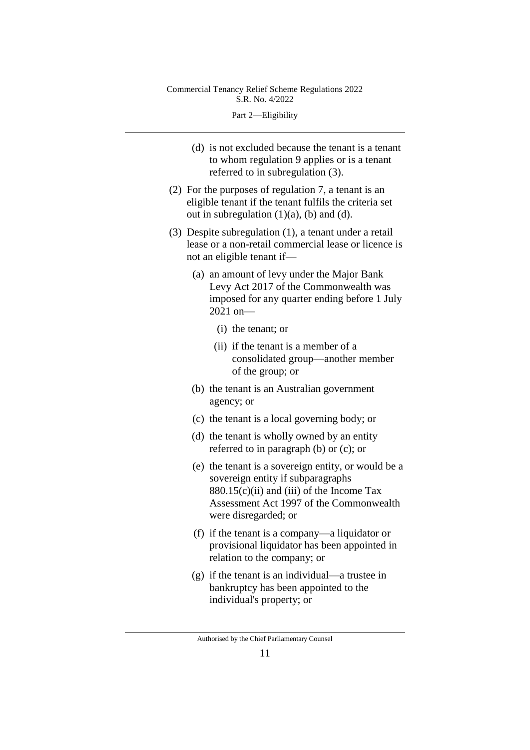(d) is not excluded because the tenant is a tenant to whom regulation 9 applies or is a tenant referred to in subregulation (3).

(2) For the purposes of regulation 7, a tenant is an eligible tenant if the tenant fulfils the criteria set out in subregulation (1)(a), (b) and (d).

(3) Despite subregulation (1), a tenant under a retail lease or a non-retail commercial lease or licence is not an eligible tenant if—

(a) an amount of levy under the Major Bank Levy Act 2017 of the Commonwealth was imposed for any quarter ending before 1 July 2021 on—

(i) the tenant; or

(ii) if the tenant is a member of a consolidated group—another member of the group; or

(b) the tenant is an Australian government agency; or

(c) the tenant is a local governing body; or

(d) the tenant is wholly owned by an entity referred to in paragraph (b) or (c); or

(e) the tenant is a sovereign entity, or would be a sovereign entity if subparagraphs 880.15(c)(ii) and (iii) of the Income Tax Assessment Act 1997 of the Commonwealth were disregarded; or

(f) if the tenant is a company—a liquidator or provisional liquidator has been appointed in relation to the company; or

(g) if the tenant is an individual—a trustee in bankruptcy has been appointed to the individual's property; or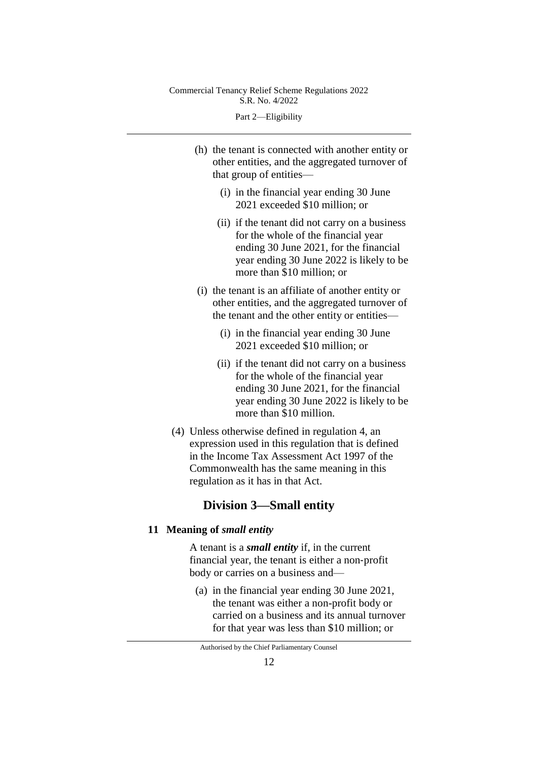(h) the tenant is connected with another entity or other entities, and the aggregated turnover of that group of entities—

(i) in the financial year ending 30 June 2021 exceeded $10 million; or

(ii) if the tenant did not carry on a business for the whole of the financial year ending 30 June 2021, for the financial year ending 30 June 2022 is likely to be more than $10 million; or

(i) the tenant is an affiliate of another entity or other entities, and the aggregated turnover of the tenant and the other entity or entities—

(i) in the financial year ending 30 June 2021 exceeded $10 million; or

(ii) if the tenant did not carry on a business for the whole of the financial year ending 30 June 2021, for the financial year ending 30 June 2022 is likely to be more than $10 million.

(4) Unless otherwise defined in regulation 4, an expression used in this regulation that is defined in the Income Tax Assessment Act 1997 of the Commonwealth has the same meaning in this regulation as it has in that Act.

## Division 3—Small entity

### 11 Meaning of *small entity*

A tenant is a ***small entity*** if, in the current financial year, the tenant is either a non-profit body or carries on a business and—

(a) in the financial year ending 30 June 2021, the tenant was either a non-profit body or carried on a business and its annual turnover for that year was less than $10 million; or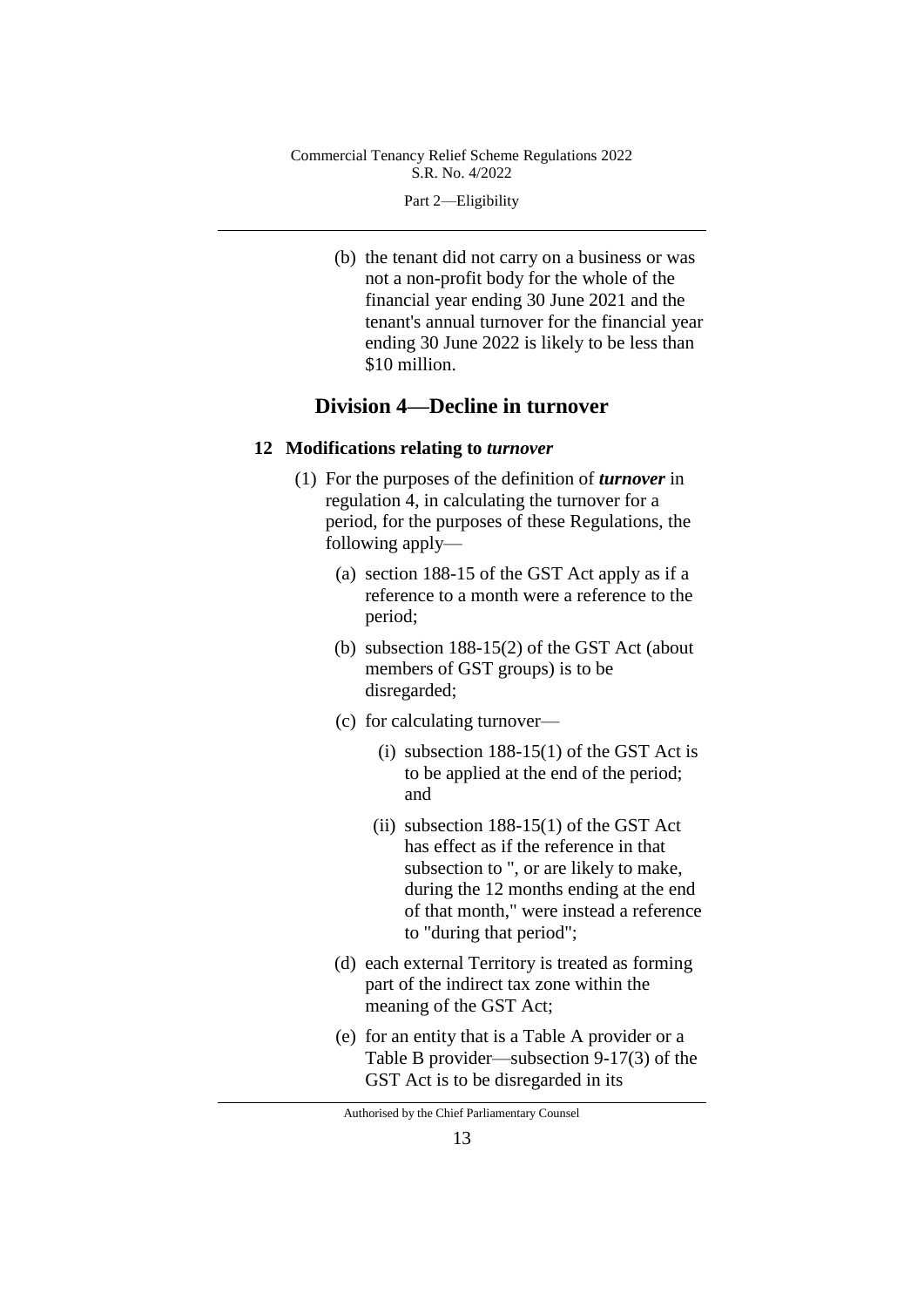(b) the tenant did not carry on a business or was not a non-profit body for the whole of the financial year ending 30 June 2021 and the tenant's annual turnover for the financial year ending 30 June 2022 is likely to be less than $10 million.

## Division 4—Decline in turnover

### 12 Modifications relating to *turnover*

(1) For the purposes of the definition of ***turnover*** in regulation 4, in calculating the turnover for a period, for the purposes of these Regulations, the following apply—

(a) section 188-15 of the GST Act apply as if a reference to a month were a reference to the period;

(b) subsection 188-15(2) of the GST Act (about members of GST groups) is to be disregarded;

(c) for calculating turnover—

(i) subsection 188-15(1) of the GST Act is to be applied at the end of the period; and

(ii) subsection 188-15(1) of the GST Act has effect as if the reference in that subsection to ", or are likely to make, during the 12 months ending at the end of that month," were instead a reference to "during that period";

(d) each external Territory is treated as forming part of the indirect tax zone within the meaning of the GST Act;

(e) for an entity that is a Table A provider or a Table B provider—subsection 9-17(3) of the GST Act is to be disregarded in its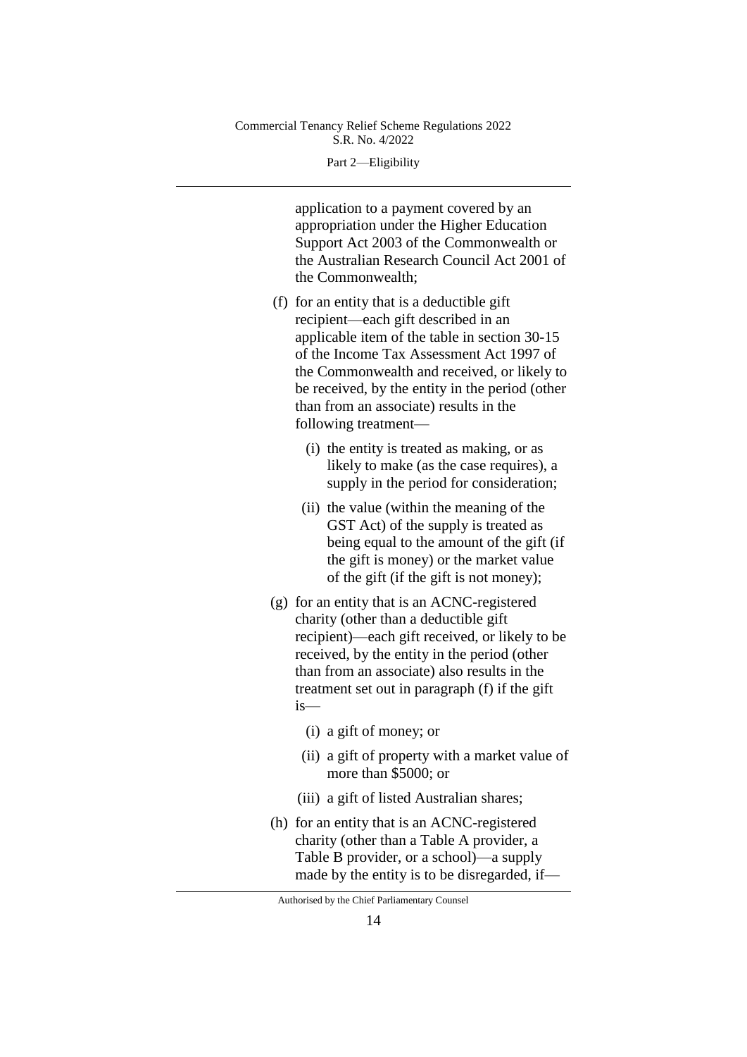application to a payment covered by an appropriation under the Higher Education Support Act 2003 of the Commonwealth or the Australian Research Council Act 2001 of the Commonwealth;

(f) for an entity that is a deductible gift recipient—each gift described in an applicable item of the table in section 30-15 of the Income Tax Assessment Act 1997 of the Commonwealth and received, or likely to be received, by the entity in the period (other than from an associate) results in the following treatment—

(i) the entity is treated as making, or as likely to make (as the case requires), a supply in the period for consideration;

(ii) the value (within the meaning of the GST Act) of the supply is treated as being equal to the amount of the gift (if the gift is money) or the market value of the gift (if the gift is not money);

(g) for an entity that is an ACNC-registered charity (other than a deductible gift recipient)—each gift received, or likely to be received, by the entity in the period (other than from an associate) also results in the treatment set out in paragraph (f) if the gift is—

(i) a gift of money; or

(ii) a gift of property with a market value of more than $5000; or

(iii) a gift of listed Australian shares;

(h) for an entity that is an ACNC-registered charity (other than a Table A provider, a Table B provider, or a school)—a supply made by the entity is to be disregarded, if—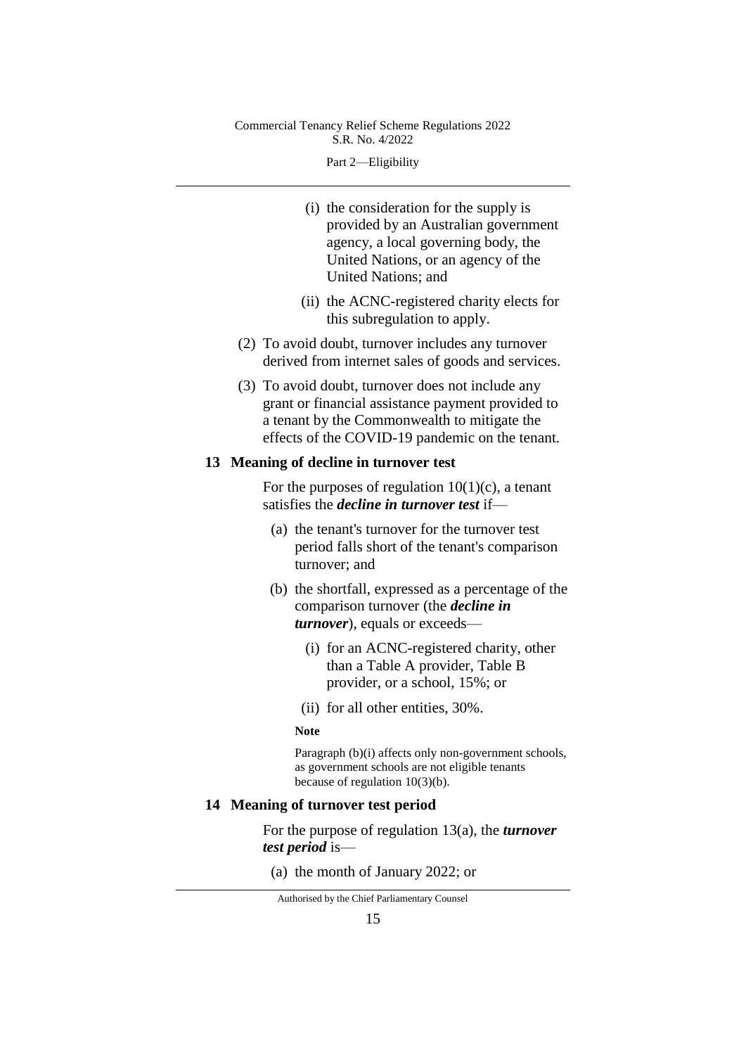(i) the consideration for the supply is provided by an Australian government agency, a local governing body, the United Nations, or an agency of the United Nations; and

(ii) the ACNC-registered charity elects for this subregulation to apply.

(2) To avoid doubt, turnover includes any turnover derived from internet sales of goods and services.

(3) To avoid doubt, turnover does not include any grant or financial assistance payment provided to a tenant by the Commonwealth to mitigate the effects of the COVID-19 pandemic on the tenant.

## 13 Meaning of decline in turnover test

For the purposes of regulation 10(1)(c), a tenant satisfies the ***decline in turnover test*** if—

(a) the tenant's turnover for the turnover test period falls short of the tenant's comparison turnover; and

(b) the shortfall, expressed as a percentage of the comparison turnover (the ***decline in turnover***), equals or exceeds—

(i) for an ACNC-registered charity, other than a Table A provider, Table B provider, or a school, 15%; or

(ii) for all other entities, 30%.

**Note**

Paragraph (b)(i) affects only non-government schools, as government schools are not eligible tenants because of regulation 10(3)(b).

## 14 Meaning of turnover test period

For the purpose of regulation 13(a), the ***turnover test period*** is—

(a) the month of January 2022; or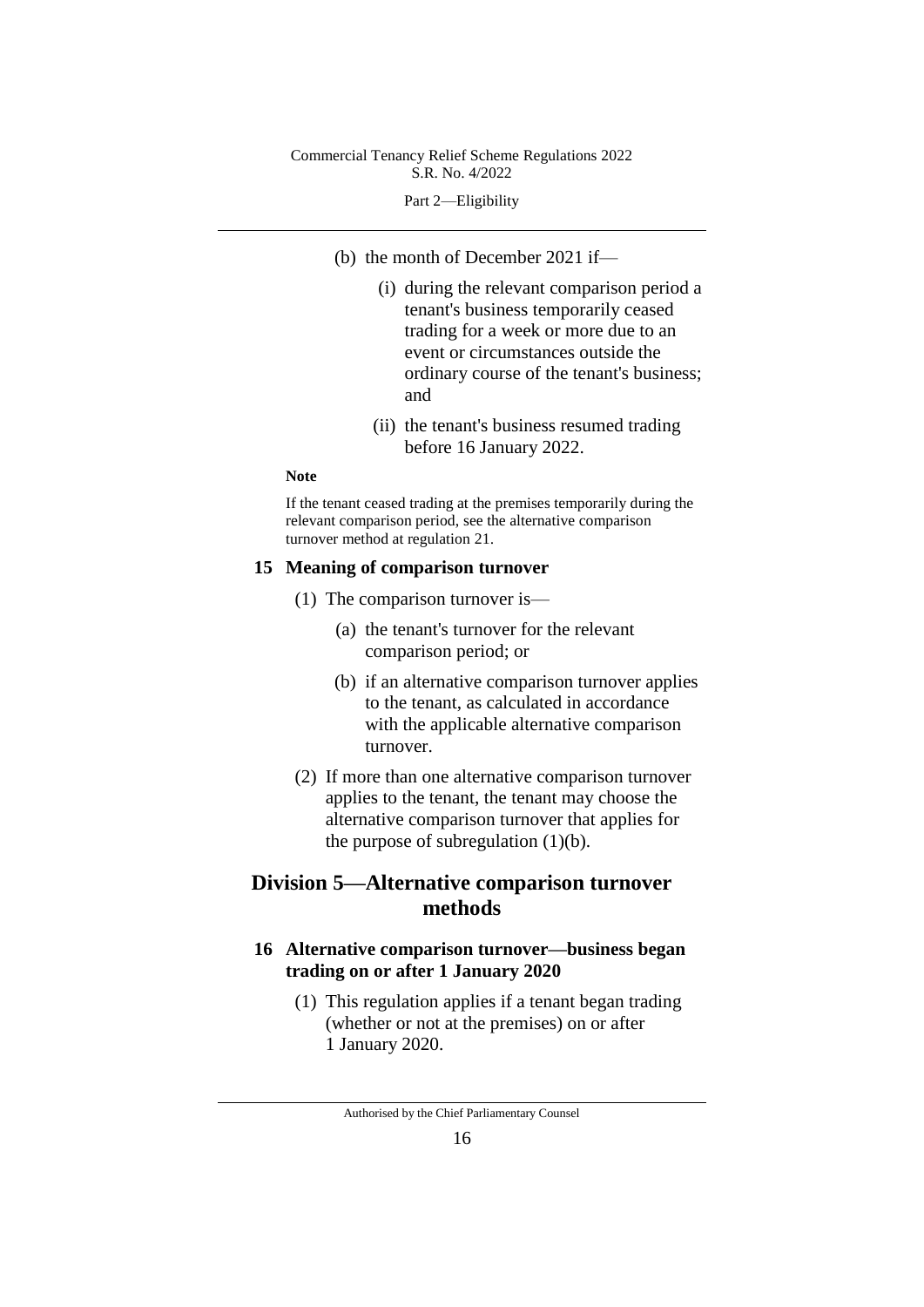(b) the month of December 2021 if—

  (i) during the relevant comparison period a tenant's business temporarily ceased trading for a week or more due to an event or circumstances outside the ordinary course of the tenant's business; and

  (ii) the tenant's business resumed trading before 16 January 2022.

**Note**

If the tenant ceased trading at the premises temporarily during the relevant comparison period, see the alternative comparison turnover method at regulation 21.

### 15 Meaning of comparison turnover

(1) The comparison turnover is—

  (a) the tenant's turnover for the relevant comparison period; or

  (b) if an alternative comparison turnover applies to the tenant, as calculated in accordance with the applicable alternative comparison turnover.

(2) If more than one alternative comparison turnover applies to the tenant, the tenant may choose the alternative comparison turnover that applies for the purpose of subregulation (1)(b).

## Division 5—Alternative comparison turnover methods

### 16 Alternative comparison turnover—business began trading on or after 1 January 2020

(1) This regulation applies if a tenant began trading (whether or not at the premises) on or after 1 January 2020.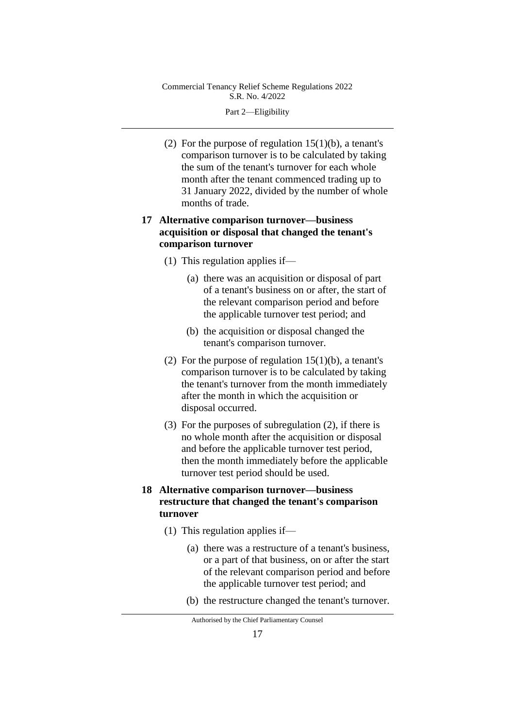(2) For the purpose of regulation 15(1)(b), a tenant's comparison turnover is to be calculated by taking the sum of the tenant's turnover for each whole month after the tenant commenced trading up to 31 January 2022, divided by the number of whole months of trade.

## 17 Alternative comparison turnover—business acquisition or disposal that changed the tenant's comparison turnover

(1) This regulation applies if—

(a) there was an acquisition or disposal of part of a tenant's business on or after, the start of the relevant comparison period and before the applicable turnover test period; and

(b) the acquisition or disposal changed the tenant's comparison turnover.

(2) For the purpose of regulation 15(1)(b), a tenant's comparison turnover is to be calculated by taking the tenant's turnover from the month immediately after the month in which the acquisition or disposal occurred.

(3) For the purposes of subregulation (2), if there is no whole month after the acquisition or disposal and before the applicable turnover test period, then the month immediately before the applicable turnover test period should be used.

## 18 Alternative comparison turnover—business restructure that changed the tenant's comparison turnover

(1) This regulation applies if—

(a) there was a restructure of a tenant's business, or a part of that business, on or after the start of the relevant comparison period and before the applicable turnover test period; and

(b) the restructure changed the tenant's turnover.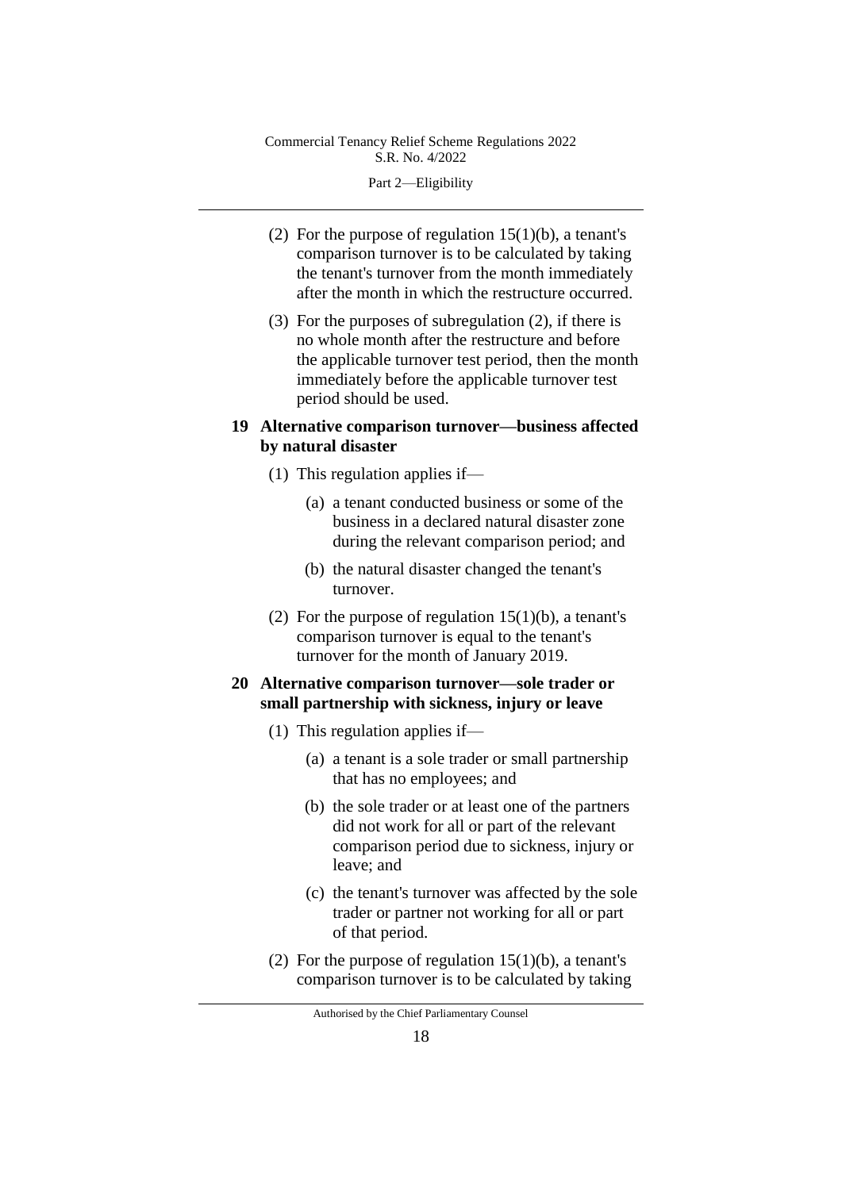(2) For the purpose of regulation 15(1)(b), a tenant's comparison turnover is to be calculated by taking the tenant's turnover from the month immediately after the month in which the restructure occurred.

(3) For the purposes of subregulation (2), if there is no whole month after the restructure and before the applicable turnover test period, then the month immediately before the applicable turnover test period should be used.

### 19 Alternative comparison turnover—business affected by natural disaster

(1) This regulation applies if—

(a) a tenant conducted business or some of the business in a declared natural disaster zone during the relevant comparison period; and

(b) the natural disaster changed the tenant's turnover.

(2) For the purpose of regulation 15(1)(b), a tenant's comparison turnover is equal to the tenant's turnover for the month of January 2019.

### 20 Alternative comparison turnover—sole trader or small partnership with sickness, injury or leave

(1) This regulation applies if—

(a) a tenant is a sole trader or small partnership that has no employees; and

(b) the sole trader or at least one of the partners did not work for all or part of the relevant comparison period due to sickness, injury or leave; and

(c) the tenant's turnover was affected by the sole trader or partner not working for all or part of that period.

(2) For the purpose of regulation 15(1)(b), a tenant's comparison turnover is to be calculated by taking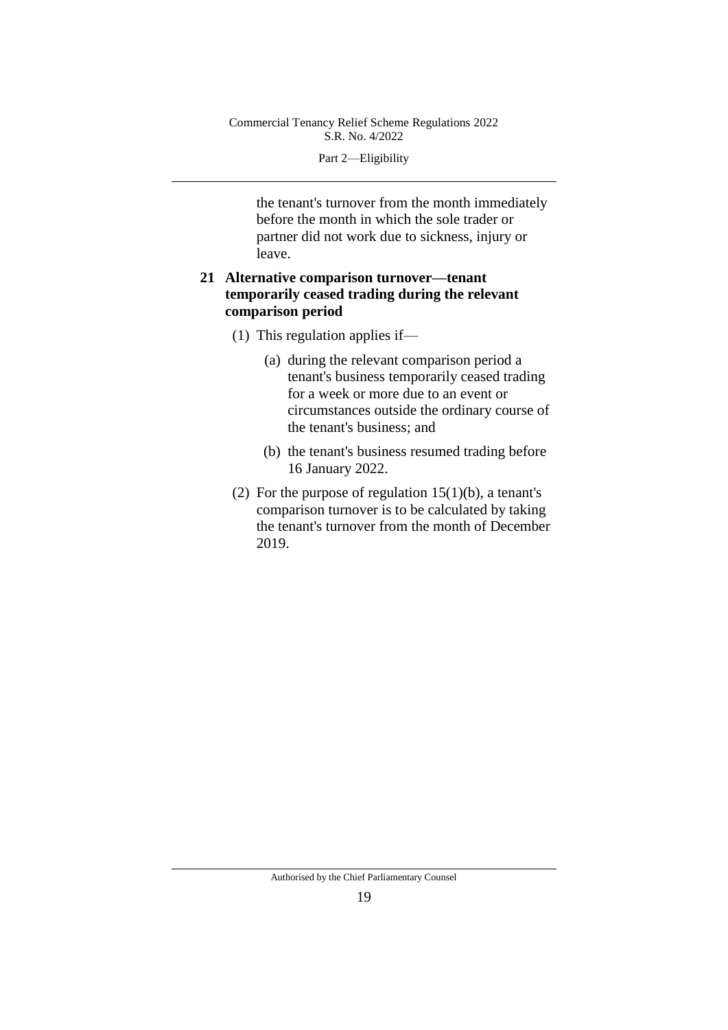the tenant's turnover from the month immediately before the month in which the sole trader or partner did not work due to sickness, injury or leave.

## 21 Alternative comparison turnover—tenant temporarily ceased trading during the relevant comparison period

(1) This regulation applies if—

(a) during the relevant comparison period a tenant's business temporarily ceased trading for a week or more due to an event or circumstances outside the ordinary course of the tenant's business; and

(b) the tenant's business resumed trading before 16 January 2022.

(2) For the purpose of regulation 15(1)(b), a tenant's comparison turnover is to be calculated by taking the tenant's turnover from the month of December 2019.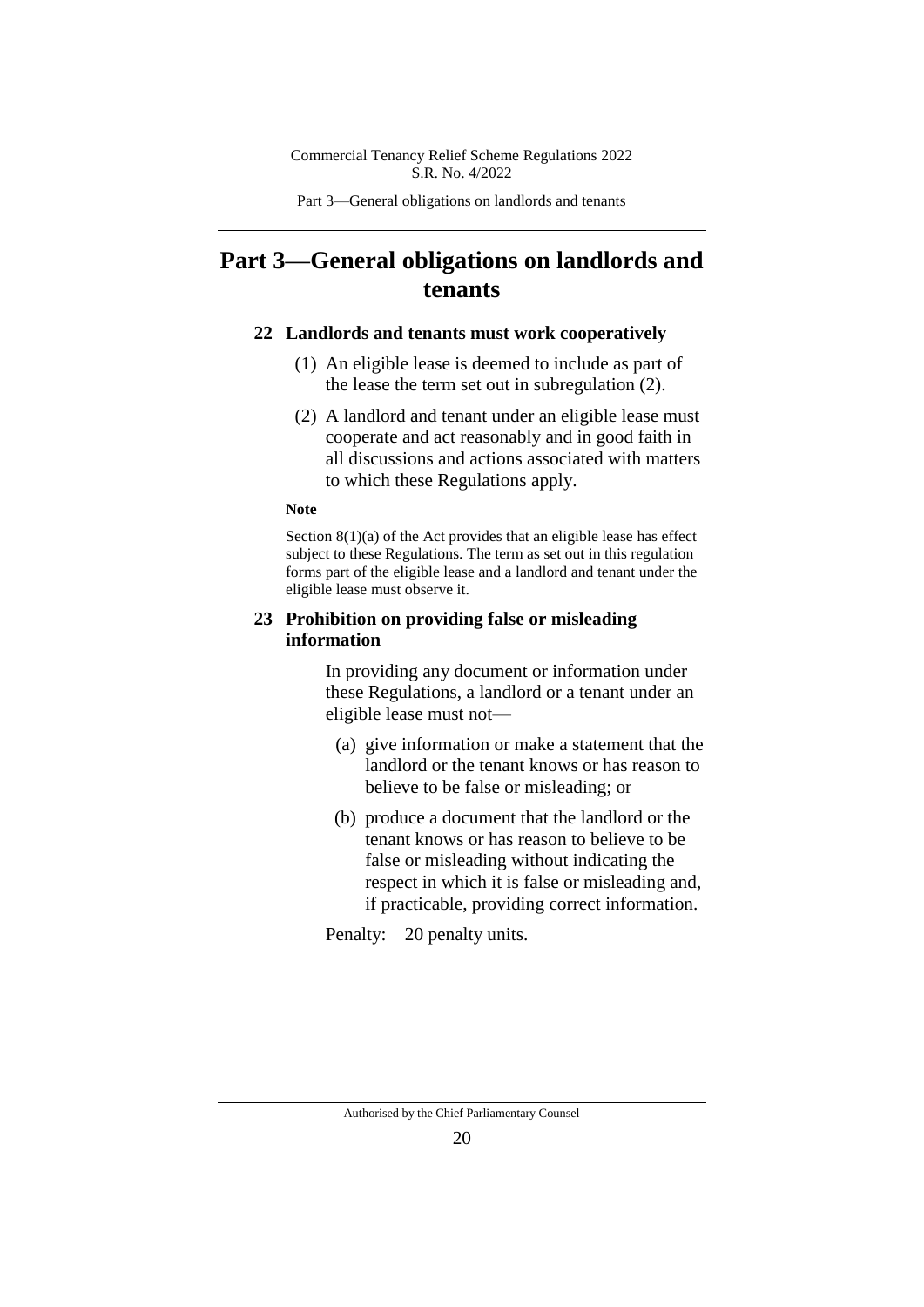# Part 3—General obligations on landlords and tenants

## 22 Landlords and tenants must work cooperatively

(1) An eligible lease is deemed to include as part of the lease the term set out in subregulation (2).

(2) A landlord and tenant under an eligible lease must cooperate and act reasonably and in good faith in all discussions and actions associated with matters to which these Regulations apply.

**Note**

Section 8(1)(a) of the Act provides that an eligible lease has effect subject to these Regulations. The term as set out in this regulation forms part of the eligible lease and a landlord and tenant under the eligible lease must observe it.

## 23 Prohibition on providing false or misleading information

In providing any document or information under these Regulations, a landlord or a tenant under an eligible lease must not—

(a) give information or make a statement that the landlord or the tenant knows or has reason to believe to be false or misleading; or

(b) produce a document that the landlord or the tenant knows or has reason to believe to be false or misleading without indicating the respect in which it is false or misleading and, if practicable, providing correct information.

Penalty: 20 penalty units.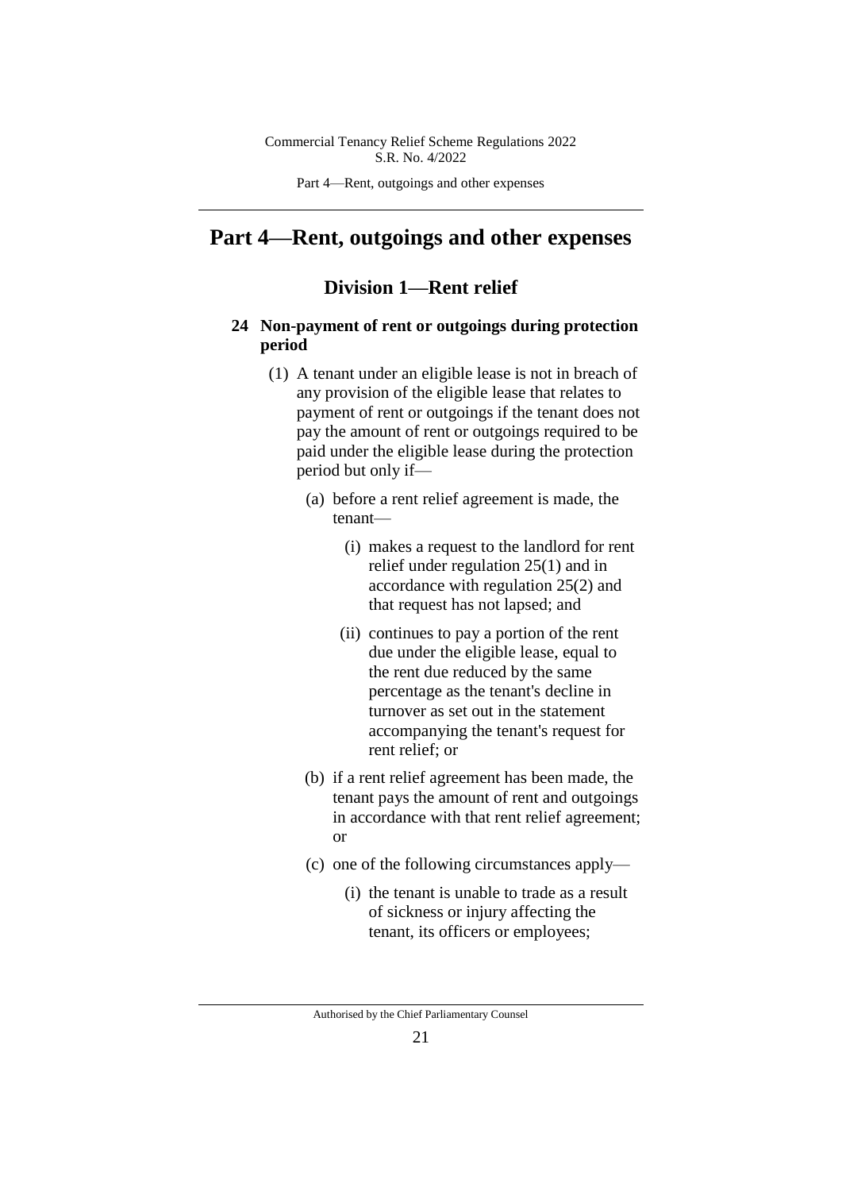# Part 4—Rent, outgoings and other expenses

## Division 1—Rent relief

### 24 Non-payment of rent or outgoings during protection period

(1) A tenant under an eligible lease is not in breach of any provision of the eligible lease that relates to payment of rent or outgoings if the tenant does not pay the amount of rent or outgoings required to be paid under the eligible lease during the protection period but only if—

- (a) before a rent relief agreement is made, the tenant—
  - (i) makes a request to the landlord for rent relief under regulation 25(1) and in accordance with regulation 25(2) and that request has not lapsed; and
  - (ii) continues to pay a portion of the rent due under the eligible lease, equal to the rent due reduced by the same percentage as the tenant's decline in turnover as set out in the statement accompanying the tenant's request for rent relief; or
- (b) if a rent relief agreement has been made, the tenant pays the amount of rent and outgoings in accordance with that rent relief agreement; or
- (c) one of the following circumstances apply—
  - (i) the tenant is unable to trade as a result of sickness or injury affecting the tenant, its officers or employees;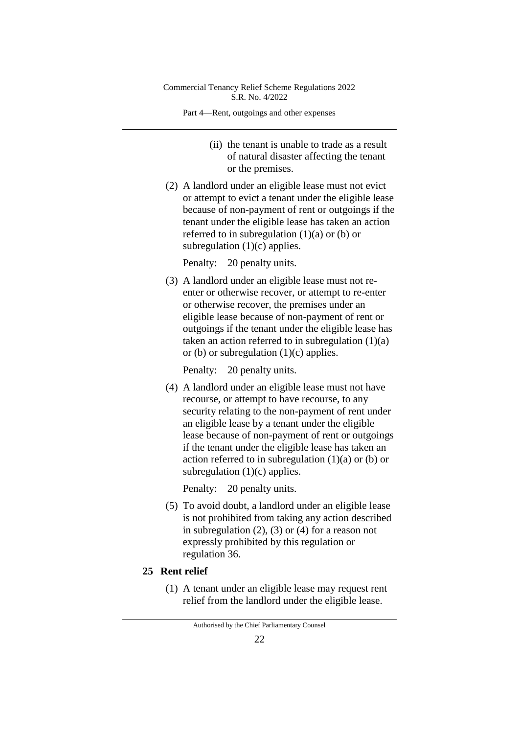(ii) the tenant is unable to trade as a result of natural disaster affecting the tenant or the premises.

(2) A landlord under an eligible lease must not evict or attempt to evict a tenant under the eligible lease because of non-payment of rent or outgoings if the tenant under the eligible lease has taken an action referred to in subregulation (1)(a) or (b) or subregulation (1)(c) applies.

Penalty: 20 penalty units.

(3) A landlord under an eligible lease must not re-enter or otherwise recover, or attempt to re-enter or otherwise recover, the premises under an eligible lease because of non-payment of rent or outgoings if the tenant under the eligible lease has taken an action referred to in subregulation (1)(a) or (b) or subregulation (1)(c) applies.

Penalty: 20 penalty units.

(4) A landlord under an eligible lease must not have recourse, or attempt to have recourse, to any security relating to the non-payment of rent under an eligible lease by a tenant under the eligible lease because of non-payment of rent or outgoings if the tenant under the eligible lease has taken an action referred to in subregulation (1)(a) or (b) or subregulation (1)(c) applies.

Penalty: 20 penalty units.

(5) To avoid doubt, a landlord under an eligible lease is not prohibited from taking any action described in subregulation (2), (3) or (4) for a reason not expressly prohibited by this regulation or regulation 36.

## 25 Rent relief

(1) A tenant under an eligible lease may request rent relief from the landlord under the eligible lease.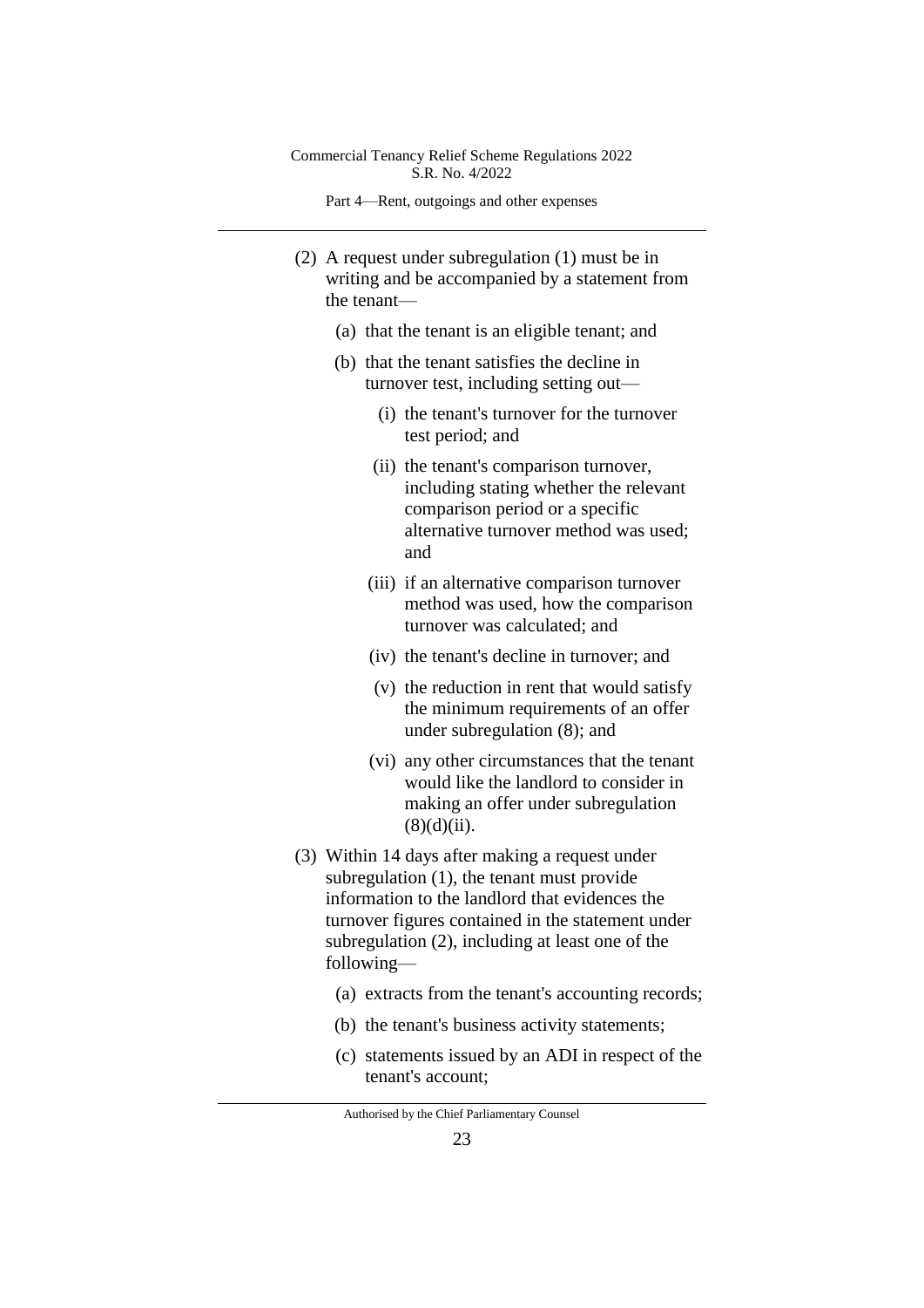(2) A request under subregulation (1) must be in writing and be accompanied by a statement from the tenant—

(a) that the tenant is an eligible tenant; and

(b) that the tenant satisfies the decline in turnover test, including setting out—

(i) the tenant's turnover for the turnover test period; and

(ii) the tenant's comparison turnover, including stating whether the relevant comparison period or a specific alternative turnover method was used; and

(iii) if an alternative comparison turnover method was used, how the comparison turnover was calculated; and

(iv) the tenant's decline in turnover; and

(v) the reduction in rent that would satisfy the minimum requirements of an offer under subregulation (8); and

(vi) any other circumstances that the tenant would like the landlord to consider in making an offer under subregulation (8)(d)(ii).

(3) Within 14 days after making a request under subregulation (1), the tenant must provide information to the landlord that evidences the turnover figures contained in the statement under subregulation (2), including at least one of the following—

(a) extracts from the tenant's accounting records;

(b) the tenant's business activity statements;

(c) statements issued by an ADI in respect of the tenant's account;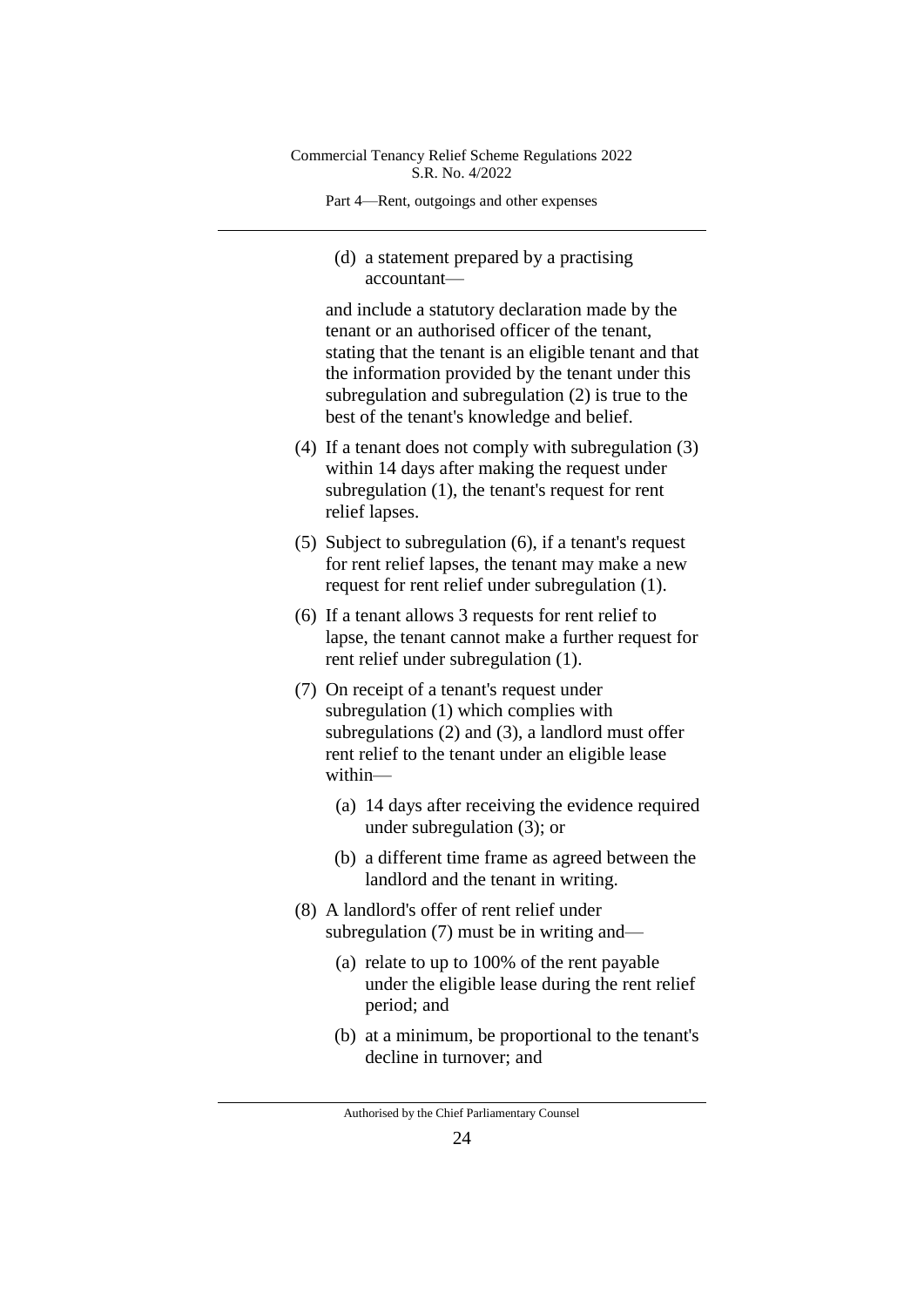(d) a statement prepared by a practising accountant—

and include a statutory declaration made by the tenant or an authorised officer of the tenant, stating that the tenant is an eligible tenant and that the information provided by the tenant under this subregulation and subregulation (2) is true to the best of the tenant's knowledge and belief.

(4) If a tenant does not comply with subregulation (3) within 14 days after making the request under subregulation (1), the tenant's request for rent relief lapses.

(5) Subject to subregulation (6), if a tenant's request for rent relief lapses, the tenant may make a new request for rent relief under subregulation (1).

(6) If a tenant allows 3 requests for rent relief to lapse, the tenant cannot make a further request for rent relief under subregulation (1).

(7) On receipt of a tenant's request under subregulation (1) which complies with subregulations (2) and (3), a landlord must offer rent relief to the tenant under an eligible lease within—

(a) 14 days after receiving the evidence required under subregulation (3); or

(b) a different time frame as agreed between the landlord and the tenant in writing.

(8) A landlord's offer of rent relief under subregulation (7) must be in writing and—

(a) relate to up to 100% of the rent payable under the eligible lease during the rent relief period; and

(b) at a minimum, be proportional to the tenant's decline in turnover; and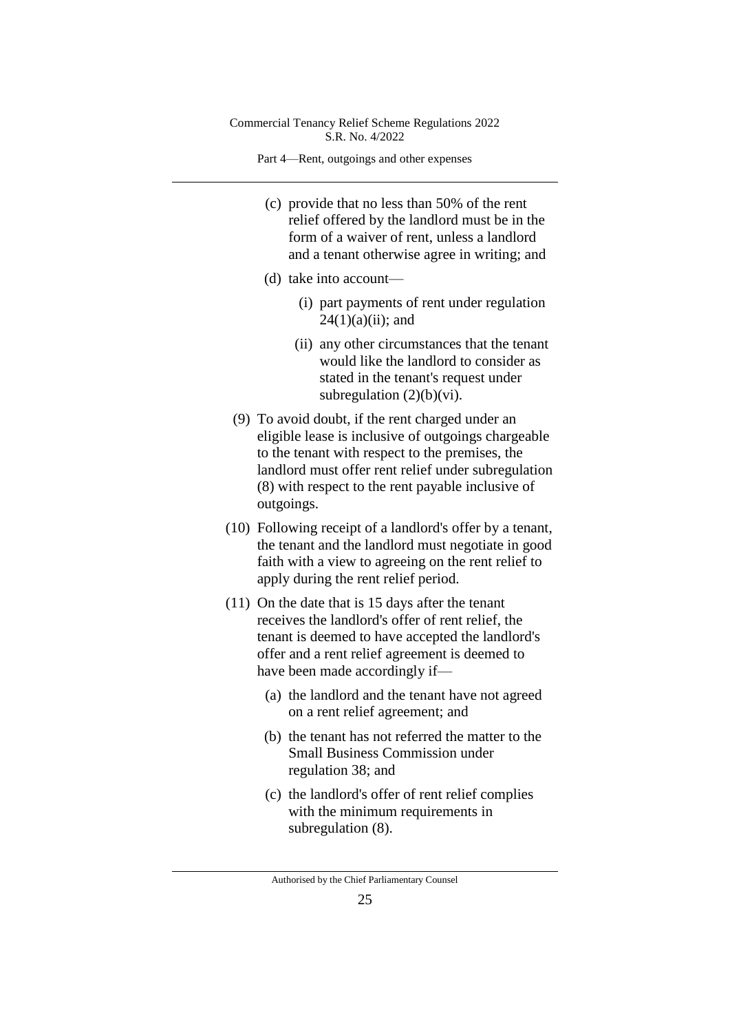(c) provide that no less than 50% of the rent relief offered by the landlord must be in the form of a waiver of rent, unless a landlord and a tenant otherwise agree in writing; and

(d) take into account—

(i) part payments of rent under regulation 24(1)(a)(ii); and

(ii) any other circumstances that the tenant would like the landlord to consider as stated in the tenant's request under subregulation (2)(b)(vi).

(9) To avoid doubt, if the rent charged under an eligible lease is inclusive of outgoings chargeable to the tenant with respect to the premises, the landlord must offer rent relief under subregulation (8) with respect to the rent payable inclusive of outgoings.

(10) Following receipt of a landlord's offer by a tenant, the tenant and the landlord must negotiate in good faith with a view to agreeing on the rent relief to apply during the rent relief period.

(11) On the date that is 15 days after the tenant receives the landlord's offer of rent relief, the tenant is deemed to have accepted the landlord's offer and a rent relief agreement is deemed to have been made accordingly if—

(a) the landlord and the tenant have not agreed on a rent relief agreement; and

(b) the tenant has not referred the matter to the Small Business Commission under regulation 38; and

(c) the landlord's offer of rent relief complies with the minimum requirements in subregulation (8).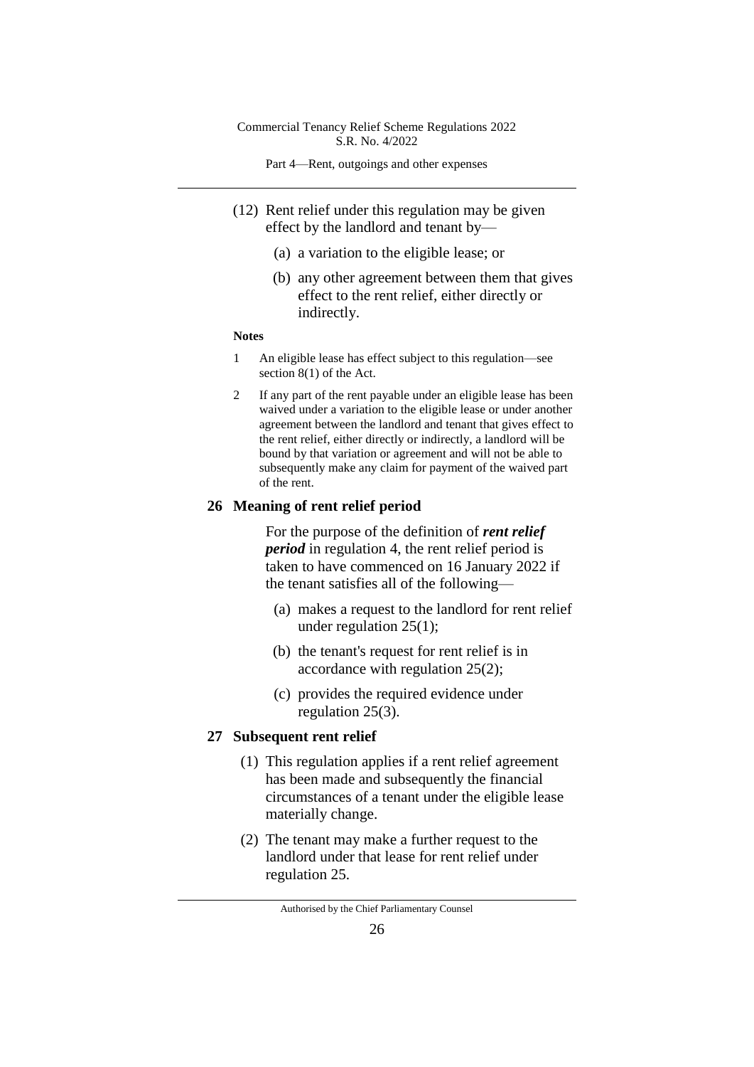(12) Rent relief under this regulation may be given effect by the landlord and tenant by—

(a) a variation to the eligible lease; or

(b) any other agreement between them that gives effect to the rent relief, either directly or indirectly.

**Notes**

1 An eligible lease has effect subject to this regulation—see section 8(1) of the Act.

2 If any part of the rent payable under an eligible lease has been waived under a variation to the eligible lease or under another agreement between the landlord and tenant that gives effect to the rent relief, either directly or indirectly, a landlord will be bound by that variation or agreement and will not be able to subsequently make any claim for payment of the waived part of the rent.

## 26 Meaning of rent relief period

For the purpose of the definition of ***rent relief period*** in regulation 4, the rent relief period is taken to have commenced on 16 January 2022 if the tenant satisfies all of the following—

(a) makes a request to the landlord for rent relief under regulation 25(1);

(b) the tenant's request for rent relief is in accordance with regulation 25(2);

(c) provides the required evidence under regulation 25(3).

## 27 Subsequent rent relief

(1) This regulation applies if a rent relief agreement has been made and subsequently the financial circumstances of a tenant under the eligible lease materially change.

(2) The tenant may make a further request to the landlord under that lease for rent relief under regulation 25.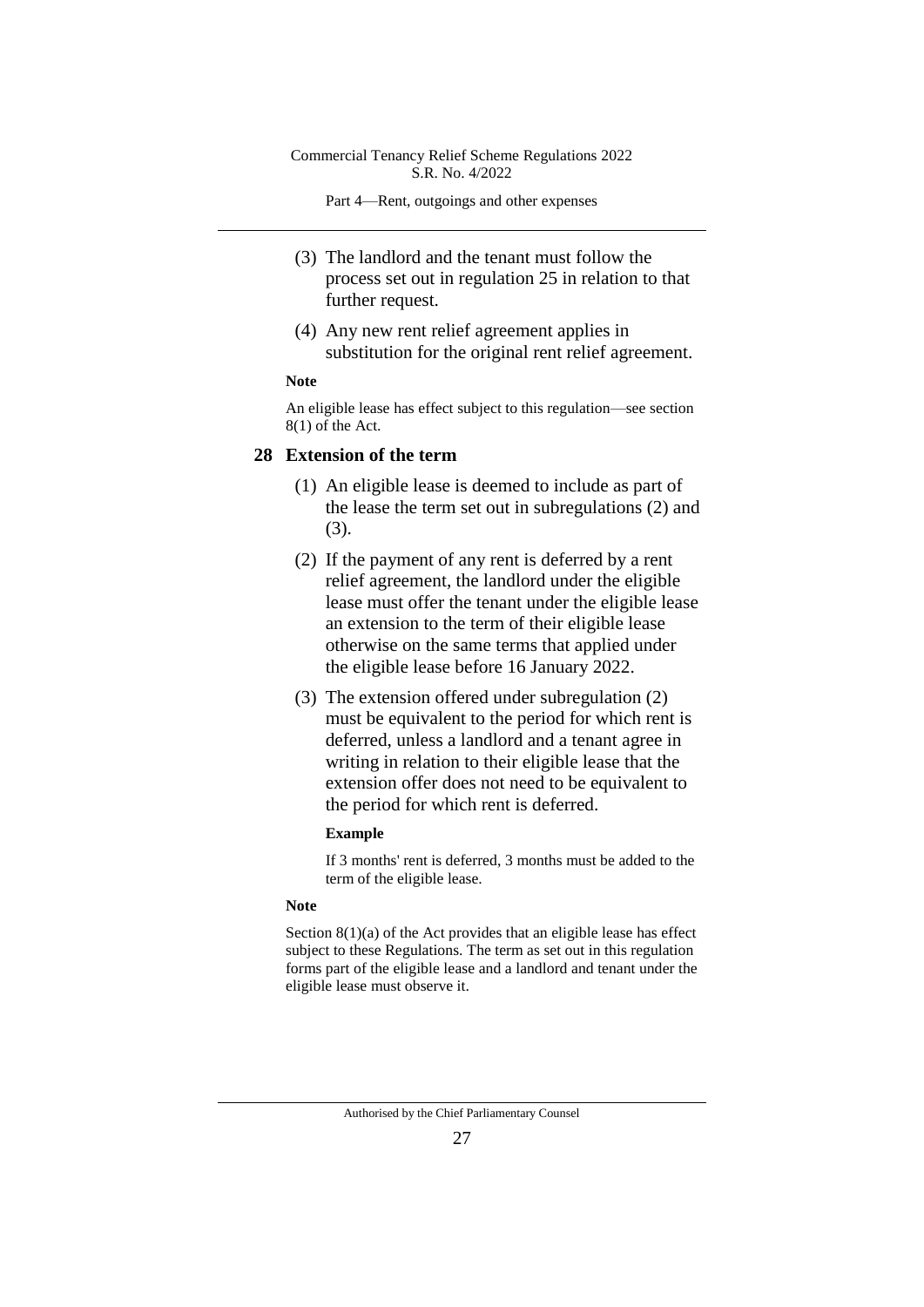(3) The landlord and the tenant must follow the process set out in regulation 25 in relation to that further request.

(4) Any new rent relief agreement applies in substitution for the original rent relief agreement.

**Note**

An eligible lease has effect subject to this regulation—see section 8(1) of the Act.

## 28 Extension of the term

(1) An eligible lease is deemed to include as part of the lease the term set out in subregulations (2) and (3).

(2) If the payment of any rent is deferred by a rent relief agreement, the landlord under the eligible lease must offer the tenant under the eligible lease an extension to the term of their eligible lease otherwise on the same terms that applied under the eligible lease before 16 January 2022.

(3) The extension offered under subregulation (2) must be equivalent to the period for which rent is deferred, unless a landlord and a tenant agree in writing in relation to their eligible lease that the extension offer does not need to be equivalent to the period for which rent is deferred.

**Example**

If 3 months' rent is deferred, 3 months must be added to the term of the eligible lease.

**Note**

Section 8(1)(a) of the Act provides that an eligible lease has effect subject to these Regulations. The term as set out in this regulation forms part of the eligible lease and a landlord and tenant under the eligible lease must observe it.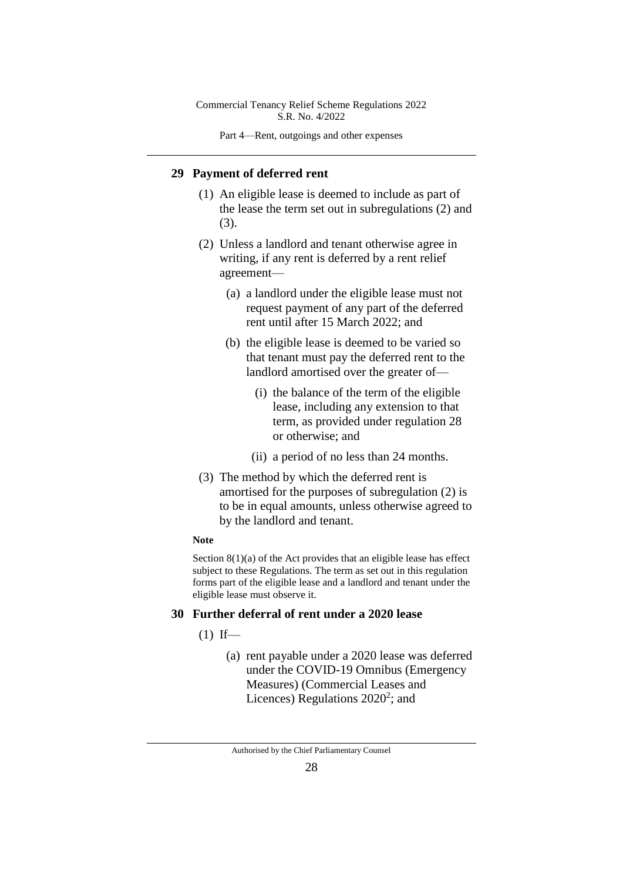## 29 Payment of deferred rent

(1) An eligible lease is deemed to include as part of the lease the term set out in subregulations (2) and (3).

(2) Unless a landlord and tenant otherwise agree in writing, if any rent is deferred by a rent relief agreement—

(a) a landlord under the eligible lease must not request payment of any part of the deferred rent until after 15 March 2022; and

(b) the eligible lease is deemed to be varied so that tenant must pay the deferred rent to the landlord amortised over the greater of—

(i) the balance of the term of the eligible lease, including any extension to that term, as provided under regulation 28 or otherwise; and

(ii) a period of no less than 24 months.

(3) The method by which the deferred rent is amortised for the purposes of subregulation (2) is to be in equal amounts, unless otherwise agreed to by the landlord and tenant.

**Note**

Section 8(1)(a) of the Act provides that an eligible lease has effect subject to these Regulations. The term as set out in this regulation forms part of the eligible lease and a landlord and tenant under the eligible lease must observe it.

## 30 Further deferral of rent under a 2020 lease

(1) If—

(a) rent payable under a 2020 lease was deferred under the COVID-19 Omnibus (Emergency Measures) (Commercial Leases and Licences) Regulations 2020[2]; and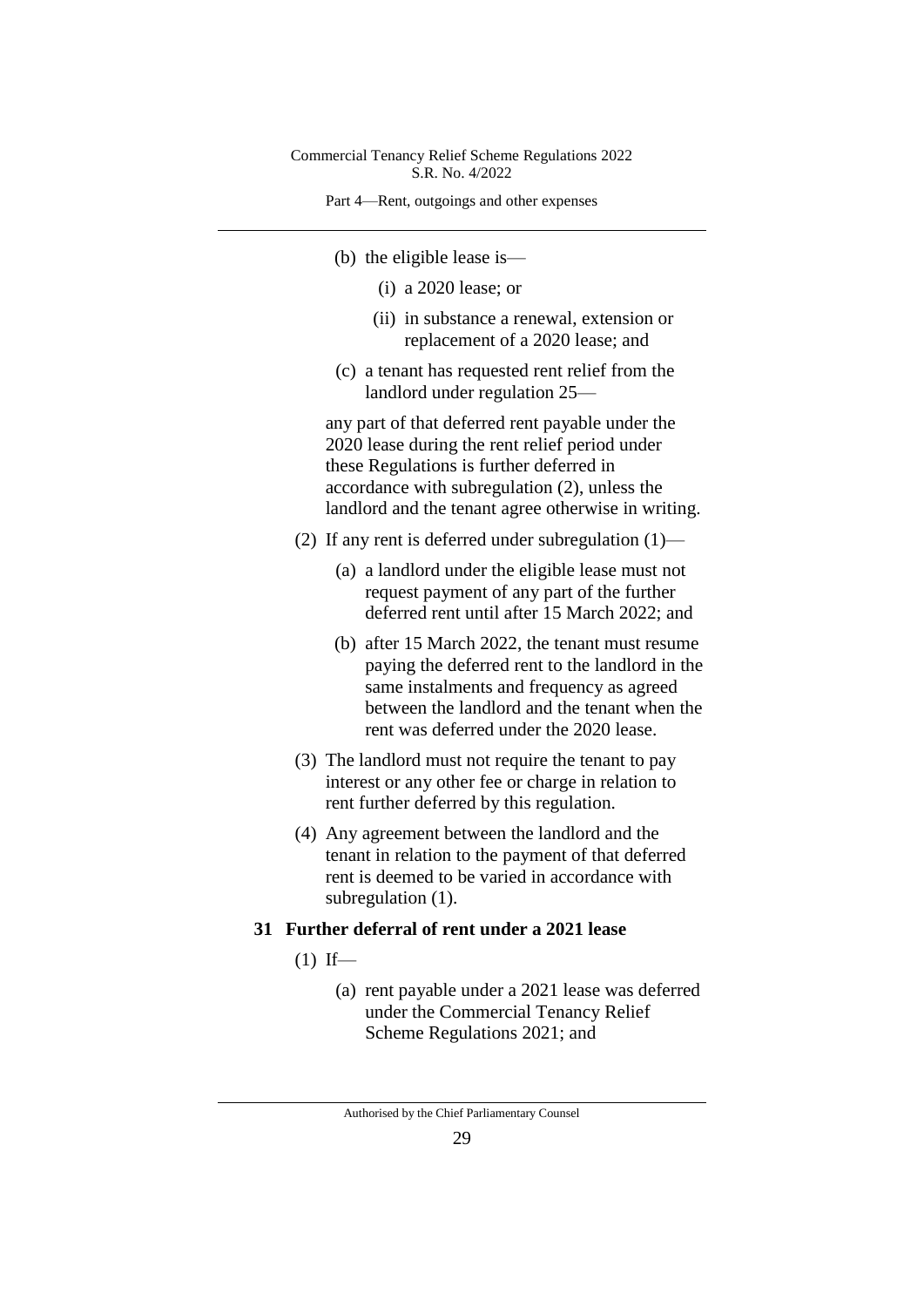(b) the eligible lease is—

   (i) a 2020 lease; or

   (ii) in substance a renewal, extension or replacement of a 2020 lease; and

(c) a tenant has requested rent relief from the landlord under regulation 25—

any part of that deferred rent payable under the 2020 lease during the rent relief period under these Regulations is further deferred in accordance with subregulation (2), unless the landlord and the tenant agree otherwise in writing.

(2) If any rent is deferred under subregulation (1)—

   (a) a landlord under the eligible lease must not request payment of any part of the further deferred rent until after 15 March 2022; and

   (b) after 15 March 2022, the tenant must resume paying the deferred rent to the landlord in the same instalments and frequency as agreed between the landlord and the tenant when the rent was deferred under the 2020 lease.

(3) The landlord must not require the tenant to pay interest or any other fee or charge in relation to rent further deferred by this regulation.

(4) Any agreement between the landlord and the tenant in relation to the payment of that deferred rent is deemed to be varied in accordance with subregulation (1).

### 31 Further deferral of rent under a 2021 lease

(1) If—

   (a) rent payable under a 2021 lease was deferred under the Commercial Tenancy Relief Scheme Regulations 2021; and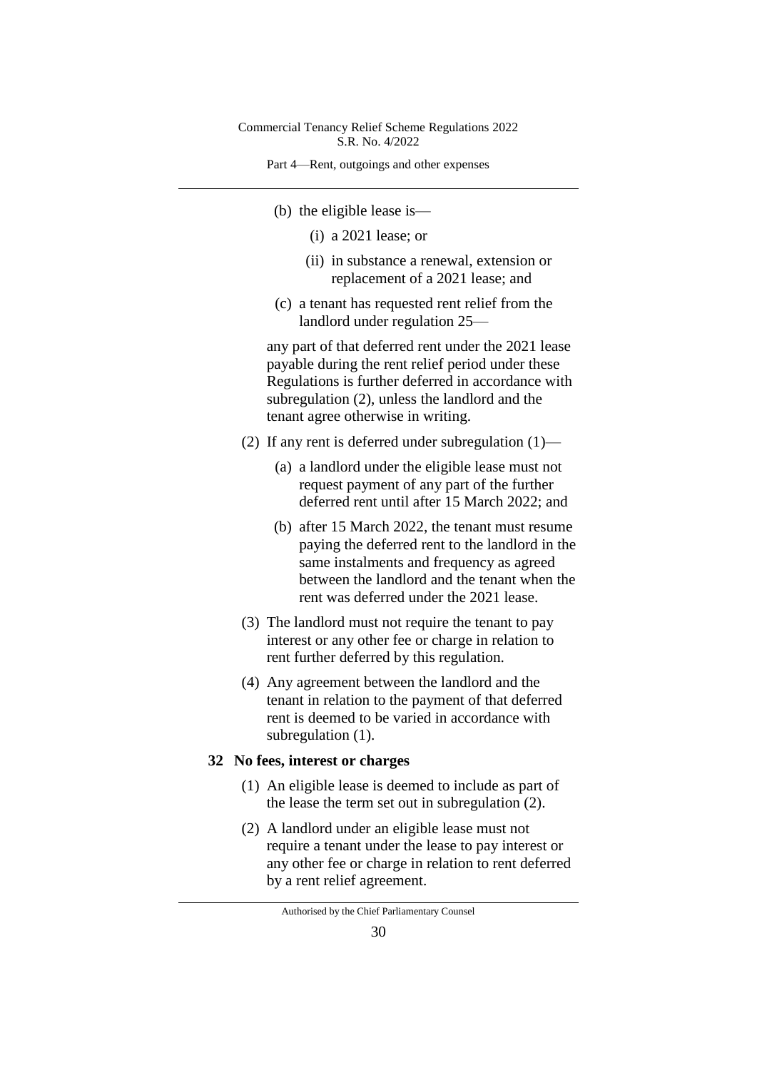(b) the eligible lease is—

   (i) a 2021 lease; or

   (ii) in substance a renewal, extension or replacement of a 2021 lease; and

(c) a tenant has requested rent relief from the landlord under regulation 25—

any part of that deferred rent under the 2021 lease payable during the rent relief period under these Regulations is further deferred in accordance with subregulation (2), unless the landlord and the tenant agree otherwise in writing.

(2) If any rent is deferred under subregulation (1)—

   (a) a landlord under the eligible lease must not request payment of any part of the further deferred rent until after 15 March 2022; and

   (b) after 15 March 2022, the tenant must resume paying the deferred rent to the landlord in the same instalments and frequency as agreed between the landlord and the tenant when the rent was deferred under the 2021 lease.

(3) The landlord must not require the tenant to pay interest or any other fee or charge in relation to rent further deferred by this regulation.

(4) Any agreement between the landlord and the tenant in relation to the payment of that deferred rent is deemed to be varied in accordance with subregulation (1).

**32 No fees, interest or charges**

(1) An eligible lease is deemed to include as part of the lease the term set out in subregulation (2).

(2) A landlord under an eligible lease must not require a tenant under the lease to pay interest or any other fee or charge in relation to rent deferred by a rent relief agreement.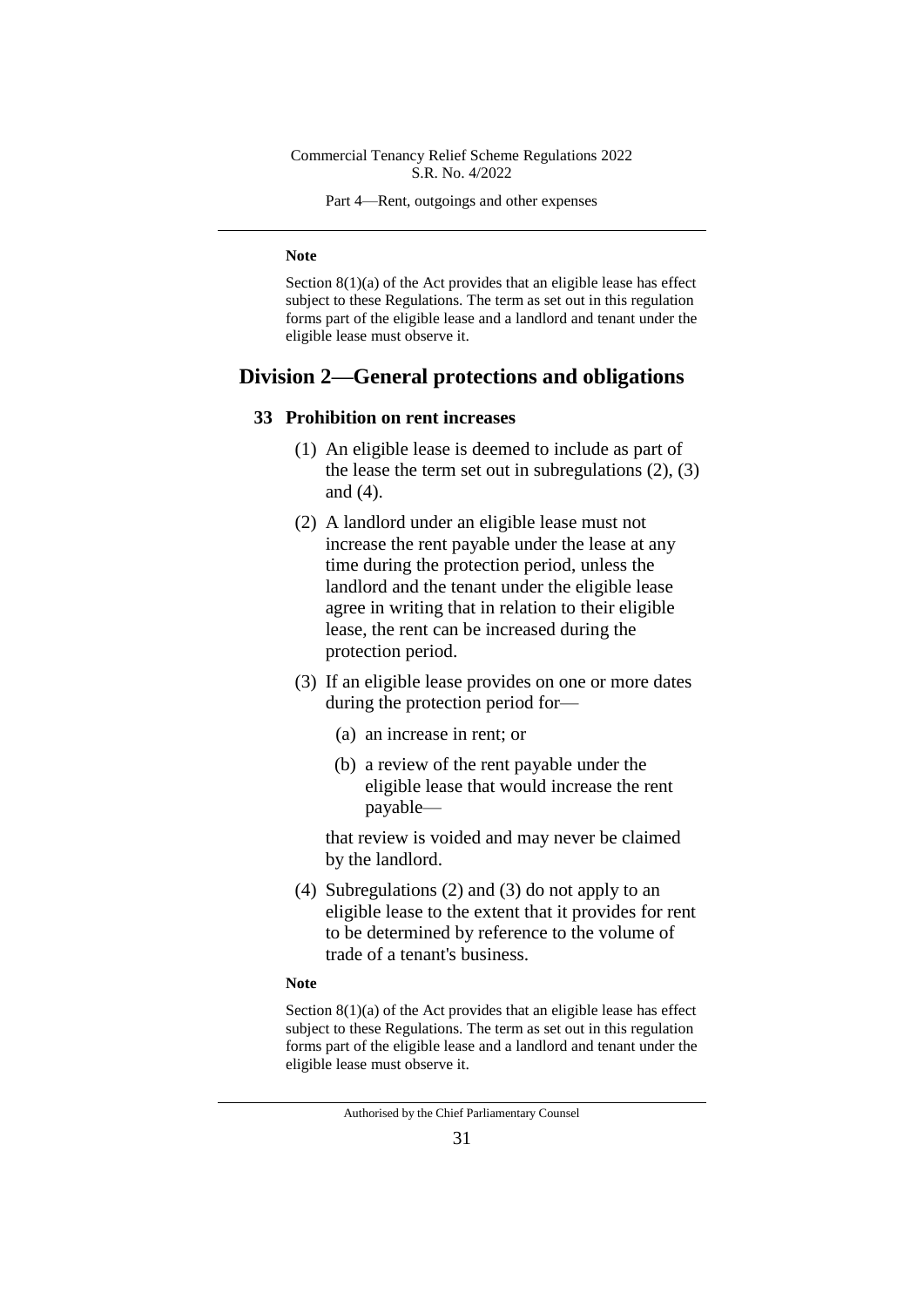**Note**

Section 8(1)(a) of the Act provides that an eligible lease has effect subject to these Regulations. The term as set out in this regulation forms part of the eligible lease and a landlord and tenant under the eligible lease must observe it.

## Division 2—General protections and obligations

### 33 Prohibition on rent increases

(1) An eligible lease is deemed to include as part of the lease the term set out in subregulations (2), (3) and (4).

(2) A landlord under an eligible lease must not increase the rent payable under the lease at any time during the protection period, unless the landlord and the tenant under the eligible lease agree in writing that in relation to their eligible lease, the rent can be increased during the protection period.

(3) If an eligible lease provides on one or more dates during the protection period for—

(a) an increase in rent; or

(b) a review of the rent payable under the eligible lease that would increase the rent payable—

that review is voided and may never be claimed by the landlord.

(4) Subregulations (2) and (3) do not apply to an eligible lease to the extent that it provides for rent to be determined by reference to the volume of trade of a tenant's business.

**Note**

Section 8(1)(a) of the Act provides that an eligible lease has effect subject to these Regulations. The term as set out in this regulation forms part of the eligible lease and a landlord and tenant under the eligible lease must observe it.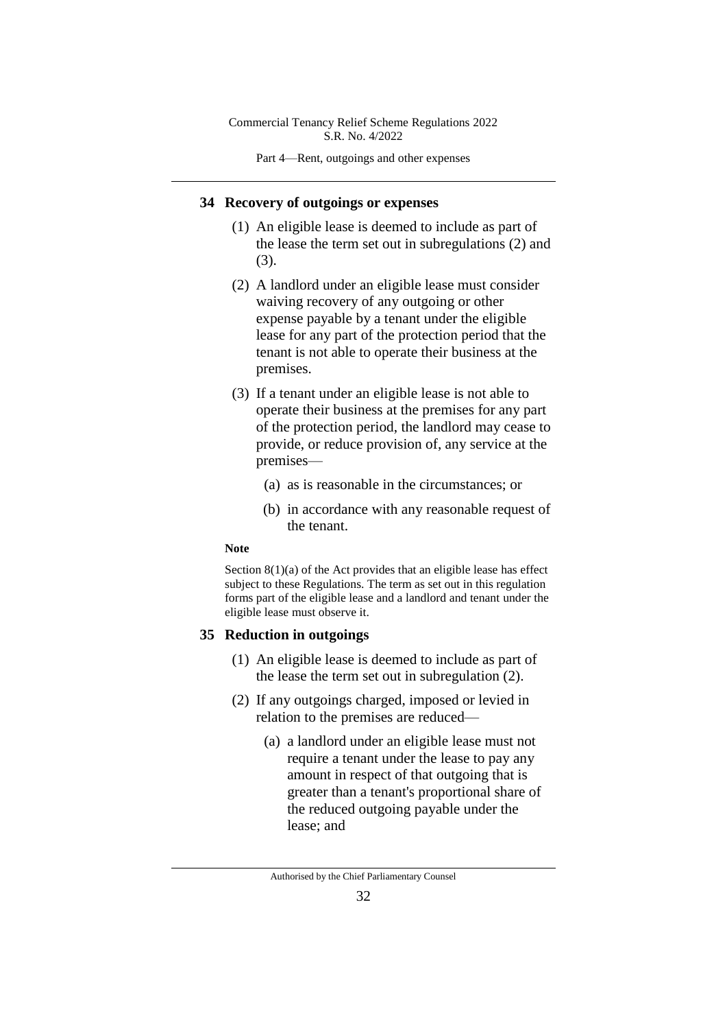## 34 Recovery of outgoings or expenses

(1) An eligible lease is deemed to include as part of the lease the term set out in subregulations (2) and (3).

(2) A landlord under an eligible lease must consider waiving recovery of any outgoing or other expense payable by a tenant under the eligible lease for any part of the protection period that the tenant is not able to operate their business at the premises.

(3) If a tenant under an eligible lease is not able to operate their business at the premises for any part of the protection period, the landlord may cease to provide, or reduce provision of, any service at the premises—

(a) as is reasonable in the circumstances; or

(b) in accordance with any reasonable request of the tenant.

**Note**

Section 8(1)(a) of the Act provides that an eligible lease has effect subject to these Regulations. The term as set out in this regulation forms part of the eligible lease and a landlord and tenant under the eligible lease must observe it.

## 35 Reduction in outgoings

(1) An eligible lease is deemed to include as part of the lease the term set out in subregulation (2).

(2) If any outgoings charged, imposed or levied in relation to the premises are reduced—

(a) a landlord under an eligible lease must not require a tenant under the lease to pay any amount in respect of that outgoing that is greater than a tenant's proportional share of the reduced outgoing payable under the lease; and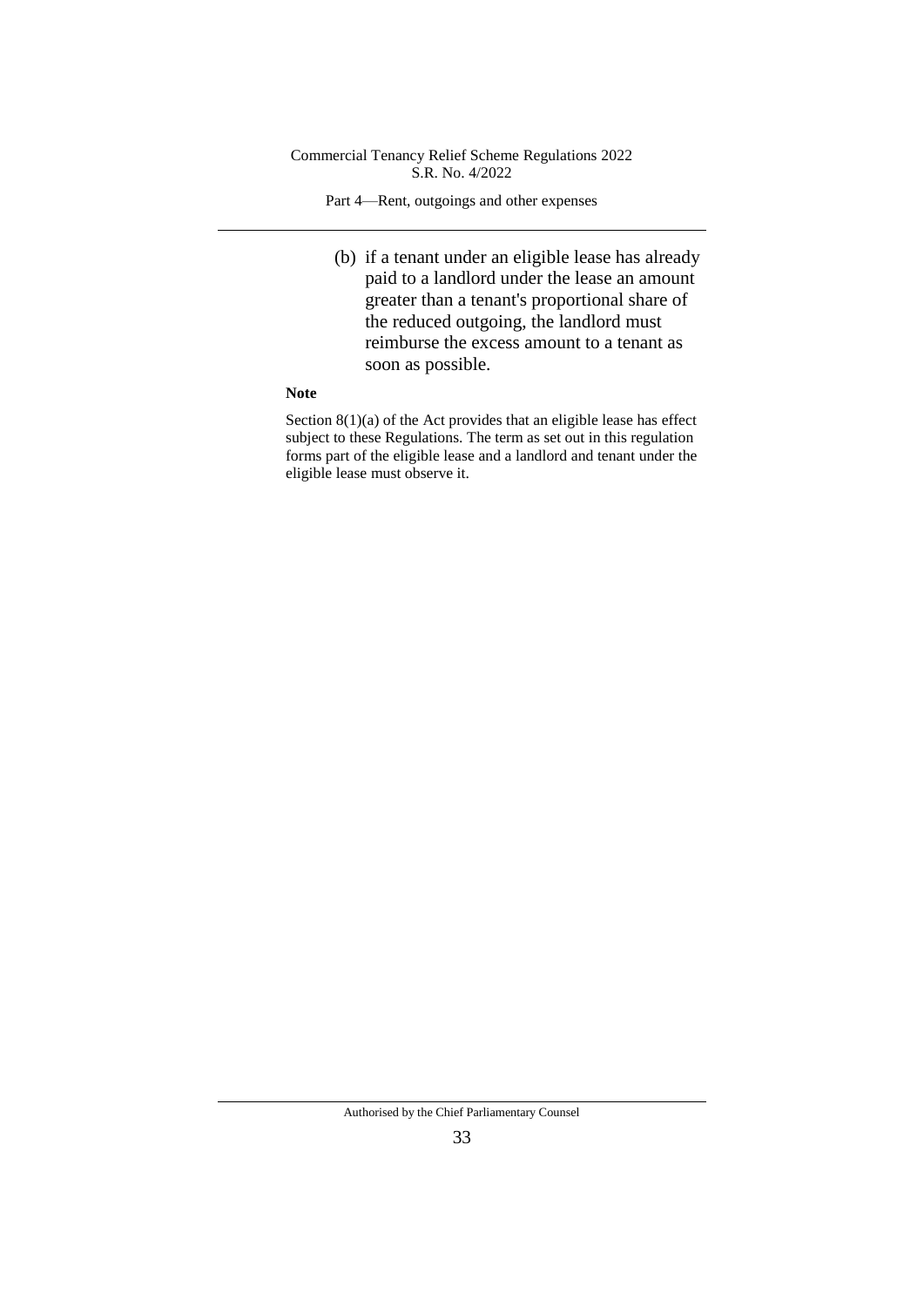(b) if a tenant under an eligible lease has already paid to a landlord under the lease an amount greater than a tenant's proportional share of the reduced outgoing, the landlord must reimburse the excess amount to a tenant as soon as possible.

**Note**

Section 8(1)(a) of the Act provides that an eligible lease has effect subject to these Regulations. The term as set out in this regulation forms part of the eligible lease and a landlord and tenant under the eligible lease must observe it.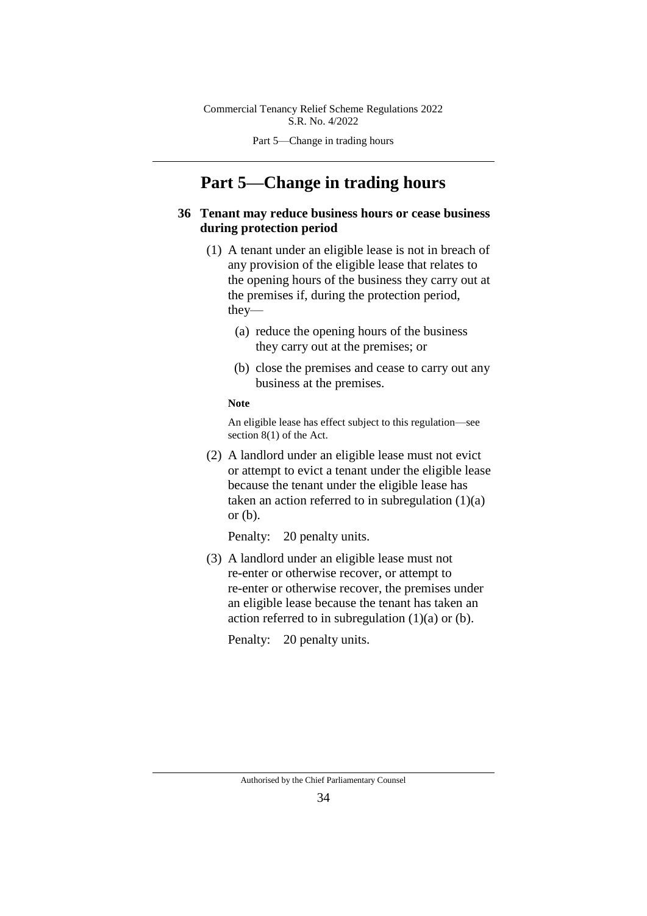# Part 5—Change in trading hours

## 36 Tenant may reduce business hours or cease business during protection period

(1) A tenant under an eligible lease is not in breach of any provision of the eligible lease that relates to the opening hours of the business they carry out at the premises if, during the protection period, they—

(a) reduce the opening hours of the business they carry out at the premises; or

(b) close the premises and cease to carry out any business at the premises.

**Note**

An eligible lease has effect subject to this regulation—see section 8(1) of the Act.

(2) A landlord under an eligible lease must not evict or attempt to evict a tenant under the eligible lease because the tenant under the eligible lease has taken an action referred to in subregulation (1)(a) or (b).

Penalty: 20 penalty units.

(3) A landlord under an eligible lease must not re-enter or otherwise recover, or attempt to re-enter or otherwise recover, the premises under an eligible lease because the tenant has taken an action referred to in subregulation (1)(a) or (b).

Penalty: 20 penalty units.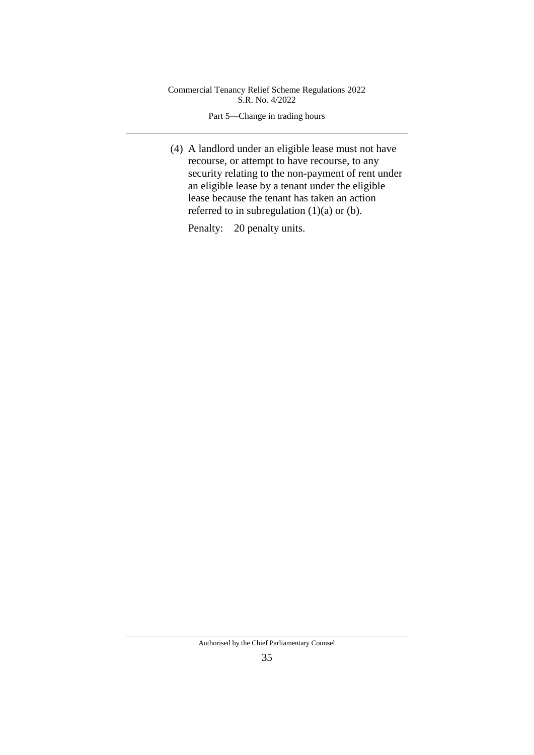(4) A landlord under an eligible lease must not have recourse, or attempt to have recourse, to any security relating to the non-payment of rent under an eligible lease by a tenant under the eligible lease because the tenant has taken an action referred to in subregulation (1)(a) or (b).

Penalty: 20 penalty units.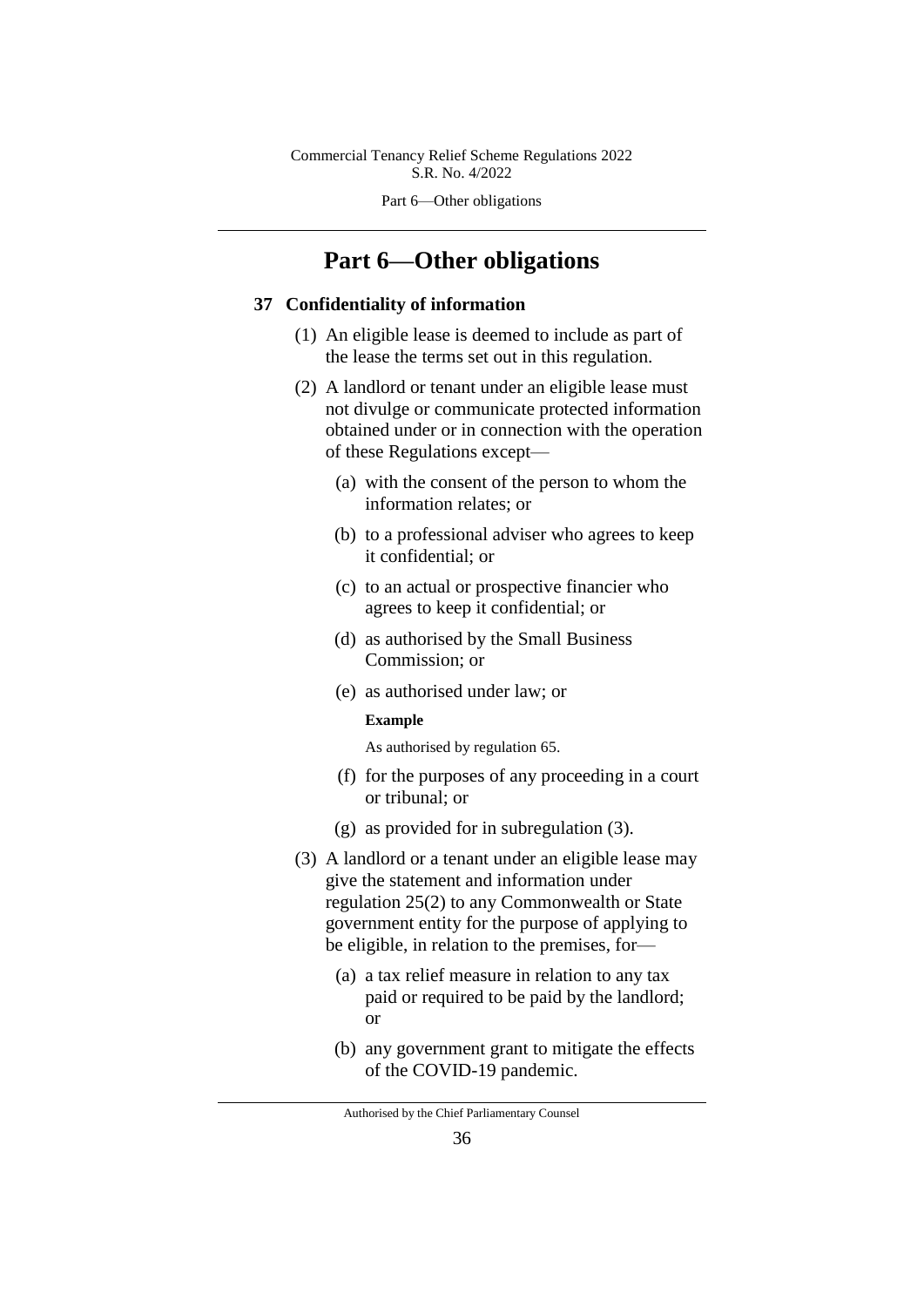# Part 6—Other obligations

## 37 Confidentiality of information

(1) An eligible lease is deemed to include as part of the lease the terms set out in this regulation.

(2) A landlord or tenant under an eligible lease must not divulge or communicate protected information obtained under or in connection with the operation of these Regulations except—

(a) with the consent of the person to whom the information relates; or

(b) to a professional adviser who agrees to keep it confidential; or

(c) to an actual or prospective financier who agrees to keep it confidential; or

(d) as authorised by the Small Business Commission; or

(e) as authorised under law; or

**Example**

As authorised by regulation 65.

(f) for the purposes of any proceeding in a court or tribunal; or

(g) as provided for in subregulation (3).

(3) A landlord or a tenant under an eligible lease may give the statement and information under regulation 25(2) to any Commonwealth or State government entity for the purpose of applying to be eligible, in relation to the premises, for—

(a) a tax relief measure in relation to any tax paid or required to be paid by the landlord; or

(b) any government grant to mitigate the effects of the COVID-19 pandemic.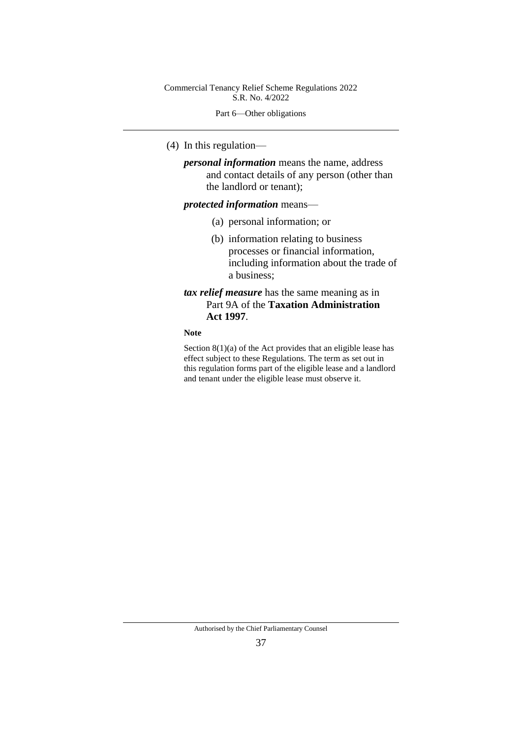(4) In this regulation—

***personal information*** means the name, address and contact details of any person (other than the landlord or tenant);

***protected information*** means—

(a) personal information; or

(b) information relating to business processes or financial information, including information about the trade of a business;

***tax relief measure*** has the same meaning as in Part 9A of the **Taxation Administration Act 1997**.

**Note**

Section 8(1)(a) of the Act provides that an eligible lease has effect subject to these Regulations. The term as set out in this regulation forms part of the eligible lease and a landlord and tenant under the eligible lease must observe it.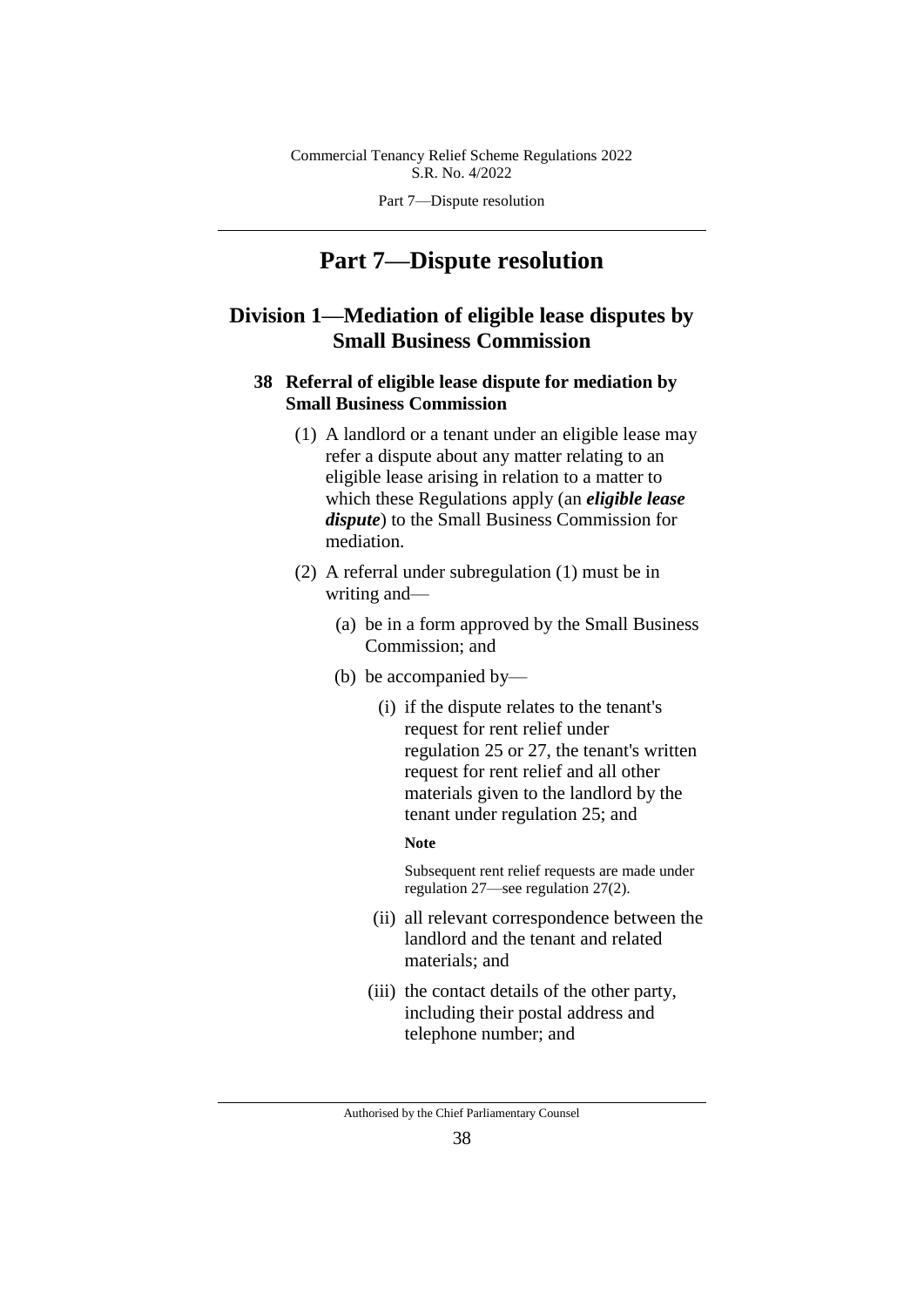# Part 7—Dispute resolution

## Division 1—Mediation of eligible lease disputes by Small Business Commission

### 38 Referral of eligible lease dispute for mediation by Small Business Commission

(1) A landlord or a tenant under an eligible lease may refer a dispute about any matter relating to an eligible lease arising in relation to a matter to which these Regulations apply (an ***eligible lease dispute***) to the Small Business Commission for mediation.

(2) A referral under subregulation (1) must be in writing and—

(a) be in a form approved by the Small Business Commission; and

(b) be accompanied by—

(i) if the dispute relates to the tenant's request for rent relief under regulation 25 or 27, the tenant's written request for rent relief and all other materials given to the landlord by the tenant under regulation 25; and

**Note**

Subsequent rent relief requests are made under regulation 27—see regulation 27(2).

(ii) all relevant correspondence between the landlord and the tenant and related materials; and

(iii) the contact details of the other party, including their postal address and telephone number; and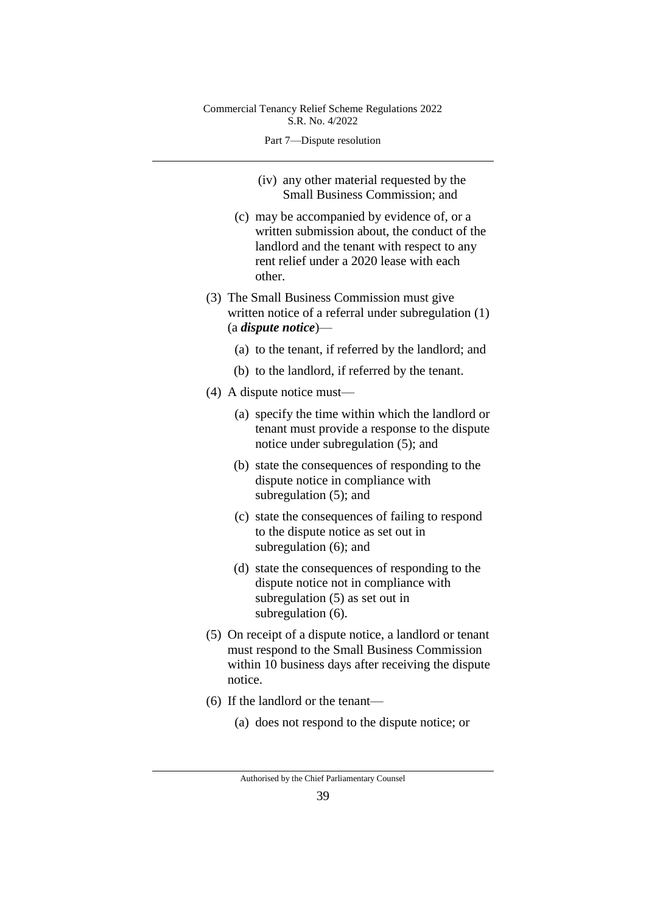(iv) any other material requested by the Small Business Commission; and

(c) may be accompanied by evidence of, or a written submission about, the conduct of the landlord and the tenant with respect to any rent relief under a 2020 lease with each other.

(3) The Small Business Commission must give written notice of a referral under subregulation (1) (a ***dispute notice***)—

(a) to the tenant, if referred by the landlord; and

(b) to the landlord, if referred by the tenant.

(4) A dispute notice must—

(a) specify the time within which the landlord or tenant must provide a response to the dispute notice under subregulation (5); and

(b) state the consequences of responding to the dispute notice in compliance with subregulation (5); and

(c) state the consequences of failing to respond to the dispute notice as set out in subregulation (6); and

(d) state the consequences of responding to the dispute notice not in compliance with subregulation (5) as set out in subregulation (6).

(5) On receipt of a dispute notice, a landlord or tenant must respond to the Small Business Commission within 10 business days after receiving the dispute notice.

(6) If the landlord or the tenant—

(a) does not respond to the dispute notice; or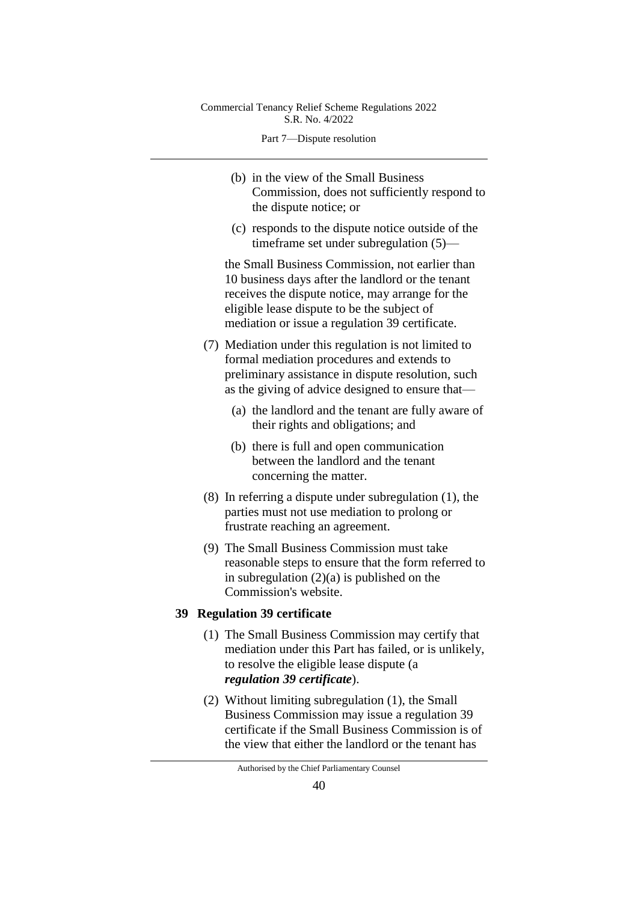(b) in the view of the Small Business Commission, does not sufficiently respond to the dispute notice; or

(c) responds to the dispute notice outside of the timeframe set under subregulation (5)—

the Small Business Commission, not earlier than 10 business days after the landlord or the tenant receives the dispute notice, may arrange for the eligible lease dispute to be the subject of mediation or issue a regulation 39 certificate.

(7) Mediation under this regulation is not limited to formal mediation procedures and extends to preliminary assistance in dispute resolution, such as the giving of advice designed to ensure that—

(a) the landlord and the tenant are fully aware of their rights and obligations; and

(b) there is full and open communication between the landlord and the tenant concerning the matter.

(8) In referring a dispute under subregulation (1), the parties must not use mediation to prolong or frustrate reaching an agreement.

(9) The Small Business Commission must take reasonable steps to ensure that the form referred to in subregulation (2)(a) is published on the Commission's website.

### 39 Regulation 39 certificate

(1) The Small Business Commission may certify that mediation under this Part has failed, or is unlikely, to resolve the eligible lease dispute (a ***regulation 39 certificate***).

(2) Without limiting subregulation (1), the Small Business Commission may issue a regulation 39 certificate if the Small Business Commission is of the view that either the landlord or the tenant has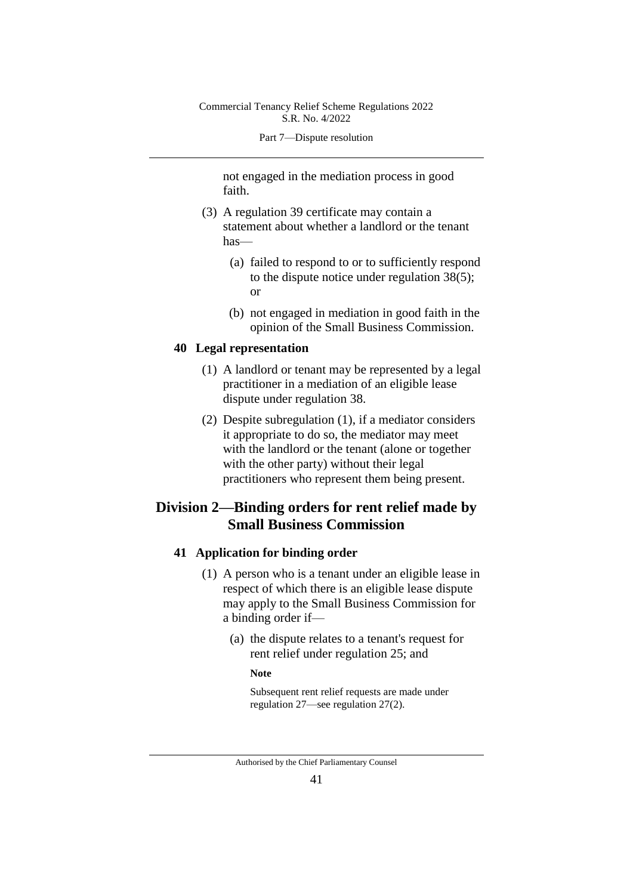not engaged in the mediation process in good faith.

(3) A regulation 39 certificate may contain a statement about whether a landlord or the tenant has—

(a) failed to respond to or to sufficiently respond to the dispute notice under regulation 38(5); or

(b) not engaged in mediation in good faith in the opinion of the Small Business Commission.

### 40 Legal representation

(1) A landlord or tenant may be represented by a legal practitioner in a mediation of an eligible lease dispute under regulation 38.

(2) Despite subregulation (1), if a mediator considers it appropriate to do so, the mediator may meet with the landlord or the tenant (alone or together with the other party) without their legal practitioners who represent them being present.

## Division 2—Binding orders for rent relief made by Small Business Commission

### 41 Application for binding order

(1) A person who is a tenant under an eligible lease in respect of which there is an eligible lease dispute may apply to the Small Business Commission for a binding order if—

(a) the dispute relates to a tenant's request for rent relief under regulation 25; and

**Note**

Subsequent rent relief requests are made under regulation 27—see regulation 27(2).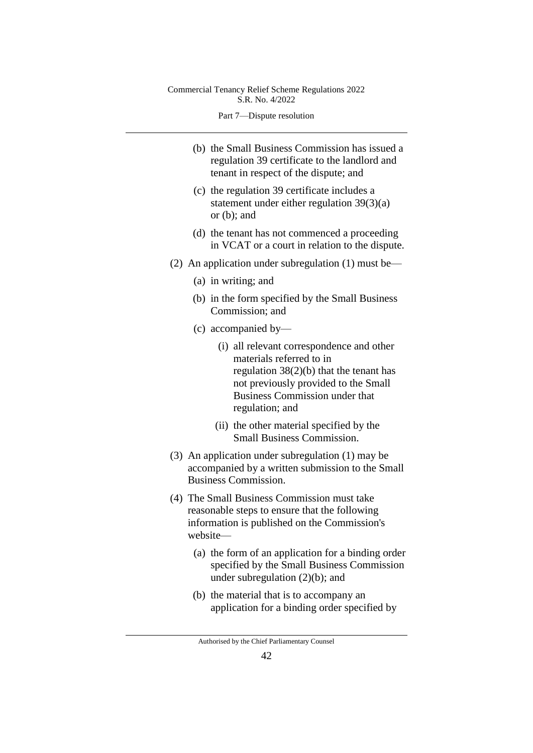(b) the Small Business Commission has issued a regulation 39 certificate to the landlord and tenant in respect of the dispute; and

(c) the regulation 39 certificate includes a statement under either regulation 39(3)(a) or (b); and

(d) the tenant has not commenced a proceeding in VCAT or a court in relation to the dispute.

(2) An application under subregulation (1) must be—

(a) in writing; and

(b) in the form specified by the Small Business Commission; and

(c) accompanied by—

(i) all relevant correspondence and other materials referred to in regulation 38(2)(b) that the tenant has not previously provided to the Small Business Commission under that regulation; and

(ii) the other material specified by the Small Business Commission.

(3) An application under subregulation (1) may be accompanied by a written submission to the Small Business Commission.

(4) The Small Business Commission must take reasonable steps to ensure that the following information is published on the Commission's website—

(a) the form of an application for a binding order specified by the Small Business Commission under subregulation (2)(b); and

(b) the material that is to accompany an application for a binding order specified by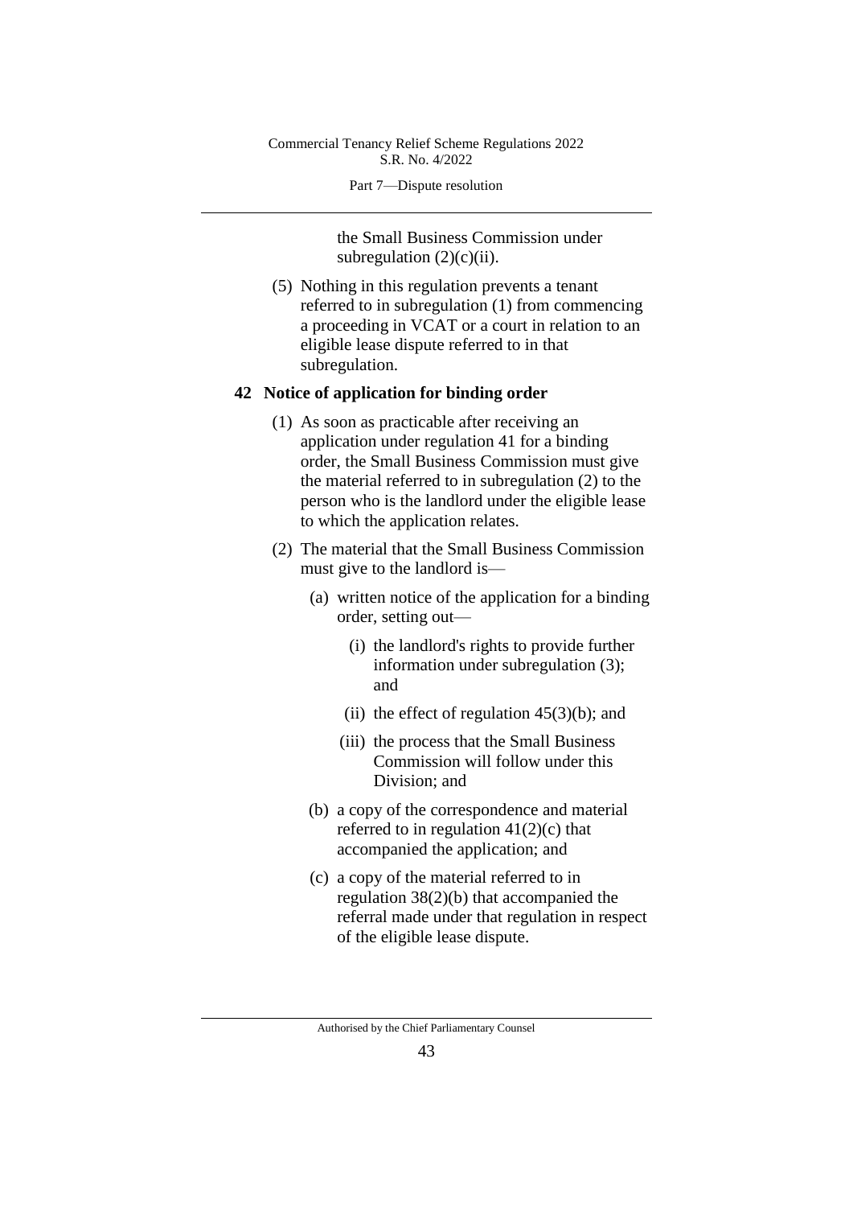the Small Business Commission under subregulation (2)(c)(ii).

(5) Nothing in this regulation prevents a tenant referred to in subregulation (1) from commencing a proceeding in VCAT or a court in relation to an eligible lease dispute referred to in that subregulation.

## 42 Notice of application for binding order

(1) As soon as practicable after receiving an application under regulation 41 for a binding order, the Small Business Commission must give the material referred to in subregulation (2) to the person who is the landlord under the eligible lease to which the application relates.

(2) The material that the Small Business Commission must give to the landlord is—

- (a) written notice of the application for a binding order, setting out—
  - (i) the landlord's rights to provide further information under subregulation (3); and
  - (ii) the effect of regulation 45(3)(b); and
  - (iii) the process that the Small Business Commission will follow under this Division; and
- (b) a copy of the correspondence and material referred to in regulation 41(2)(c) that accompanied the application; and
- (c) a copy of the material referred to in regulation 38(2)(b) that accompanied the referral made under that regulation in respect of the eligible lease dispute.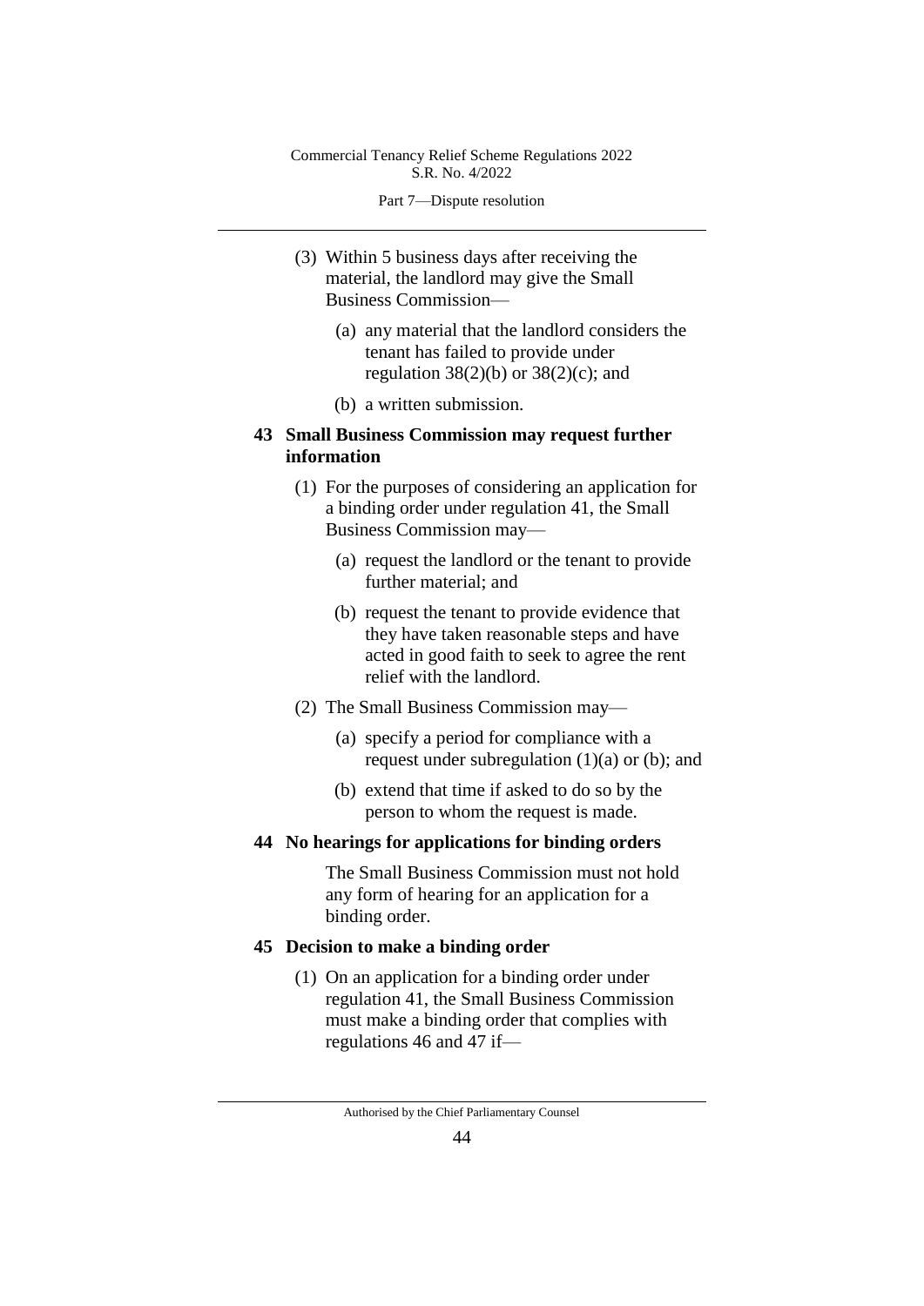(3) Within 5 business days after receiving the material, the landlord may give the Small Business Commission—

(a) any material that the landlord considers the tenant has failed to provide under regulation 38(2)(b) or 38(2)(c); and

(b) a written submission.

## 43 Small Business Commission may request further information

(1) For the purposes of considering an application for a binding order under regulation 41, the Small Business Commission may—

(a) request the landlord or the tenant to provide further material; and

(b) request the tenant to provide evidence that they have taken reasonable steps and have acted in good faith to seek to agree the rent relief with the landlord.

(2) The Small Business Commission may—

(a) specify a period for compliance with a request under subregulation (1)(a) or (b); and

(b) extend that time if asked to do so by the person to whom the request is made.

## 44 No hearings for applications for binding orders

The Small Business Commission must not hold any form of hearing for an application for a binding order.

## 45 Decision to make a binding order

(1) On an application for a binding order under regulation 41, the Small Business Commission must make a binding order that complies with regulations 46 and 47 if—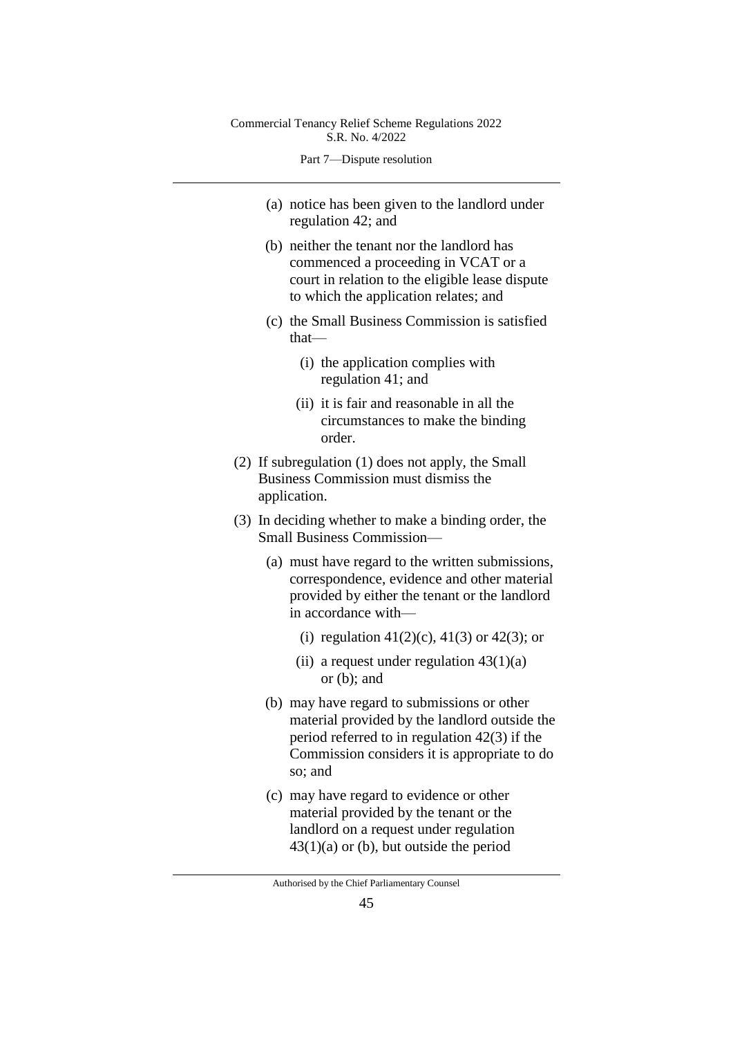(a) notice has been given to the landlord under regulation 42; and

(b) neither the tenant nor the landlord has commenced a proceeding in VCAT or a court in relation to the eligible lease dispute to which the application relates; and

(c) the Small Business Commission is satisfied that—

   (i) the application complies with regulation 41; and

   (ii) it is fair and reasonable in all the circumstances to make the binding order.

(2) If subregulation (1) does not apply, the Small Business Commission must dismiss the application.

(3) In deciding whether to make a binding order, the Small Business Commission—

(a) must have regard to the written submissions, correspondence, evidence and other material provided by either the tenant or the landlord in accordance with—

   (i) regulation 41(2)(c), 41(3) or 42(3); or

   (ii) a request under regulation 43(1)(a) or (b); and

(b) may have regard to submissions or other material provided by the landlord outside the period referred to in regulation 42(3) if the Commission considers it is appropriate to do so; and

(c) may have regard to evidence or other material provided by the tenant or the landlord on a request under regulation 43(1)(a) or (b), but outside the period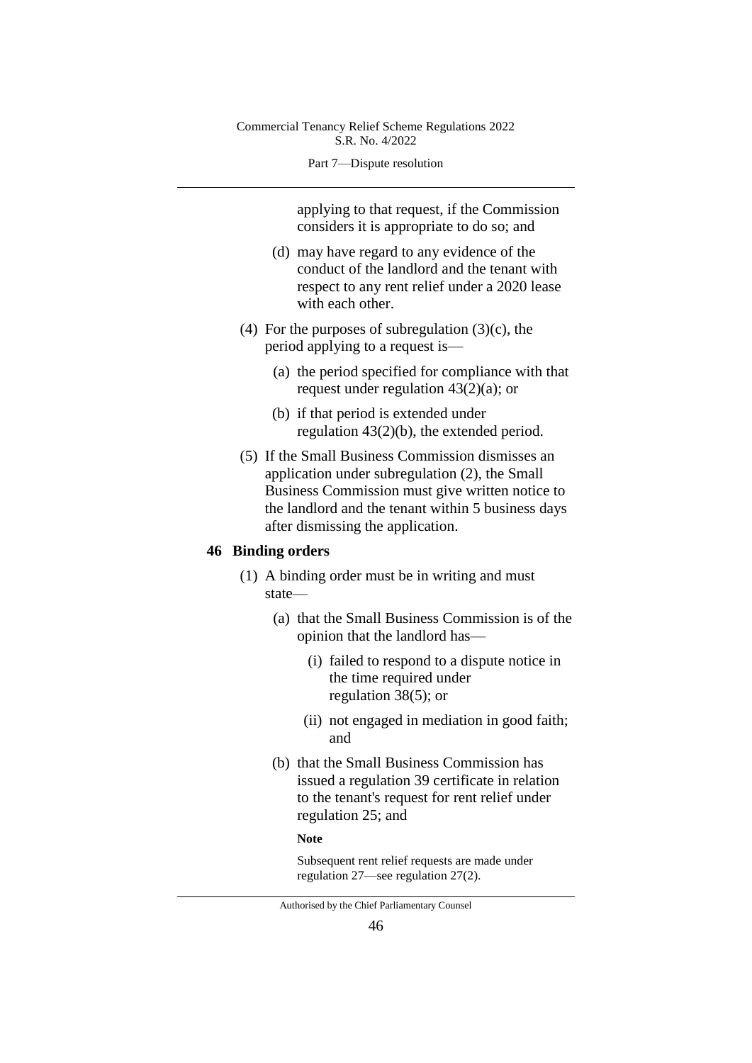applying to that request, if the Commission considers it is appropriate to do so; and

(d) may have regard to any evidence of the conduct of the landlord and the tenant with respect to any rent relief under a 2020 lease with each other.

(4) For the purposes of subregulation (3)(c), the period applying to a request is—

(a) the period specified for compliance with that request under regulation 43(2)(a); or

(b) if that period is extended under regulation 43(2)(b), the extended period.

(5) If the Small Business Commission dismisses an application under subregulation (2), the Small Business Commission must give written notice to the landlord and the tenant within 5 business days after dismissing the application.

## 46 Binding orders

(1) A binding order must be in writing and must state—

(a) that the Small Business Commission is of the opinion that the landlord has—

(i) failed to respond to a dispute notice in the time required under regulation 38(5); or

(ii) not engaged in mediation in good faith; and

(b) that the Small Business Commission has issued a regulation 39 certificate in relation to the tenant's request for rent relief under regulation 25; and

**Note**

Subsequent rent relief requests are made under regulation 27—see regulation 27(2).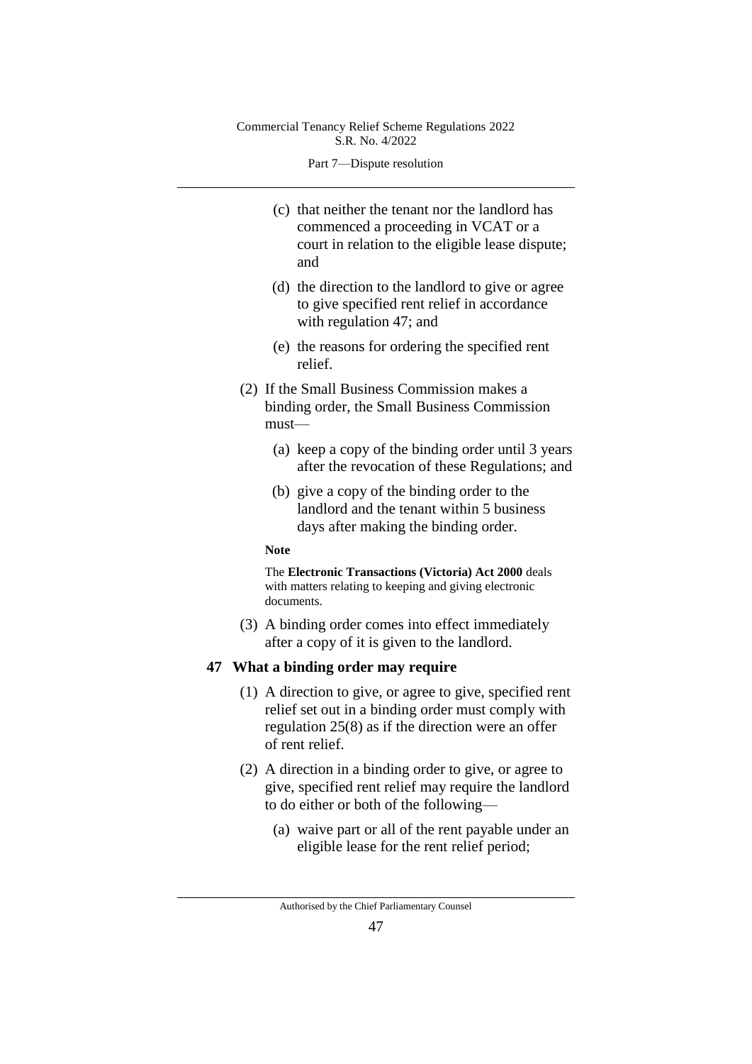(c) that neither the tenant nor the landlord has commenced a proceeding in VCAT or a court in relation to the eligible lease dispute; and

(d) the direction to the landlord to give or agree to give specified rent relief in accordance with regulation 47; and

(e) the reasons for ordering the specified rent relief.

(2) If the Small Business Commission makes a binding order, the Small Business Commission must—

(a) keep a copy of the binding order until 3 years after the revocation of these Regulations; and

(b) give a copy of the binding order to the landlord and the tenant within 5 business days after making the binding order.

**Note**

The **Electronic Transactions (Victoria) Act 2000** deals with matters relating to keeping and giving electronic documents.

(3) A binding order comes into effect immediately after a copy of it is given to the landlord.

### 47 What a binding order may require

(1) A direction to give, or agree to give, specified rent relief set out in a binding order must comply with regulation 25(8) as if the direction were an offer of rent relief.

(2) A direction in a binding order to give, or agree to give, specified rent relief may require the landlord to do either or both of the following—

(a) waive part or all of the rent payable under an eligible lease for the rent relief period;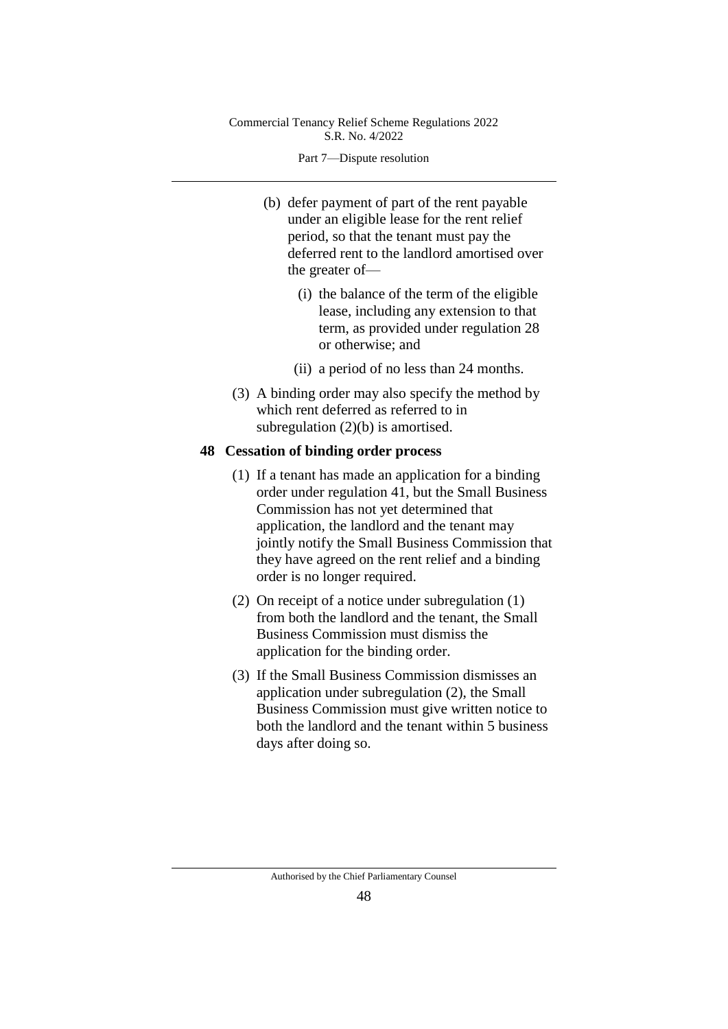(b) defer payment of part of the rent payable under an eligible lease for the rent relief period, so that the tenant must pay the deferred rent to the landlord amortised over the greater of—

(i) the balance of the term of the eligible lease, including any extension to that term, as provided under regulation 28 or otherwise; and

(ii) a period of no less than 24 months.

(3) A binding order may also specify the method by which rent deferred as referred to in subregulation (2)(b) is amortised.

**48 Cessation of binding order process**

(1) If a tenant has made an application for a binding order under regulation 41, but the Small Business Commission has not yet determined that application, the landlord and the tenant may jointly notify the Small Business Commission that they have agreed on the rent relief and a binding order is no longer required.

(2) On receipt of a notice under subregulation (1) from both the landlord and the tenant, the Small Business Commission must dismiss the application for the binding order.

(3) If the Small Business Commission dismisses an application under subregulation (2), the Small Business Commission must give written notice to both the landlord and the tenant within 5 business days after doing so.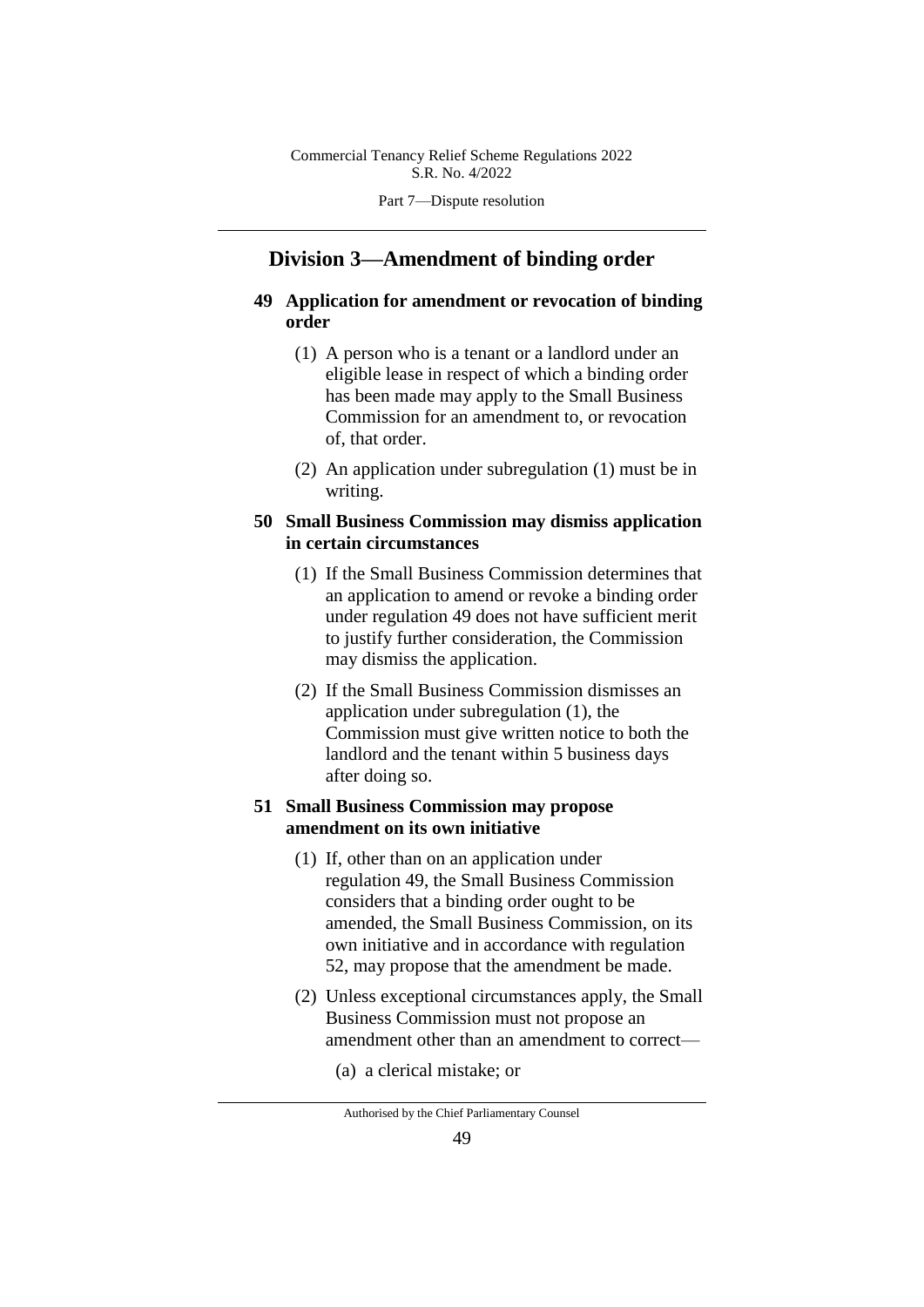## Division 3—Amendment of binding order

### 49 Application for amendment or revocation of binding order

(1) A person who is a tenant or a landlord under an eligible lease in respect of which a binding order has been made may apply to the Small Business Commission for an amendment to, or revocation of, that order.

(2) An application under subregulation (1) must be in writing.

### 50 Small Business Commission may dismiss application in certain circumstances

(1) If the Small Business Commission determines that an application to amend or revoke a binding order under regulation 49 does not have sufficient merit to justify further consideration, the Commission may dismiss the application.

(2) If the Small Business Commission dismisses an application under subregulation (1), the Commission must give written notice to both the landlord and the tenant within 5 business days after doing so.

### 51 Small Business Commission may propose amendment on its own initiative

(1) If, other than on an application under regulation 49, the Small Business Commission considers that a binding order ought to be amended, the Small Business Commission, on its own initiative and in accordance with regulation 52, may propose that the amendment be made.

(2) Unless exceptional circumstances apply, the Small Business Commission must not propose an amendment other than an amendment to correct—

(a) a clerical mistake; or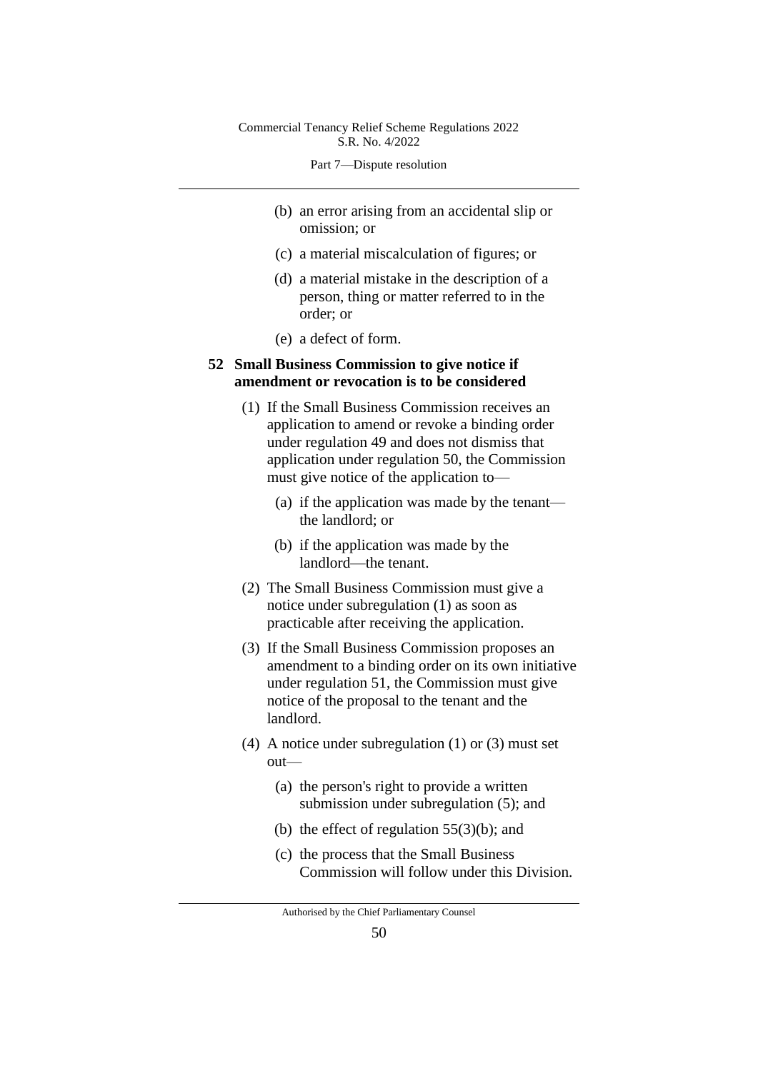(b) an error arising from an accidental slip or omission; or

(c) a material miscalculation of figures; or

(d) a material mistake in the description of a person, thing or matter referred to in the order; or

(e) a defect of form.

### 52 Small Business Commission to give notice if amendment or revocation is to be considered

(1) If the Small Business Commission receives an application to amend or revoke a binding order under regulation 49 and does not dismiss that application under regulation 50, the Commission must give notice of the application to—

(a) if the application was made by the tenant—the landlord; or

(b) if the application was made by the landlord—the tenant.

(2) The Small Business Commission must give a notice under subregulation (1) as soon as practicable after receiving the application.

(3) If the Small Business Commission proposes an amendment to a binding order on its own initiative under regulation 51, the Commission must give notice of the proposal to the tenant and the landlord.

(4) A notice under subregulation (1) or (3) must set out—

(a) the person's right to provide a written submission under subregulation (5); and

(b) the effect of regulation 55(3)(b); and

(c) the process that the Small Business Commission will follow under this Division.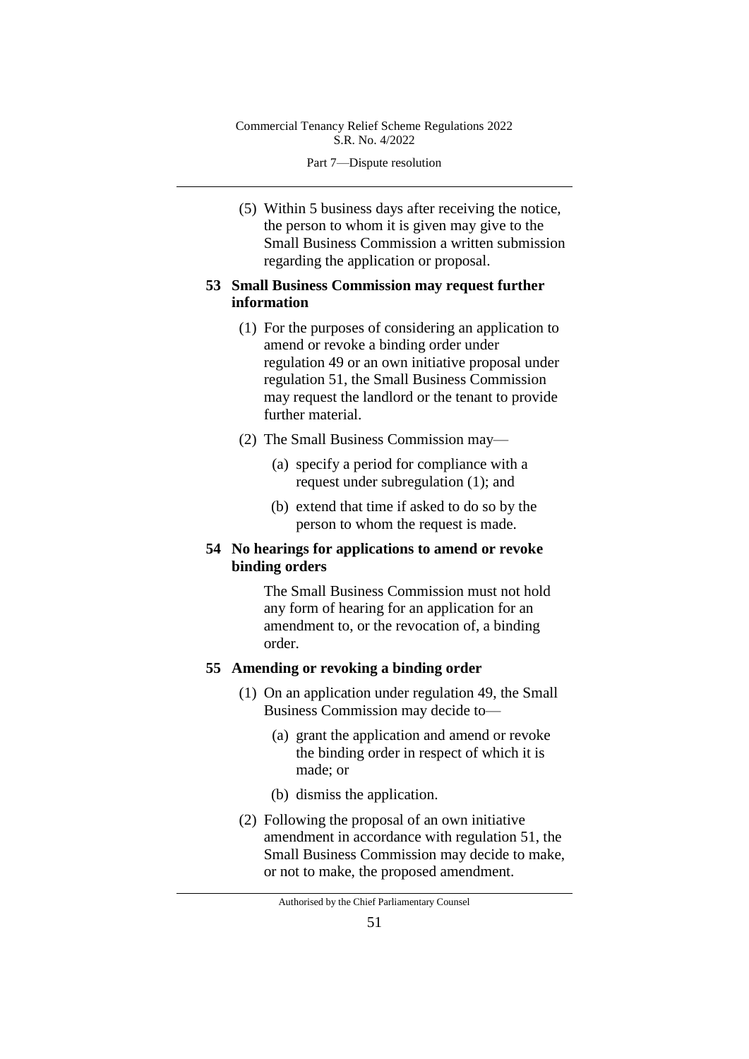(5) Within 5 business days after receiving the notice, the person to whom it is given may give to the Small Business Commission a written submission regarding the application or proposal.

### 53 Small Business Commission may request further information

(1) For the purposes of considering an application to amend or revoke a binding order under regulation 49 or an own initiative proposal under regulation 51, the Small Business Commission may request the landlord or the tenant to provide further material.

(2) The Small Business Commission may—

(a) specify a period for compliance with a request under subregulation (1); and

(b) extend that time if asked to do so by the person to whom the request is made.

### 54 No hearings for applications to amend or revoke binding orders

The Small Business Commission must not hold any form of hearing for an application for an amendment to, or the revocation of, a binding order.

### 55 Amending or revoking a binding order

(1) On an application under regulation 49, the Small Business Commission may decide to—

(a) grant the application and amend or revoke the binding order in respect of which it is made; or

(b) dismiss the application.

(2) Following the proposal of an own initiative amendment in accordance with regulation 51, the Small Business Commission may decide to make, or not to make, the proposed amendment.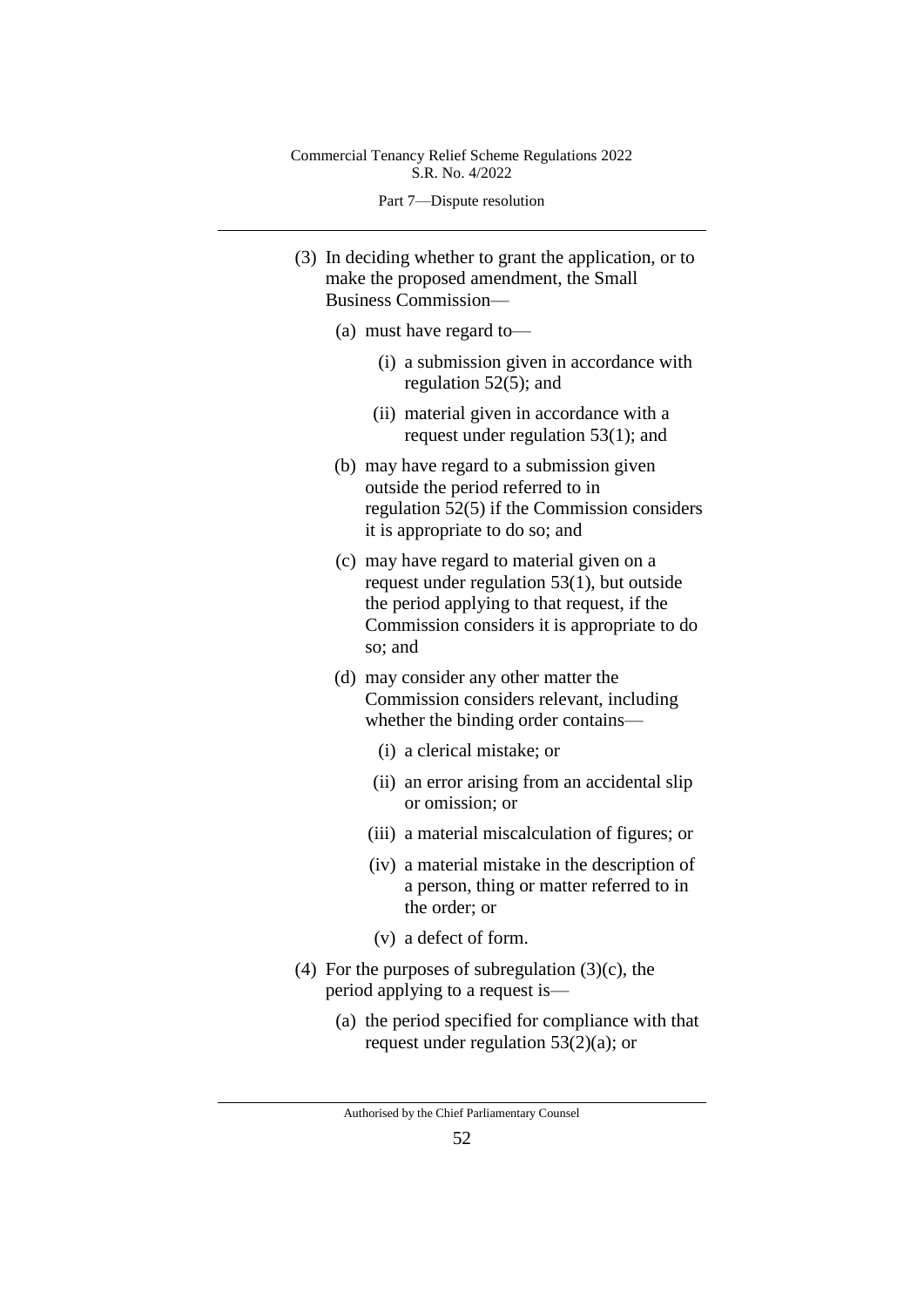(3) In deciding whether to grant the application, or to make the proposed amendment, the Small Business Commission—

(a) must have regard to—

(i) a submission given in accordance with regulation 52(5); and

(ii) material given in accordance with a request under regulation 53(1); and

(b) may have regard to a submission given outside the period referred to in regulation 52(5) if the Commission considers it is appropriate to do so; and

(c) may have regard to material given on a request under regulation 53(1), but outside the period applying to that request, if the Commission considers it is appropriate to do so; and

(d) may consider any other matter the Commission considers relevant, including whether the binding order contains—

(i) a clerical mistake; or

(ii) an error arising from an accidental slip or omission; or

(iii) a material miscalculation of figures; or

(iv) a material mistake in the description of a person, thing or matter referred to in the order; or

(v) a defect of form.

(4) For the purposes of subregulation (3)(c), the period applying to a request is—

(a) the period specified for compliance with that request under regulation 53(2)(a); or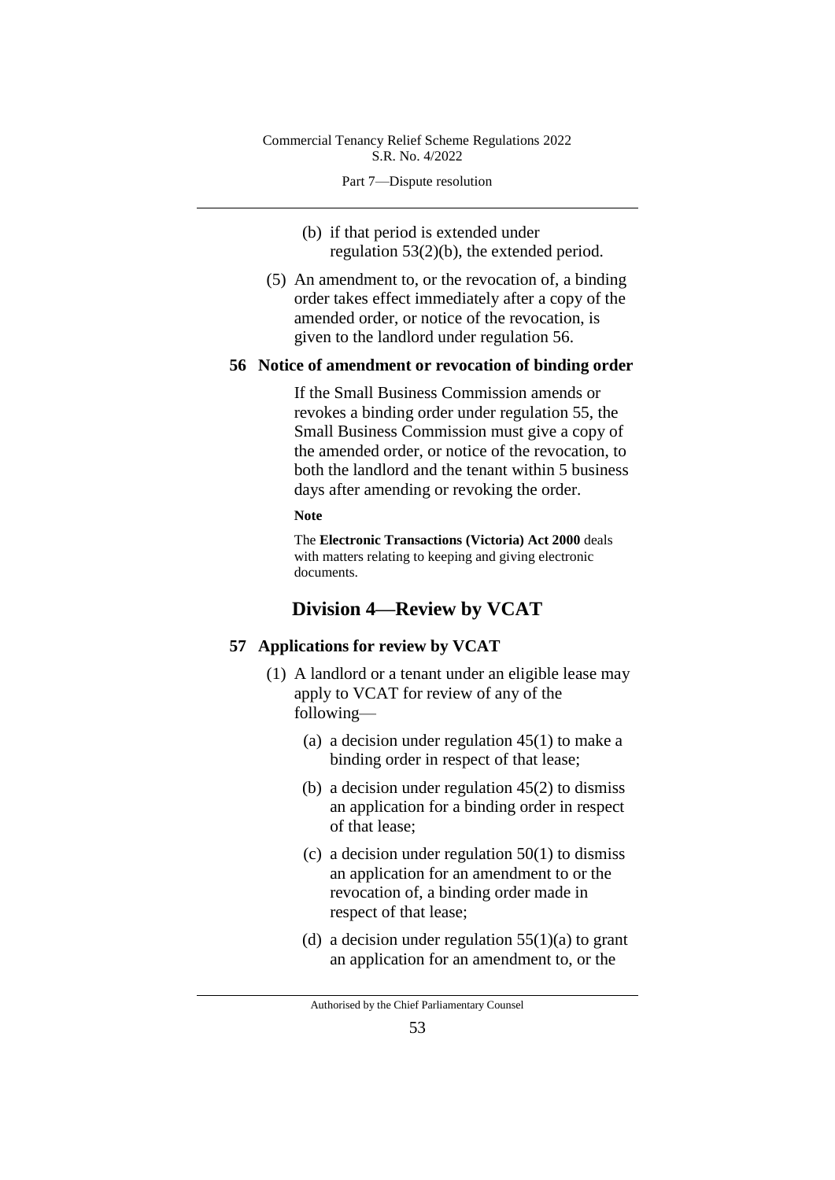(b) if that period is extended under regulation 53(2)(b), the extended period.

(5) An amendment to, or the revocation of, a binding order takes effect immediately after a copy of the amended order, or notice of the revocation, is given to the landlord under regulation 56.

### 56 Notice of amendment or revocation of binding order

If the Small Business Commission amends or revokes a binding order under regulation 55, the Small Business Commission must give a copy of the amended order, or notice of the revocation, to both the landlord and the tenant within 5 business days after amending or revoking the order.

**Note**

The **Electronic Transactions (Victoria) Act 2000** deals with matters relating to keeping and giving electronic documents.

## Division 4—Review by VCAT

### 57 Applications for review by VCAT

(1) A landlord or a tenant under an eligible lease may apply to VCAT for review of any of the following—

(a) a decision under regulation 45(1) to make a binding order in respect of that lease;

(b) a decision under regulation 45(2) to dismiss an application for a binding order in respect of that lease;

(c) a decision under regulation 50(1) to dismiss an application for an amendment to or the revocation of, a binding order made in respect of that lease;

(d) a decision under regulation 55(1)(a) to grant an application for an amendment to, or the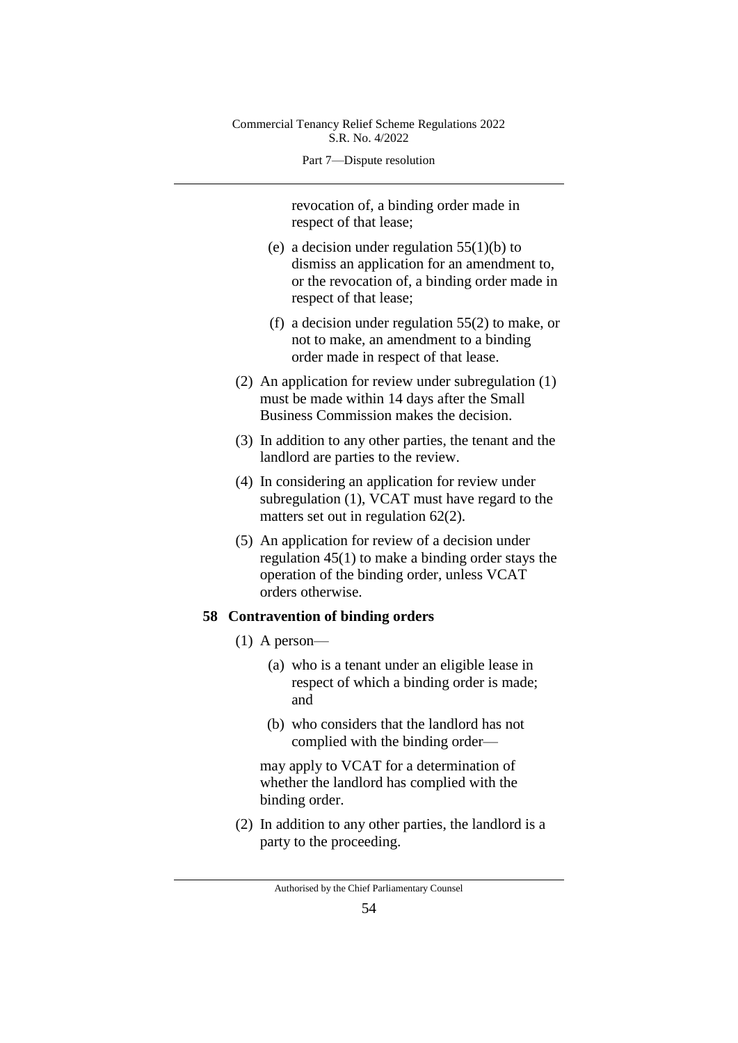revocation of, a binding order made in respect of that lease;

(e) a decision under regulation 55(1)(b) to dismiss an application for an amendment to, or the revocation of, a binding order made in respect of that lease;

(f) a decision under regulation 55(2) to make, or not to make, an amendment to a binding order made in respect of that lease.

(2) An application for review under subregulation (1) must be made within 14 days after the Small Business Commission makes the decision.

(3) In addition to any other parties, the tenant and the landlord are parties to the review.

(4) In considering an application for review under subregulation (1), VCAT must have regard to the matters set out in regulation 62(2).

(5) An application for review of a decision under regulation 45(1) to make a binding order stays the operation of the binding order, unless VCAT orders otherwise.

### 58 Contravention of binding orders

(1) A person—

(a) who is a tenant under an eligible lease in respect of which a binding order is made; and

(b) who considers that the landlord has not complied with the binding order—

may apply to VCAT for a determination of whether the landlord has complied with the binding order.

(2) In addition to any other parties, the landlord is a party to the proceeding.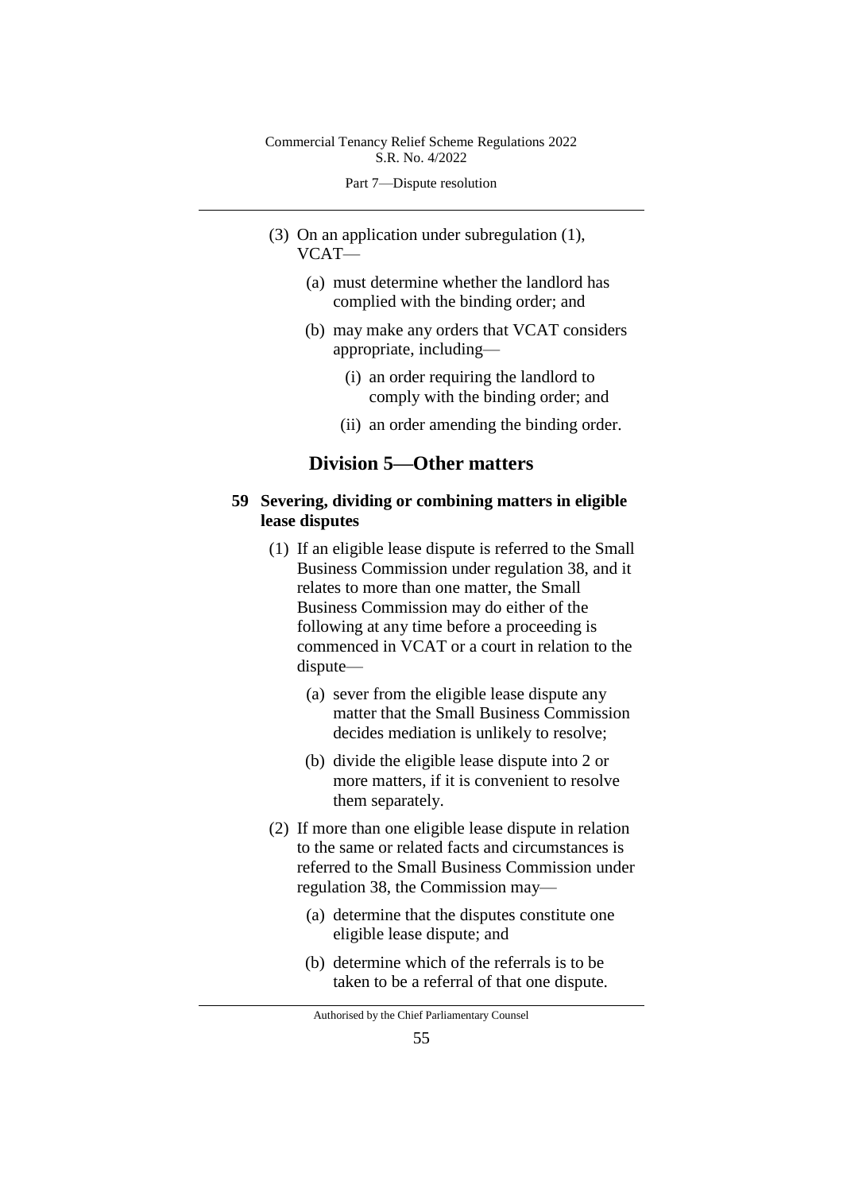(3) On an application under subregulation (1), VCAT—

(a) must determine whether the landlord has complied with the binding order; and

(b) may make any orders that VCAT considers appropriate, including—

(i) an order requiring the landlord to comply with the binding order; and

(ii) an order amending the binding order.

## Division 5—Other matters

### 59 Severing, dividing or combining matters in eligible lease disputes

(1) If an eligible lease dispute is referred to the Small Business Commission under regulation 38, and it relates to more than one matter, the Small Business Commission may do either of the following at any time before a proceeding is commenced in VCAT or a court in relation to the dispute—

(a) sever from the eligible lease dispute any matter that the Small Business Commission decides mediation is unlikely to resolve;

(b) divide the eligible lease dispute into 2 or more matters, if it is convenient to resolve them separately.

(2) If more than one eligible lease dispute in relation to the same or related facts and circumstances is referred to the Small Business Commission under regulation 38, the Commission may—

(a) determine that the disputes constitute one eligible lease dispute; and

(b) determine which of the referrals is to be taken to be a referral of that one dispute.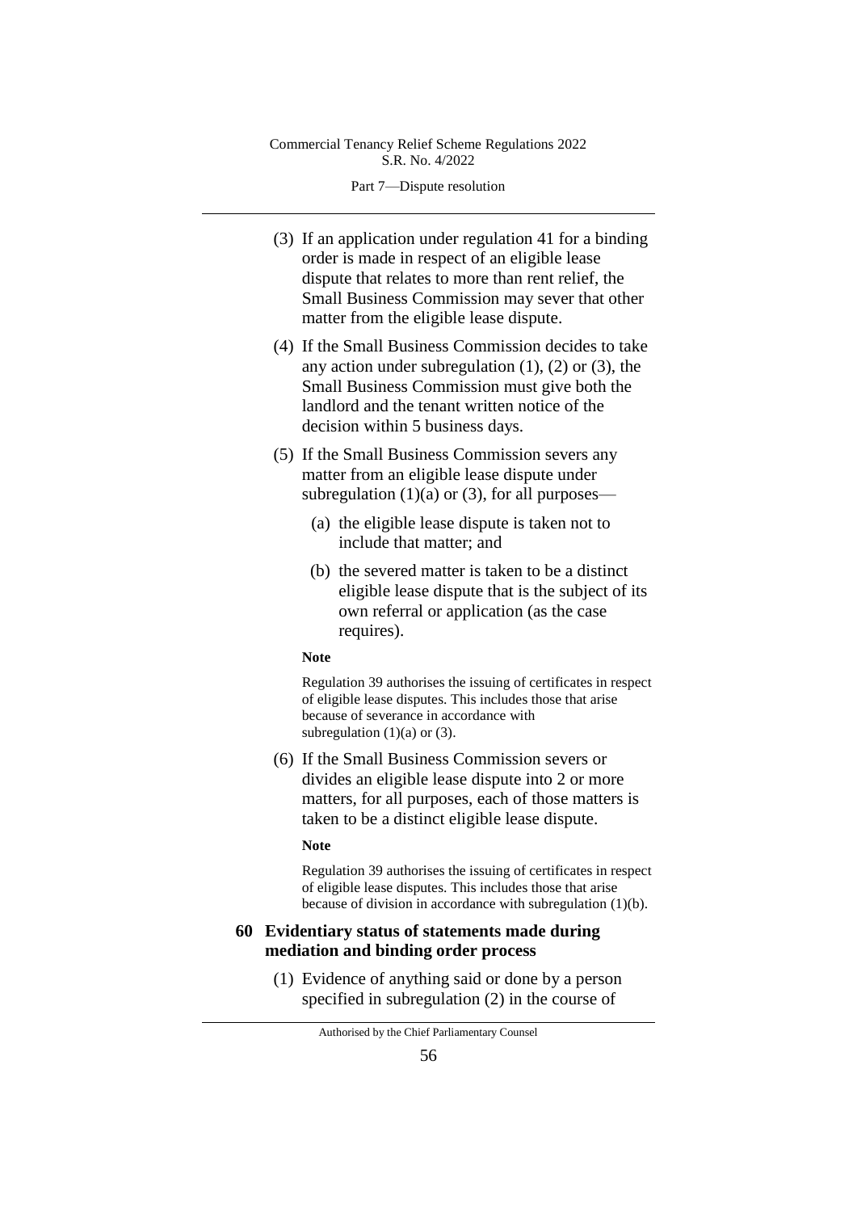(3) If an application under regulation 41 for a binding order is made in respect of an eligible lease dispute that relates to more than rent relief, the Small Business Commission may sever that other matter from the eligible lease dispute.

(4) If the Small Business Commission decides to take any action under subregulation (1), (2) or (3), the Small Business Commission must give both the landlord and the tenant written notice of the decision within 5 business days.

(5) If the Small Business Commission severs any matter from an eligible lease dispute under subregulation (1)(a) or (3), for all purposes—

(a) the eligible lease dispute is taken not to include that matter; and

(b) the severed matter is taken to be a distinct eligible lease dispute that is the subject of its own referral or application (as the case requires).

**Note**

Regulation 39 authorises the issuing of certificates in respect of eligible lease disputes. This includes those that arise because of severance in accordance with subregulation (1)(a) or (3).

(6) If the Small Business Commission severs or divides an eligible lease dispute into 2 or more matters, for all purposes, each of those matters is taken to be a distinct eligible lease dispute.

**Note**

Regulation 39 authorises the issuing of certificates in respect of eligible lease disputes. This includes those that arise because of division in accordance with subregulation (1)(b).

## 60 Evidentiary status of statements made during mediation and binding order process

(1) Evidence of anything said or done by a person specified in subregulation (2) in the course of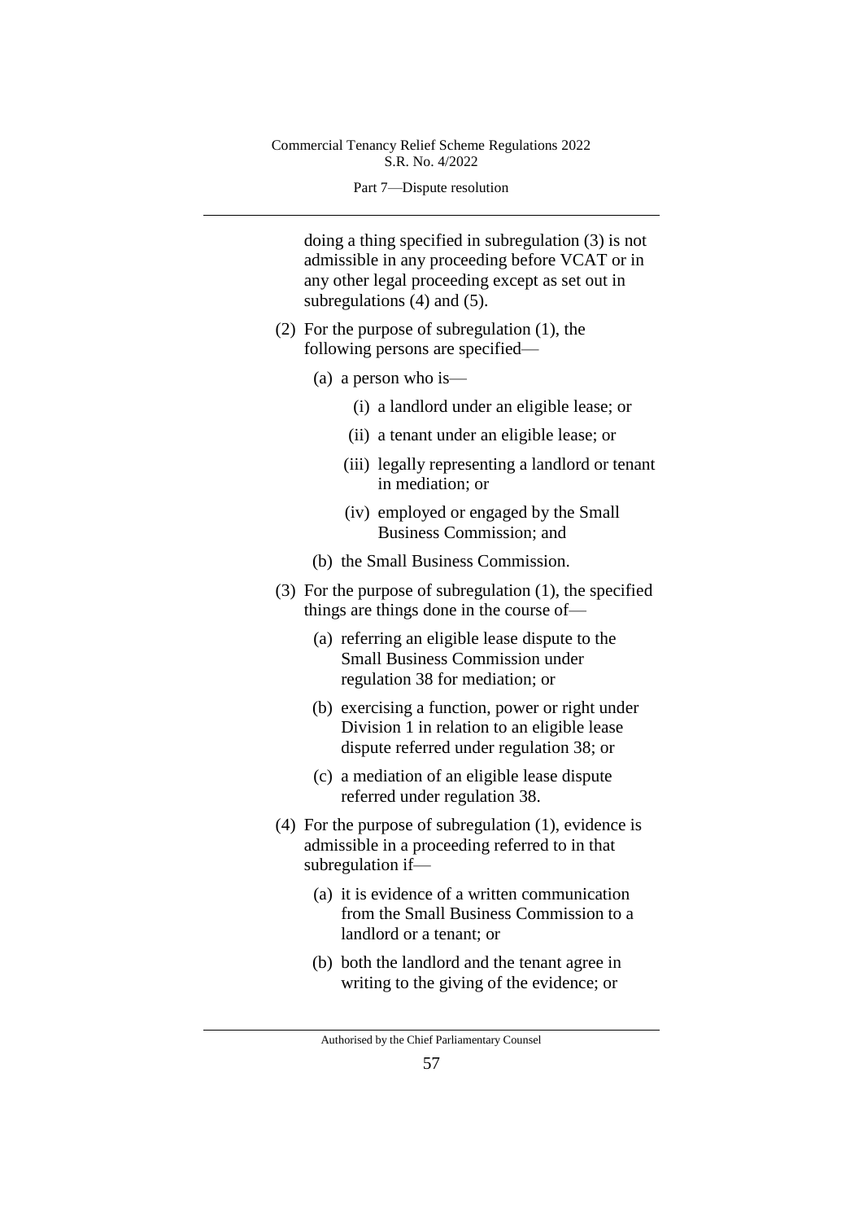doing a thing specified in subregulation (3) is not admissible in any proceeding before VCAT or in any other legal proceeding except as set out in subregulations (4) and (5).

(2) For the purpose of subregulation (1), the following persons are specified—

(a) a person who is—

(i) a landlord under an eligible lease; or

(ii) a tenant under an eligible lease; or

(iii) legally representing a landlord or tenant in mediation; or

(iv) employed or engaged by the Small Business Commission; and

(b) the Small Business Commission.

(3) For the purpose of subregulation (1), the specified things are things done in the course of—

(a) referring an eligible lease dispute to the Small Business Commission under regulation 38 for mediation; or

(b) exercising a function, power or right under Division 1 in relation to an eligible lease dispute referred under regulation 38; or

(c) a mediation of an eligible lease dispute referred under regulation 38.

(4) For the purpose of subregulation (1), evidence is admissible in a proceeding referred to in that subregulation if—

(a) it is evidence of a written communication from the Small Business Commission to a landlord or a tenant; or

(b) both the landlord and the tenant agree in writing to the giving of the evidence; or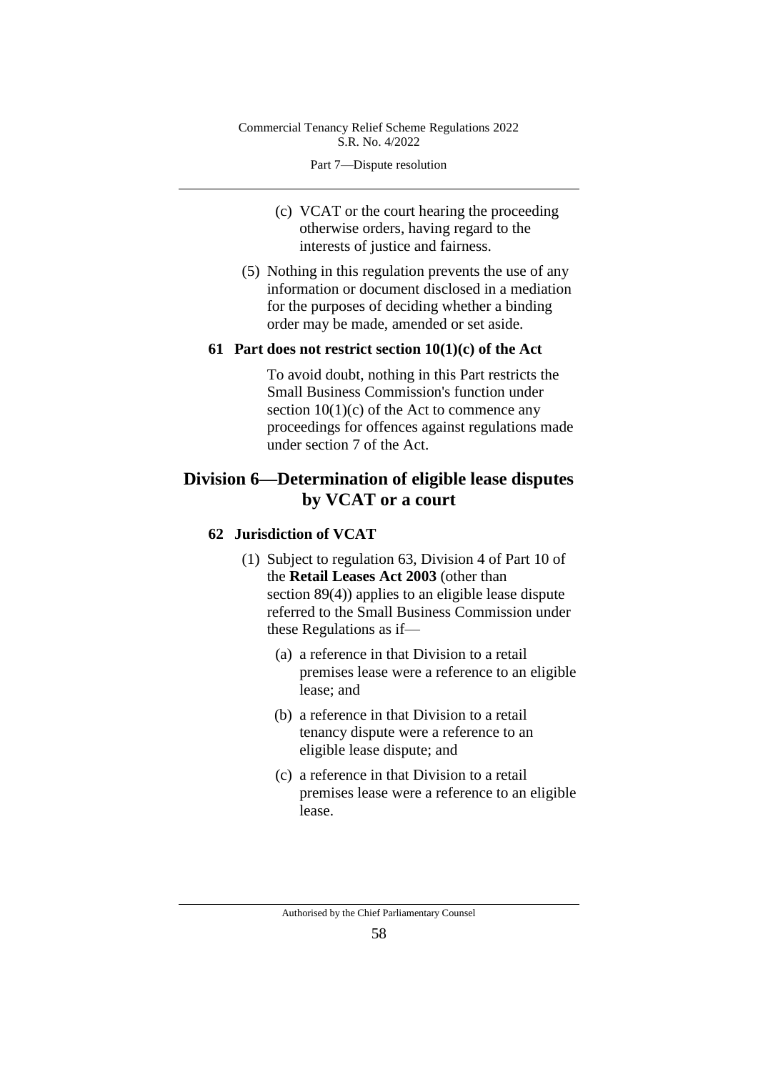(c) VCAT or the court hearing the proceeding otherwise orders, having regard to the interests of justice and fairness.

(5) Nothing in this regulation prevents the use of any information or document disclosed in a mediation for the purposes of deciding whether a binding order may be made, amended or set aside.

### 61 Part does not restrict section 10(1)(c) of the Act

To avoid doubt, nothing in this Part restricts the Small Business Commission's function under section 10(1)(c) of the Act to commence any proceedings for offences against regulations made under section 7 of the Act.

## Division 6—Determination of eligible lease disputes by VCAT or a court

### 62 Jurisdiction of VCAT

(1) Subject to regulation 63, Division 4 of Part 10 of the **Retail Leases Act 2003** (other than section 89(4)) applies to an eligible lease dispute referred to the Small Business Commission under these Regulations as if—

(a) a reference in that Division to a retail premises lease were a reference to an eligible lease; and

(b) a reference in that Division to a retail tenancy dispute were a reference to an eligible lease dispute; and

(c) a reference in that Division to a retail premises lease were a reference to an eligible lease.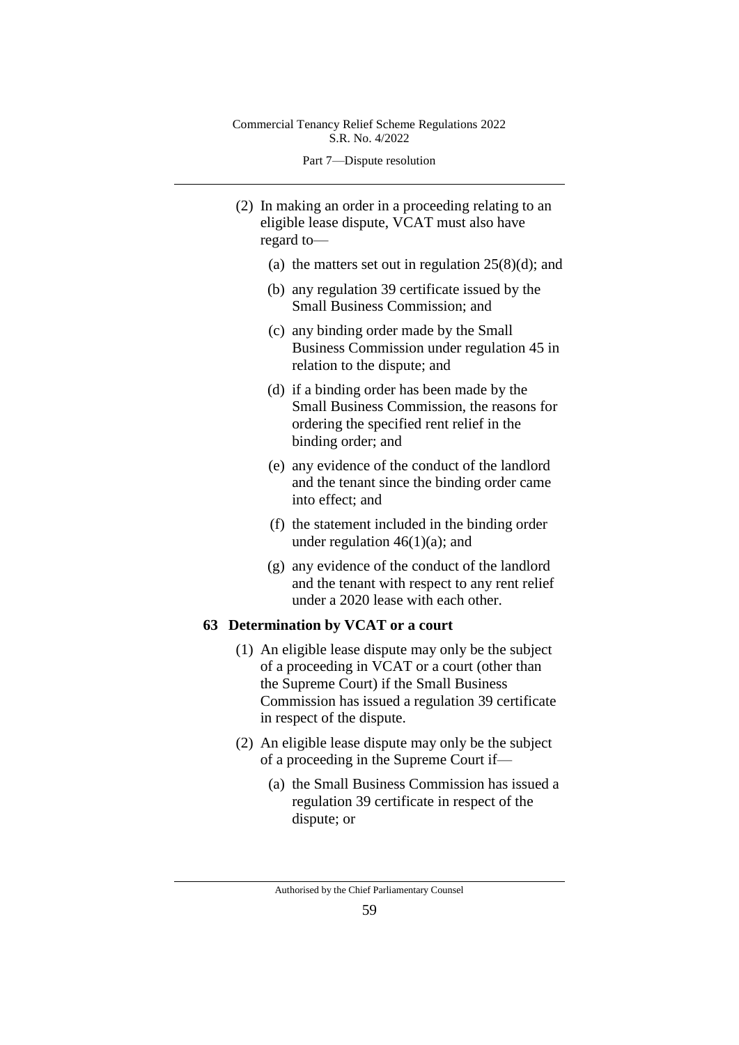(2) In making an order in a proceeding relating to an eligible lease dispute, VCAT must also have regard to—

(a) the matters set out in regulation 25(8)(d); and

(b) any regulation 39 certificate issued by the Small Business Commission; and

(c) any binding order made by the Small Business Commission under regulation 45 in relation to the dispute; and

(d) if a binding order has been made by the Small Business Commission, the reasons for ordering the specified rent relief in the binding order; and

(e) any evidence of the conduct of the landlord and the tenant since the binding order came into effect; and

(f) the statement included in the binding order under regulation 46(1)(a); and

(g) any evidence of the conduct of the landlord and the tenant with respect to any rent relief under a 2020 lease with each other.

## 63 Determination by VCAT or a court

(1) An eligible lease dispute may only be the subject of a proceeding in VCAT or a court (other than the Supreme Court) if the Small Business Commission has issued a regulation 39 certificate in respect of the dispute.

(2) An eligible lease dispute may only be the subject of a proceeding in the Supreme Court if—

(a) the Small Business Commission has issued a regulation 39 certificate in respect of the dispute; or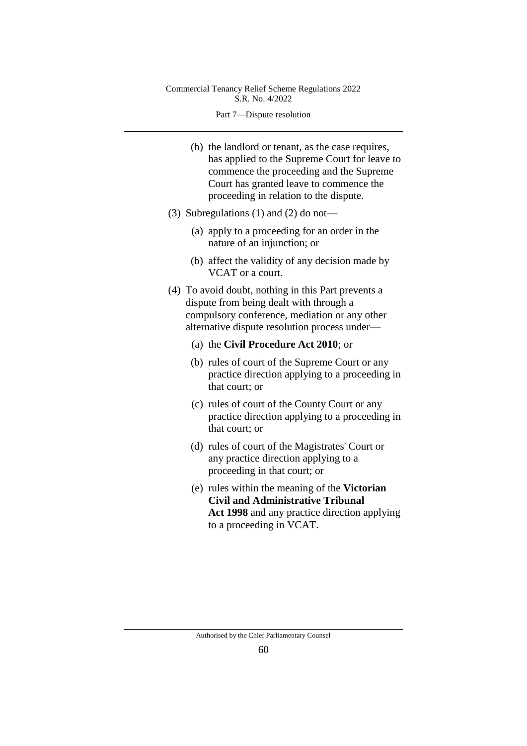(b) the landlord or tenant, as the case requires, has applied to the Supreme Court for leave to commence the proceeding and the Supreme Court has granted leave to commence the proceeding in relation to the dispute.

(3) Subregulations (1) and (2) do not—

(a) apply to a proceeding for an order in the nature of an injunction; or

(b) affect the validity of any decision made by VCAT or a court.

(4) To avoid doubt, nothing in this Part prevents a dispute from being dealt with through a compulsory conference, mediation or any other alternative dispute resolution process under—

(a) the **Civil Procedure Act 2010**; or

(b) rules of court of the Supreme Court or any practice direction applying to a proceeding in that court; or

(c) rules of court of the County Court or any practice direction applying to a proceeding in that court; or

(d) rules of court of the Magistrates' Court or any practice direction applying to a proceeding in that court; or

(e) rules within the meaning of the **Victorian Civil and Administrative Tribunal Act 1998** and any practice direction applying to a proceeding in VCAT.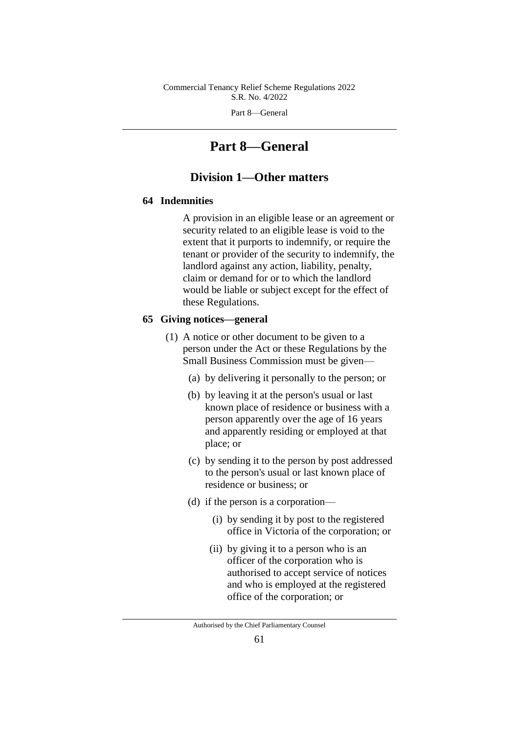# Part 8—General

## Division 1—Other matters

### 64 Indemnities

A provision in an eligible lease or an agreement or security related to an eligible lease is void to the extent that it purports to indemnify, or require the tenant or provider of the security to indemnify, the landlord against any action, liability, penalty, claim or demand for or to which the landlord would be liable or subject except for the effect of these Regulations.

### 65 Giving notices—general

(1) A notice or other document to be given to a person under the Act or these Regulations by the Small Business Commission must be given—

(a) by delivering it personally to the person; or

(b) by leaving it at the person's usual or last known place of residence or business with a person apparently over the age of 16 years and apparently residing or employed at that place; or

(c) by sending it to the person by post addressed to the person's usual or last known place of residence or business; or

(d) if the person is a corporation—

(i) by sending it by post to the registered office in Victoria of the corporation; or

(ii) by giving it to a person who is an officer of the corporation who is authorised to accept service of notices and who is employed at the registered office of the corporation; or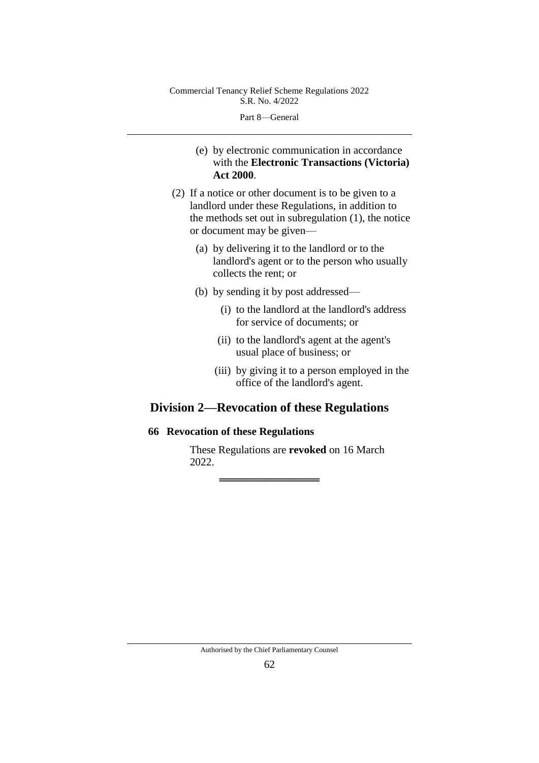(e) by electronic communication in accordance with the **Electronic Transactions (Victoria) Act 2000**.

(2) If a notice or other document is to be given to a landlord under these Regulations, in addition to the methods set out in subregulation (1), the notice or document may be given—

(a) by delivering it to the landlord or to the landlord's agent or to the person who usually collects the rent; or

(b) by sending it by post addressed—

(i) to the landlord at the landlord's address for service of documents; or

(ii) to the landlord's agent at the agent's usual place of business; or

(iii) by giving it to a person employed in the office of the landlord's agent.

## Division 2—Revocation of these Regulations

### 66 Revocation of these Regulations

These Regulations are **revoked** on 16 March 2022.

═══════════════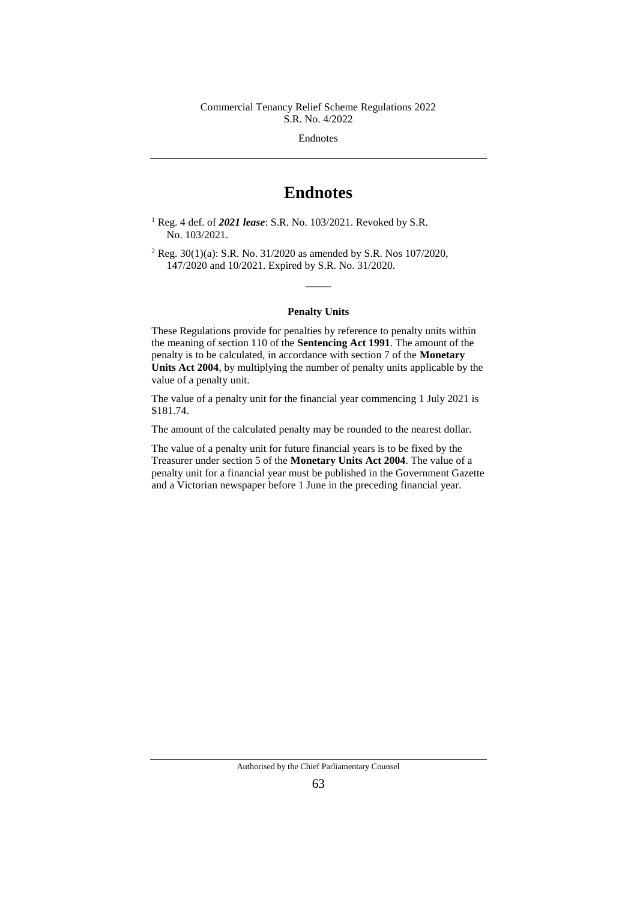# Endnotes

[1] Reg. 4 def. of ***2021 lease***: S.R. No. 103/2021. Revoked by S.R. No. 103/2021.

[2] Reg. 30(1)(a): S.R. No. 31/2020 as amended by S.R. Nos 107/2020, 147/2020 and 10/2021. Expired by S.R. No. 31/2020.

———

**Penalty Units**

These Regulations provide for penalties by reference to penalty units within the meaning of section 110 of the **Sentencing Act 1991**. The amount of the penalty is to be calculated, in accordance with section 7 of the **Monetary Units Act 2004**, by multiplying the number of penalty units applicable by the value of a penalty unit.

The value of a penalty unit for the financial year commencing 1 July 2021 is $181.74.

The amount of the calculated penalty may be rounded to the nearest dollar.

The value of a penalty unit for future financial years is to be fixed by the Treasurer under section 5 of the **Monetary Units Act 2004**. The value of a penalty unit for a financial year must be published in the Government Gazette and a Victorian newspaper before 1 June in the preceding financial year.